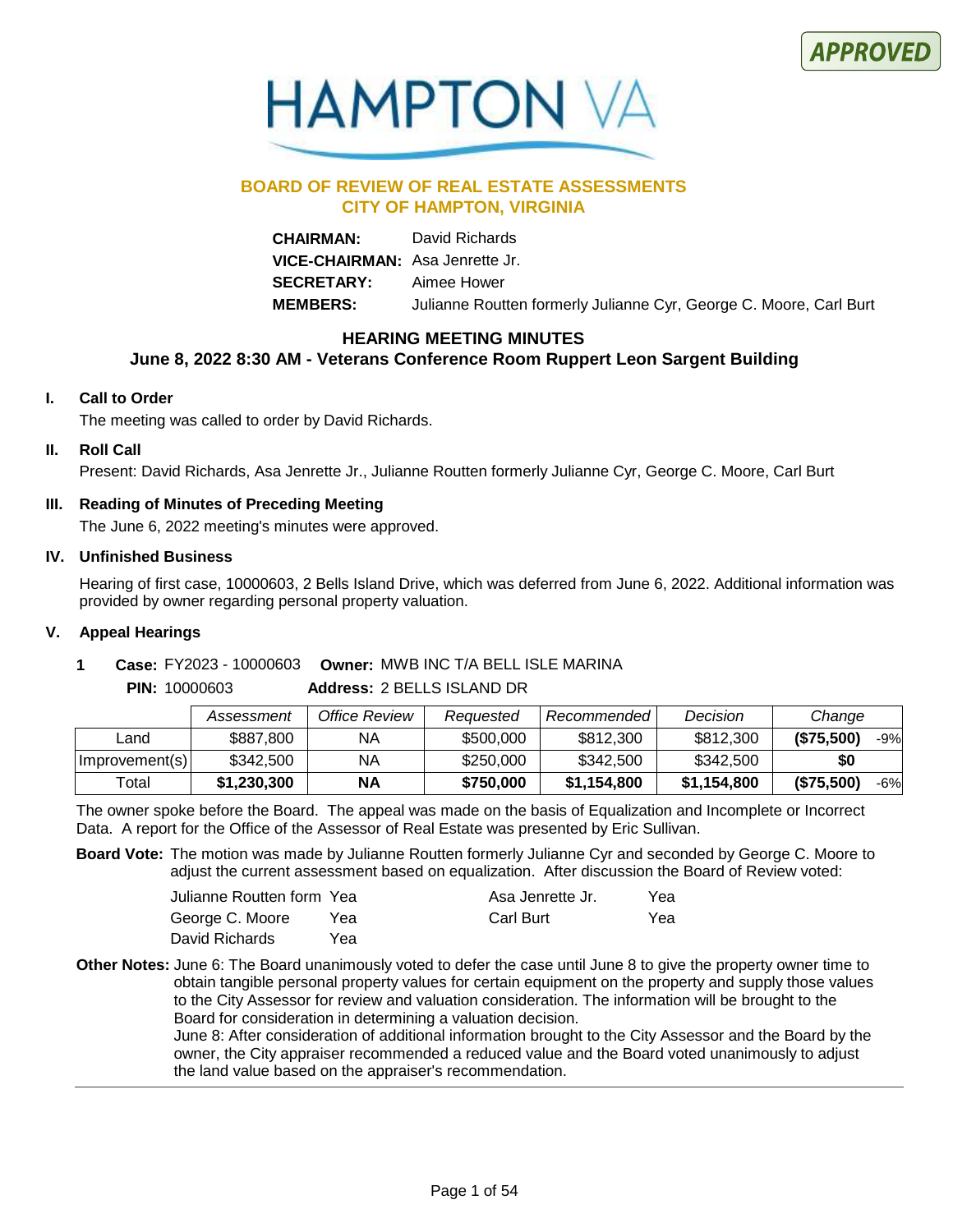APPROVED

HAMPTON VA

## BOARD OF REVIEW OF REAL ESTATE ASSESSMENTS
## CITY OF HAMPTON, VIRGINIA

**CHAIRMAN:** David Richards
**VICE-CHAIRMAN:** Asa Jenrette Jr.
**SECRETARY:** Aimee Hower
**MEMBERS:** Julianne Routten formerly Julianne Cyr, George C. Moore, Carl Burt

## HEARING MEETING MINUTES
### June 8, 2022 8:30 AM - Veterans Conference Room Ruppert Leon Sargent Building

### I. Call to Order

The meeting was called to order by David Richards.

### II. Roll Call

Present: David Richards, Asa Jenrette Jr., Julianne Routten formerly Julianne Cyr, George C. Moore, Carl Burt

### III. Reading of Minutes of Preceding Meeting

The June 6, 2022 meeting's minutes were approved.

### IV. Unfinished Business

Hearing of first case, 10000603, 2 Bells Island Drive, which was deferred from June 6, 2022. Additional information was provided by owner regarding personal property valuation.

### V. Appeal Hearings

**1 Case:** FY2023 - 10000603 **Owner:** MWB INC T/A BELL ISLE MARINA
**PIN:** 10000603 **Address:** 2 BELLS ISLAND DR

| | *Assessment* | *Office Review* | *Requested* | *Recommended* | *Decision* | *Change* | |
|---|---|---|---|---|---|---|---|
| Land | $887,800 | NA | $500,000 | $812,300 | $812,300 | **($75,500)** | -9% |
| Improvement(s) | $342,500 | NA | $250,000 | $342,500 | $342,500 | **$0** | |
| Total | **$1,230,300** | **NA** | **$750,000** | **$1,154,800** | **$1,154,800** | **($75,500)** | -6% |

The owner spoke before the Board. The appeal was made on the basis of Equalization and Incomplete or Incorrect Data. A report for the Office of the Assessor of Real Estate was presented by Eric Sullivan.

**Board Vote:** The motion was made by Julianne Routten formerly Julianne Cyr and seconded by George C. Moore to adjust the current assessment based on equalization. After discussion the Board of Review voted:

| | | | |
|---|---|---|---|
| Julianne Routten form | Yea | Asa Jenrette Jr. | Yea |
| George C. Moore | Yea | Carl Burt | Yea |
| David Richards | Yea | | |

**Other Notes:** June 6: The Board unanimously voted to defer the case until June 8 to give the property owner time to obtain tangible personal property values for certain equipment on the property and supply those values to the City Assessor for review and valuation consideration. The information will be brought to the Board for consideration in determining a valuation decision.
June 8: After consideration of additional information brought to the City Assessor and the Board by the owner, the City appraiser recommended a reduced value and the Board voted unanimously to adjust the land value based on the appraiser's recommendation.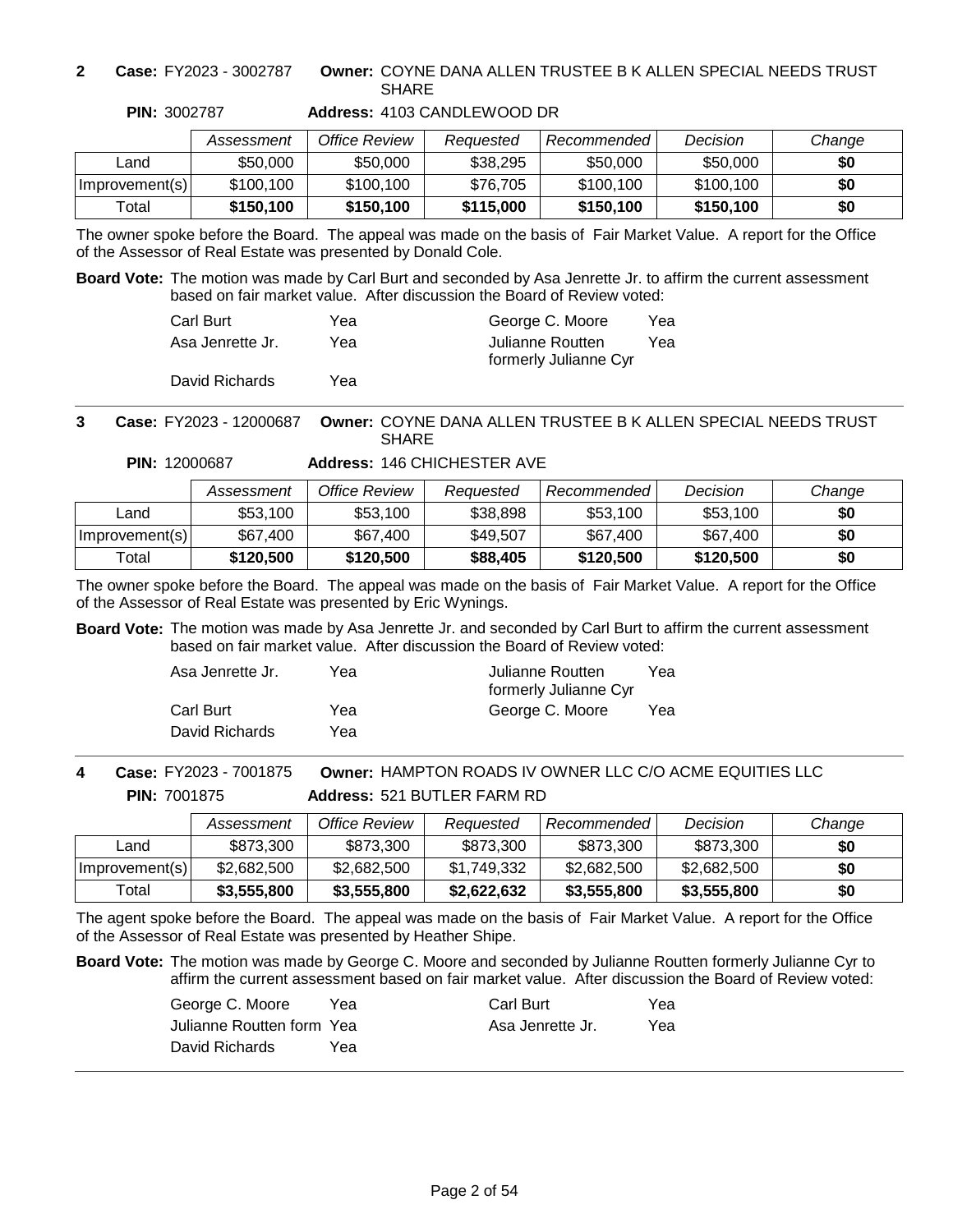**2** **Case:** FY2023 - 3002787 **Owner:** COYNE DANA ALLEN TRUSTEE B K ALLEN SPECIAL NEEDS TRUST SHARE

**PIN:** 3002787 **Address:** 4103 CANDLEWOOD DR

| | *Assessment* | *Office Review* | *Requested* | *Recommended* | *Decision* | *Change* |
|---|---|---|---|---|---|---|
| Land | $50,000 | $50,000 | $38,295 | $50,000 | $50,000 | **$0** |
| Improvement(s) | $100,100 | $100,100 | $76,705 | $100,100 | $100,100 | **$0** |
| Total | **$150,100** | **$150,100** | **$115,000** | **$150,100** | **$150,100** | **$0** |

The owner spoke before the Board. The appeal was made on the basis of Fair Market Value. A report for the Office of the Assessor of Real Estate was presented by Donald Cole.

**Board Vote:** The motion was made by Carl Burt and seconded by Asa Jenrette Jr. to affirm the current assessment based on fair market value. After discussion the Board of Review voted:

| | | | |
|---|---|---|---|
| Carl Burt | Yea | George C. Moore | Yea |
| Asa Jenrette Jr. | Yea | Julianne Routten formerly Julianne Cyr | Yea |
| David Richards | Yea | | |

---

**3** **Case:** FY2023 - 12000687 **Owner:** COYNE DANA ALLEN TRUSTEE B K ALLEN SPECIAL NEEDS TRUST SHARE

**PIN:** 12000687 **Address:** 146 CHICHESTER AVE

| | *Assessment* | *Office Review* | *Requested* | *Recommended* | *Decision* | *Change* |
|---|---|---|---|---|---|---|
| Land | $53,100 | $53,100 | $38,898 | $53,100 | $53,100 | **$0** |
| Improvement(s) | $67,400 | $67,400 | $49,507 | $67,400 | $67,400 | **$0** |
| Total | **$120,500** | **$120,500** | **$88,405** | **$120,500** | **$120,500** | **$0** |

The owner spoke before the Board. The appeal was made on the basis of Fair Market Value. A report for the Office of the Assessor of Real Estate was presented by Eric Wynings.

**Board Vote:** The motion was made by Asa Jenrette Jr. and seconded by Carl Burt to affirm the current assessment based on fair market value. After discussion the Board of Review voted:

| | | | |
|---|---|---|---|
| Asa Jenrette Jr. | Yea | Julianne Routten formerly Julianne Cyr | Yea |
| Carl Burt | Yea | George C. Moore | Yea |
| David Richards | Yea | | |

---

**4** **Case:** FY2023 - 7001875 **Owner:** HAMPTON ROADS IV OWNER LLC C/O ACME EQUITIES LLC

**PIN:** 7001875 **Address:** 521 BUTLER FARM RD

| | *Assessment* | *Office Review* | *Requested* | *Recommended* | *Decision* | *Change* |
|---|---|---|---|---|---|---|
| Land | $873,300 | $873,300 | $873,300 | $873,300 | $873,300 | **$0** |
| Improvement(s) | $2,682,500 | $2,682,500 | $1,749,332 | $2,682,500 | $2,682,500 | **$0** |
| Total | **$3,555,800** | **$3,555,800** | **$2,622,632** | **$3,555,800** | **$3,555,800** | **$0** |

The agent spoke before the Board. The appeal was made on the basis of Fair Market Value. A report for the Office of the Assessor of Real Estate was presented by Heather Shipe.

**Board Vote:** The motion was made by George C. Moore and seconded by Julianne Routten formerly Julianne Cyr to affirm the current assessment based on fair market value. After discussion the Board of Review voted:

| | | | |
|---|---|---|---|
| George C. Moore | Yea | Carl Burt | Yea |
| Julianne Routten form | Yea | Asa Jenrette Jr. | Yea |
| David Richards | Yea | | |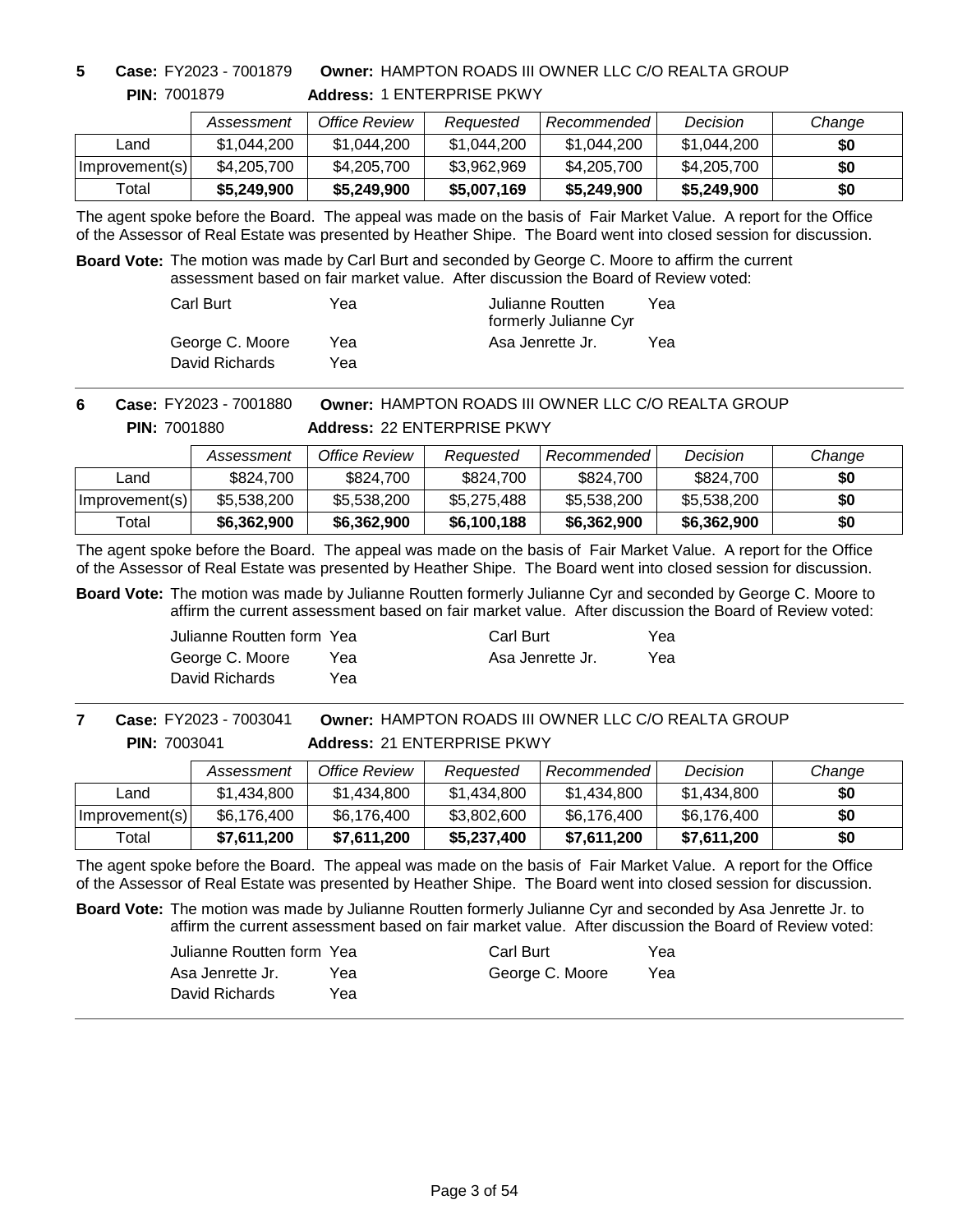**5** **Case:** FY2023 - 7001879 **Owner:** HAMPTON ROADS III OWNER LLC C/O REALTA GROUP

**PIN:** 7001879 **Address:** 1 ENTERPRISE PKWY

| | *Assessment* | *Office Review* | *Requested* | *Recommended* | *Decision* | *Change* |
|---|---|---|---|---|---|---|
| Land | $1,044,200 | $1,044,200 | $1,044,200 | $1,044,200 | $1,044,200 | **$0** |
| Improvement(s) | $4,205,700 | $4,205,700 | $3,962,969 | $4,205,700 | $4,205,700 | **$0** |
| Total | **$5,249,900** | **$5,249,900** | **$5,007,169** | **$5,249,900** | **$5,249,900** | **$0** |

The agent spoke before the Board. The appeal was made on the basis of Fair Market Value. A report for the Office of the Assessor of Real Estate was presented by Heather Shipe. The Board went into closed session for discussion.

**Board Vote:** The motion was made by Carl Burt and seconded by George C. Moore to affirm the current assessment based on fair market value. After discussion the Board of Review voted:

| | | | |
|---|---|---|---|
| Carl Burt | Yea | Julianne Routten formerly Julianne Cyr | Yea |
| George C. Moore | Yea | Asa Jenrette Jr. | Yea |
| David Richards | Yea | | |

---

**6** **Case:** FY2023 - 7001880 **Owner:** HAMPTON ROADS III OWNER LLC C/O REALTA GROUP

**PIN:** 7001880 **Address:** 22 ENTERPRISE PKWY

| | *Assessment* | *Office Review* | *Requested* | *Recommended* | *Decision* | *Change* |
|---|---|---|---|---|---|---|
| Land | $824,700 | $824,700 | $824,700 | $824,700 | $824,700 | **$0** |
| Improvement(s) | $5,538,200 | $5,538,200 | $5,275,488 | $5,538,200 | $5,538,200 | **$0** |
| Total | **$6,362,900** | **$6,362,900** | **$6,100,188** | **$6,362,900** | **$6,362,900** | **$0** |

The agent spoke before the Board. The appeal was made on the basis of Fair Market Value. A report for the Office of the Assessor of Real Estate was presented by Heather Shipe. The Board went into closed session for discussion.

**Board Vote:** The motion was made by Julianne Routten formerly Julianne Cyr and seconded by George C. Moore to affirm the current assessment based on fair market value. After discussion the Board of Review voted:

| | | | |
|---|---|---|---|
| Julianne Routten form | Yea | Carl Burt | Yea |
| George C. Moore | Yea | Asa Jenrette Jr. | Yea |
| David Richards | Yea | | |

---

**7** **Case:** FY2023 - 7003041 **Owner:** HAMPTON ROADS III OWNER LLC C/O REALTA GROUP

**PIN:** 7003041 **Address:** 21 ENTERPRISE PKWY

| | *Assessment* | *Office Review* | *Requested* | *Recommended* | *Decision* | *Change* |
|---|---|---|---|---|---|---|
| Land | $1,434,800 | $1,434,800 | $1,434,800 | $1,434,800 | $1,434,800 | **$0** |
| Improvement(s) | $6,176,400 | $6,176,400 | $3,802,600 | $6,176,400 | $6,176,400 | **$0** |
| Total | **$7,611,200** | **$7,611,200** | **$5,237,400** | **$7,611,200** | **$7,611,200** | **$0** |

The agent spoke before the Board. The appeal was made on the basis of Fair Market Value. A report for the Office of the Assessor of Real Estate was presented by Heather Shipe. The Board went into closed session for discussion.

**Board Vote:** The motion was made by Julianne Routten formerly Julianne Cyr and seconded by Asa Jenrette Jr. to affirm the current assessment based on fair market value. After discussion the Board of Review voted:

| | | | |
|---|---|---|---|
| Julianne Routten form | Yea | Carl Burt | Yea |
| Asa Jenrette Jr. | Yea | George C. Moore | Yea |
| David Richards | Yea | | |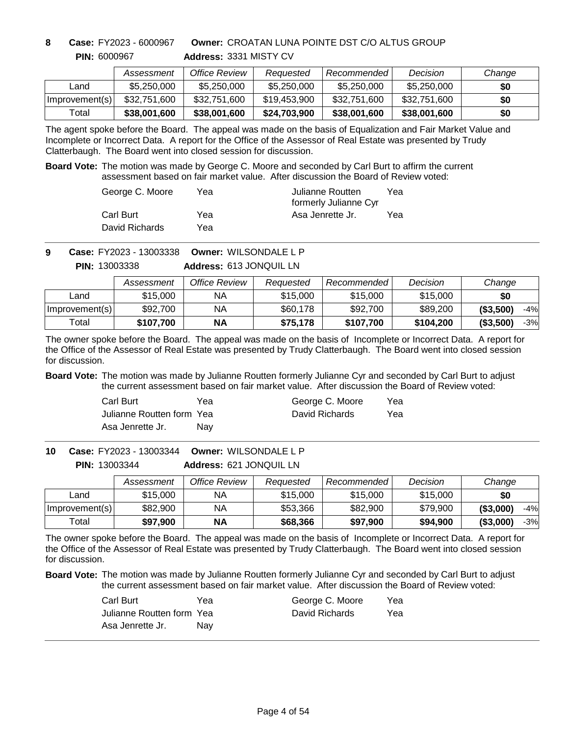**8 Case:** FY2023 - 6000967 **Owner:** CROATAN LUNA POINTE DST C/O ALTUS GROUP

**PIN:** 6000967 **Address:** 3331 MISTY CV

| | *Assessment* | *Office Review* | *Requested* | *Recommended* | *Decision* | *Change* |
|---|---|---|---|---|---|---|
| Land | $5,250,000 | $5,250,000 | $5,250,000 | $5,250,000 | $5,250,000 | **$0** |
| Improvement(s) | $32,751,600 | $32,751,600 | $19,453,900 | $32,751,600 | $32,751,600 | **$0** |
| Total | **$38,001,600** | **$38,001,600** | **$24,703,900** | **$38,001,600** | **$38,001,600** | **$0** |

The agent spoke before the Board. The appeal was made on the basis of Equalization and Fair Market Value and Incomplete or Incorrect Data. A report for the Office of the Assessor of Real Estate was presented by Trudy Clatterbaugh. The Board went into closed session for discussion.

**Board Vote:** The motion was made by George C. Moore and seconded by Carl Burt to affirm the current assessment based on fair market value. After discussion the Board of Review voted:

| | | | |
|---|---|---|---|
| George C. Moore | Yea | Julianne Routten formerly Julianne Cyr | Yea |
| Carl Burt | Yea | Asa Jenrette Jr. | Yea |
| David Richards | Yea | | |

**9 Case:** FY2023 - 13003338 **Owner:** WILSONDALE L P

**PIN:** 13003338 **Address:** 613 JONQUIL LN

| | *Assessment* | *Office Review* | *Requested* | *Recommended* | *Decision* | *Change* |
|---|---|---|---|---|---|---|
| Land | $15,000 | NA | $15,000 | $15,000 | $15,000 | **$0** |
| Improvement(s) | $92,700 | NA | $60,178 | $92,700 | $89,200 | **($3,500)** -4% |
| Total | **$107,700** | **NA** | **$75,178** | **$107,700** | **$104,200** | **($3,500)** -3% |

The owner spoke before the Board. The appeal was made on the basis of Incomplete or Incorrect Data. A report for the Office of the Assessor of Real Estate was presented by Trudy Clatterbaugh. The Board went into closed session for discussion.

**Board Vote:** The motion was made by Julianne Routten formerly Julianne Cyr and seconded by Carl Burt to adjust the current assessment based on fair market value. After discussion the Board of Review voted:

| | | | |
|---|---|---|---|
| Carl Burt | Yea | George C. Moore | Yea |
| Julianne Routten form | Yea | David Richards | Yea |
| Asa Jenrette Jr. | Nay | | |

**10 Case:** FY2023 - 13003344 **Owner:** WILSONDALE L P

**PIN:** 13003344 **Address:** 621 JONQUIL LN

| | *Assessment* | *Office Review* | *Requested* | *Recommended* | *Decision* | *Change* |
|---|---|---|---|---|---|---|
| Land | $15,000 | NA | $15,000 | $15,000 | $15,000 | **$0** |
| Improvement(s) | $82,900 | NA | $53,366 | $82,900 | $79,900 | **($3,000)** -4% |
| Total | **$97,900** | **NA** | **$68,366** | **$97,900** | **$94,900** | **($3,000)** -3% |

The owner spoke before the Board. The appeal was made on the basis of Incomplete or Incorrect Data. A report for the Office of the Assessor of Real Estate was presented by Trudy Clatterbaugh. The Board went into closed session for discussion.

**Board Vote:** The motion was made by Julianne Routten formerly Julianne Cyr and seconded by Carl Burt to adjust the current assessment based on fair market value. After discussion the Board of Review voted:

| | | | |
|---|---|---|---|
| Carl Burt | Yea | George C. Moore | Yea |
| Julianne Routten form | Yea | David Richards | Yea |
| Asa Jenrette Jr. | Nay | | |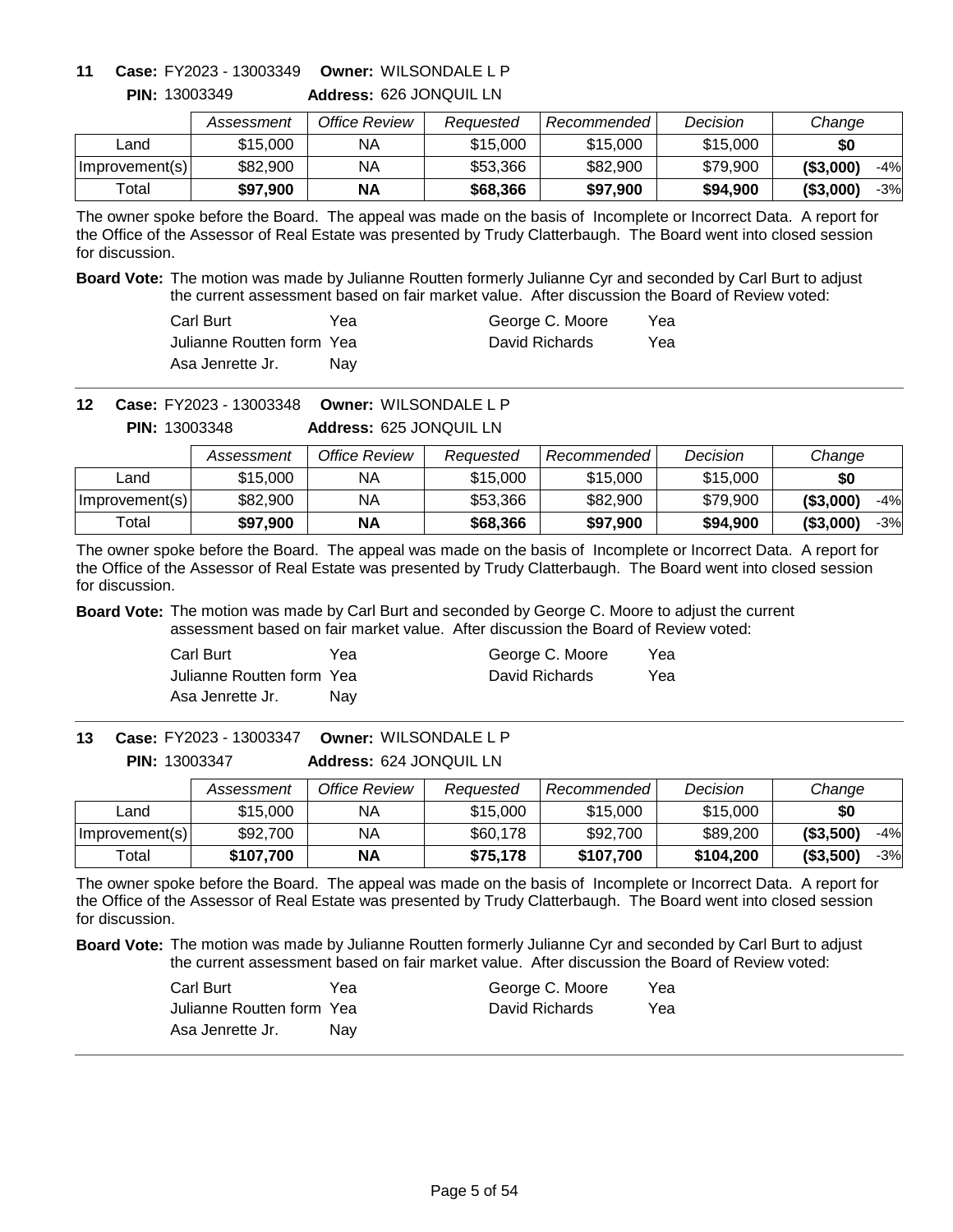**11 Case:** FY2023 - 13003349 **Owner:** WILSONDALE L P

**PIN:** 13003349 **Address:** 626 JONQUIL LN

| | Assessment | Office Review | Requested | Recommended | Decision | Change | |
|---|---|---|---|---|---|---|---|
| Land | $15,000 | NA | $15,000 | $15,000 | $15,000 | **$0** | |
| Improvement(s) | $82,900 | NA | $53,366 | $82,900 | $79,900 | **($3,000)** | -4% |
| Total | **$97,900** | **NA** | **$68,366** | **$97,900** | **$94,900** | **($3,000)** | -3% |

The owner spoke before the Board. The appeal was made on the basis of Incomplete or Incorrect Data. A report for the Office of the Assessor of Real Estate was presented by Trudy Clatterbaugh. The Board went into closed session for discussion.

**Board Vote:** The motion was made by Julianne Routten formerly Julianne Cyr and seconded by Carl Burt to adjust the current assessment based on fair market value. After discussion the Board of Review voted:

| | | | |
|---|---|---|---|
| Carl Burt | Yea | George C. Moore | Yea |
| Julianne Routten form | Yea | David Richards | Yea |
| Asa Jenrette Jr. | Nay | | |

**12 Case:** FY2023 - 13003348 **Owner:** WILSONDALE L P

**PIN:** 13003348 **Address:** 625 JONQUIL LN

| | Assessment | Office Review | Requested | Recommended | Decision | Change | |
|---|---|---|---|---|---|---|---|
| Land | $15,000 | NA | $15,000 | $15,000 | $15,000 | **$0** | |
| Improvement(s) | $82,900 | NA | $53,366 | $82,900 | $79,900 | **($3,000)** | -4% |
| Total | **$97,900** | **NA** | **$68,366** | **$97,900** | **$94,900** | **($3,000)** | -3% |

The owner spoke before the Board. The appeal was made on the basis of Incomplete or Incorrect Data. A report for the Office of the Assessor of Real Estate was presented by Trudy Clatterbaugh. The Board went into closed session for discussion.

**Board Vote:** The motion was made by Carl Burt and seconded by George C. Moore to adjust the current assessment based on fair market value. After discussion the Board of Review voted:

| | | | |
|---|---|---|---|
| Carl Burt | Yea | George C. Moore | Yea |
| Julianne Routten form | Yea | David Richards | Yea |
| Asa Jenrette Jr. | Nay | | |

**13 Case:** FY2023 - 13003347 **Owner:** WILSONDALE L P

**PIN:** 13003347 **Address:** 624 JONQUIL LN

| | Assessment | Office Review | Requested | Recommended | Decision | Change | |
|---|---|---|---|---|---|---|---|
| Land | $15,000 | NA | $15,000 | $15,000 | $15,000 | **$0** | |
| Improvement(s) | $92,700 | NA | $60,178 | $92,700 | $89,200 | **($3,500)** | -4% |
| Total | **$107,700** | **NA** | **$75,178** | **$107,700** | **$104,200** | **($3,500)** | -3% |

The owner spoke before the Board. The appeal was made on the basis of Incomplete or Incorrect Data. A report for the Office of the Assessor of Real Estate was presented by Trudy Clatterbaugh. The Board went into closed session for discussion.

**Board Vote:** The motion was made by Julianne Routten formerly Julianne Cyr and seconded by Carl Burt to adjust the current assessment based on fair market value. After discussion the Board of Review voted:

| | | | |
|---|---|---|---|
| Carl Burt | Yea | George C. Moore | Yea |
| Julianne Routten form | Yea | David Richards | Yea |
| Asa Jenrette Jr. | Nay | | |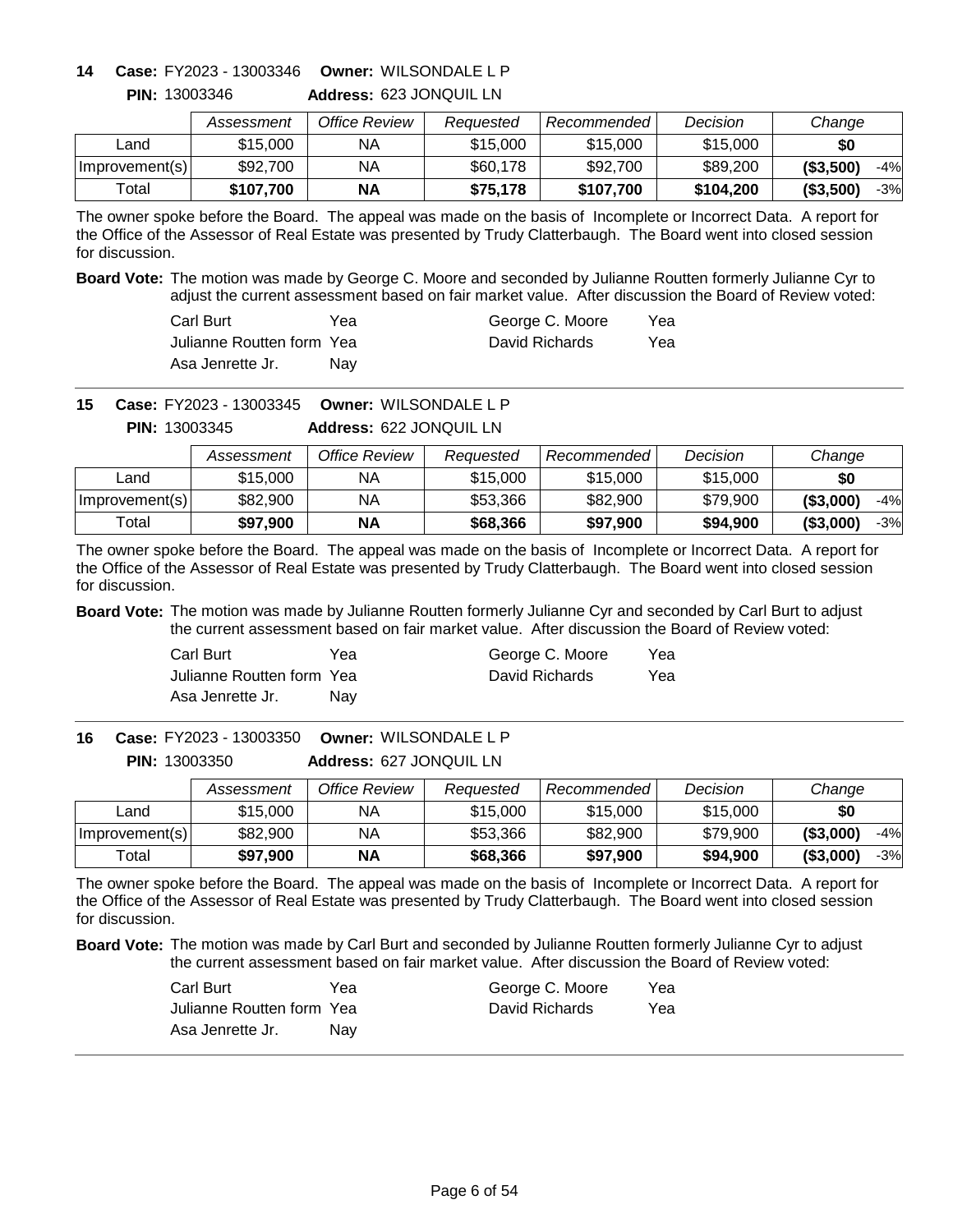**14 Case:** FY2023 - 13003346 **Owner:** WILSONDALE L P
**PIN:** 13003346 **Address:** 623 JONQUIL LN

| | *Assessment* | *Office Review* | *Requested* | *Recommended* | *Decision* | *Change* | |
|---|---|---|---|---|---|---|---|
| Land | $15,000 | NA | $15,000 | $15,000 | $15,000 | **$0** | |
| Improvement(s) | $92,700 | NA | $60,178 | $92,700 | $89,200 | **($3,500)** | -4% |
| Total | **$107,700** | **NA** | **$75,178** | **$107,700** | **$104,200** | **($3,500)** | -3% |

The owner spoke before the Board. The appeal was made on the basis of Incomplete or Incorrect Data. A report for the Office of the Assessor of Real Estate was presented by Trudy Clatterbaugh. The Board went into closed session for discussion.

**Board Vote:** The motion was made by George C. Moore and seconded by Julianne Routten formerly Julianne Cyr to adjust the current assessment based on fair market value. After discussion the Board of Review voted:

| | | | |
|---|---|---|---|
| Carl Burt | Yea | George C. Moore | Yea |
| Julianne Routten form | Yea | David Richards | Yea |
| Asa Jenrette Jr. | Nay | | |

---

**15 Case:** FY2023 - 13003345 **Owner:** WILSONDALE L P
**PIN:** 13003345 **Address:** 622 JONQUIL LN

| | *Assessment* | *Office Review* | *Requested* | *Recommended* | *Decision* | *Change* | |
|---|---|---|---|---|---|---|---|
| Land | $15,000 | NA | $15,000 | $15,000 | $15,000 | **$0** | |
| Improvement(s) | $82,900 | NA | $53,366 | $82,900 | $79,900 | **($3,000)** | -4% |
| Total | **$97,900** | **NA** | **$68,366** | **$97,900** | **$94,900** | **($3,000)** | -3% |

The owner spoke before the Board. The appeal was made on the basis of Incomplete or Incorrect Data. A report for the Office of the Assessor of Real Estate was presented by Trudy Clatterbaugh. The Board went into closed session for discussion.

**Board Vote:** The motion was made by Julianne Routten formerly Julianne Cyr and seconded by Carl Burt to adjust the current assessment based on fair market value. After discussion the Board of Review voted:

| | | | |
|---|---|---|---|
| Carl Burt | Yea | George C. Moore | Yea |
| Julianne Routten form | Yea | David Richards | Yea |
| Asa Jenrette Jr. | Nay | | |

---

**16 Case:** FY2023 - 13003350 **Owner:** WILSONDALE L P
**PIN:** 13003350 **Address:** 627 JONQUIL LN

| | *Assessment* | *Office Review* | *Requested* | *Recommended* | *Decision* | *Change* | |
|---|---|---|---|---|---|---|---|
| Land | $15,000 | NA | $15,000 | $15,000 | $15,000 | **$0** | |
| Improvement(s) | $82,900 | NA | $53,366 | $82,900 | $79,900 | **($3,000)** | -4% |
| Total | **$97,900** | **NA** | **$68,366** | **$97,900** | **$94,900** | **($3,000)** | -3% |

The owner spoke before the Board. The appeal was made on the basis of Incomplete or Incorrect Data. A report for the Office of the Assessor of Real Estate was presented by Trudy Clatterbaugh. The Board went into closed session for discussion.

**Board Vote:** The motion was made by Carl Burt and seconded by Julianne Routten formerly Julianne Cyr to adjust the current assessment based on fair market value. After discussion the Board of Review voted:

| | | | |
|---|---|---|---|
| Carl Burt | Yea | George C. Moore | Yea |
| Julianne Routten form | Yea | David Richards | Yea |
| Asa Jenrette Jr. | Nay | | |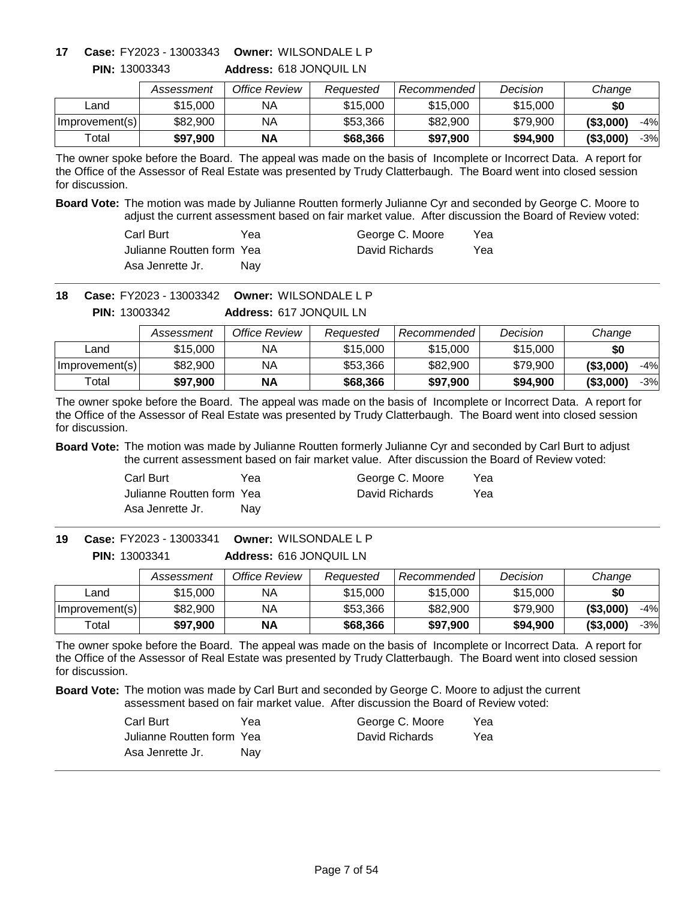**17 Case:** FY2023 - 13003343 **Owner:** WILSONDALE L P

**PIN:** 13003343 **Address:** 618 JONQUIL LN

| | *Assessment* | *Office Review* | *Requested* | *Recommended* | *Decision* | *Change* | |
|---|---|---|---|---|---|---|---|
| Land | $15,000 | NA | $15,000 | $15,000 | $15,000 | **$0** | |
| Improvement(s) | $82,900 | NA | $53,366 | $82,900 | $79,900 | **($3,000)** | -4% |
| Total | **$97,900** | **NA** | **$68,366** | **$97,900** | **$94,900** | **($3,000)** | -3% |

The owner spoke before the Board. The appeal was made on the basis of Incomplete or Incorrect Data. A report for the Office of the Assessor of Real Estate was presented by Trudy Clatterbaugh. The Board went into closed session for discussion.

**Board Vote:** The motion was made by Julianne Routten formerly Julianne Cyr and seconded by George C. Moore to adjust the current assessment based on fair market value. After discussion the Board of Review voted:

| | | | |
|---|---|---|---|
| Carl Burt | Yea | George C. Moore | Yea |
| Julianne Routten form | Yea | David Richards | Yea |
| Asa Jenrette Jr. | Nay | | |

**18 Case:** FY2023 - 13003342 **Owner:** WILSONDALE L P

**PIN:** 13003342 **Address:** 617 JONQUIL LN

| | *Assessment* | *Office Review* | *Requested* | *Recommended* | *Decision* | *Change* | |
|---|---|---|---|---|---|---|---|
| Land | $15,000 | NA | $15,000 | $15,000 | $15,000 | **$0** | |
| Improvement(s) | $82,900 | NA | $53,366 | $82,900 | $79,900 | **($3,000)** | -4% |
| Total | **$97,900** | **NA** | **$68,366** | **$97,900** | **$94,900** | **($3,000)** | -3% |

The owner spoke before the Board. The appeal was made on the basis of Incomplete or Incorrect Data. A report for the Office of the Assessor of Real Estate was presented by Trudy Clatterbaugh. The Board went into closed session for discussion.

**Board Vote:** The motion was made by Julianne Routten formerly Julianne Cyr and seconded by Carl Burt to adjust the current assessment based on fair market value. After discussion the Board of Review voted:

| | | | |
|---|---|---|---|
| Carl Burt | Yea | George C. Moore | Yea |
| Julianne Routten form | Yea | David Richards | Yea |
| Asa Jenrette Jr. | Nay | | |

**19 Case:** FY2023 - 13003341 **Owner:** WILSONDALE L P

**PIN:** 13003341 **Address:** 616 JONQUIL LN

| | *Assessment* | *Office Review* | *Requested* | *Recommended* | *Decision* | *Change* | |
|---|---|---|---|---|---|---|---|
| Land | $15,000 | NA | $15,000 | $15,000 | $15,000 | **$0** | |
| Improvement(s) | $82,900 | NA | $53,366 | $82,900 | $79,900 | **($3,000)** | -4% |
| Total | **$97,900** | **NA** | **$68,366** | **$97,900** | **$94,900** | **($3,000)** | -3% |

The owner spoke before the Board. The appeal was made on the basis of Incomplete or Incorrect Data. A report for the Office of the Assessor of Real Estate was presented by Trudy Clatterbaugh. The Board went into closed session for discussion.

**Board Vote:** The motion was made by Carl Burt and seconded by George C. Moore to adjust the current assessment based on fair market value. After discussion the Board of Review voted:

| | | | |
|---|---|---|---|
| Carl Burt | Yea | George C. Moore | Yea |
| Julianne Routten form | Yea | David Richards | Yea |
| Asa Jenrette Jr. | Nay | | |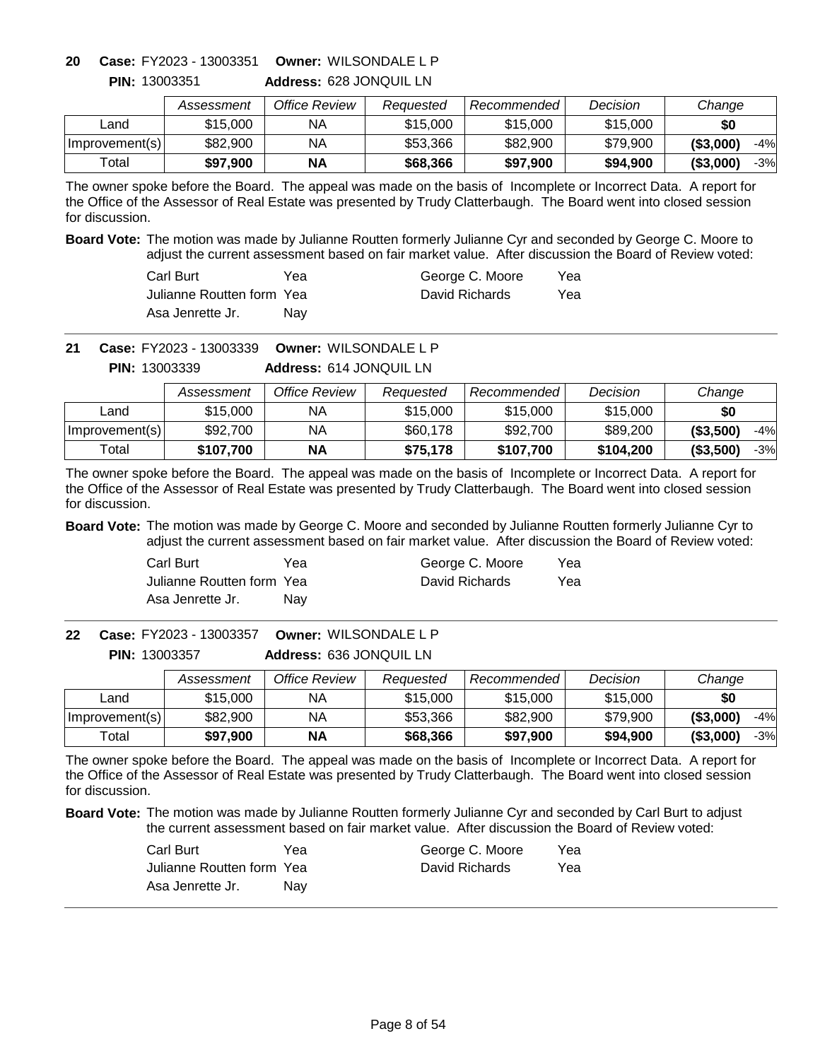**20 Case:** FY2023 - 13003351 **Owner:** WILSONDALE L P
**PIN:** 13003351 **Address:** 628 JONQUIL LN

| | Assessment | Office Review | Requested | Recommended | Decision | Change | |
|---|---|---|---|---|---|---|---|
| Land | $15,000 | NA | $15,000 | $15,000 | $15,000 | **$0** | |
| Improvement(s) | $82,900 | NA | $53,366 | $82,900 | $79,900 | **($3,000)** | -4% |
| Total | **$97,900** | **NA** | **$68,366** | **$97,900** | **$94,900** | **($3,000)** | -3% |

The owner spoke before the Board. The appeal was made on the basis of Incomplete or Incorrect Data. A report for the Office of the Assessor of Real Estate was presented by Trudy Clatterbaugh. The Board went into closed session for discussion.

**Board Vote:** The motion was made by Julianne Routten formerly Julianne Cyr and seconded by George C. Moore to adjust the current assessment based on fair market value. After discussion the Board of Review voted:

| | | | |
|---|---|---|---|
| Carl Burt | Yea | George C. Moore | Yea |
| Julianne Routten form | Yea | David Richards | Yea |
| Asa Jenrette Jr. | Nay | | |

**21 Case:** FY2023 - 13003339 **Owner:** WILSONDALE L P
**PIN:** 13003339 **Address:** 614 JONQUIL LN

| | Assessment | Office Review | Requested | Recommended | Decision | Change | |
|---|---|---|---|---|---|---|---|
| Land | $15,000 | NA | $15,000 | $15,000 | $15,000 | **$0** | |
| Improvement(s) | $92,700 | NA | $60,178 | $92,700 | $89,200 | **($3,500)** | -4% |
| Total | **$107,700** | **NA** | **$75,178** | **$107,700** | **$104,200** | **($3,500)** | -3% |

The owner spoke before the Board. The appeal was made on the basis of Incomplete or Incorrect Data. A report for the Office of the Assessor of Real Estate was presented by Trudy Clatterbaugh. The Board went into closed session for discussion.

**Board Vote:** The motion was made by George C. Moore and seconded by Julianne Routten formerly Julianne Cyr to adjust the current assessment based on fair market value. After discussion the Board of Review voted:

| | | | |
|---|---|---|---|
| Carl Burt | Yea | George C. Moore | Yea |
| Julianne Routten form | Yea | David Richards | Yea |
| Asa Jenrette Jr. | Nay | | |

**22 Case:** FY2023 - 13003357 **Owner:** WILSONDALE L P
**PIN:** 13003357 **Address:** 636 JONQUIL LN

| | Assessment | Office Review | Requested | Recommended | Decision | Change | |
|---|---|---|---|---|---|---|---|
| Land | $15,000 | NA | $15,000 | $15,000 | $15,000 | **$0** | |
| Improvement(s) | $82,900 | NA | $53,366 | $82,900 | $79,900 | **($3,000)** | -4% |
| Total | **$97,900** | **NA** | **$68,366** | **$97,900** | **$94,900** | **($3,000)** | -3% |

The owner spoke before the Board. The appeal was made on the basis of Incomplete or Incorrect Data. A report for the Office of the Assessor of Real Estate was presented by Trudy Clatterbaugh. The Board went into closed session for discussion.

**Board Vote:** The motion was made by Julianne Routten formerly Julianne Cyr and seconded by Carl Burt to adjust the current assessment based on fair market value. After discussion the Board of Review voted:

| | | | |
|---|---|---|---|
| Carl Burt | Yea | George C. Moore | Yea |
| Julianne Routten form | Yea | David Richards | Yea |
| Asa Jenrette Jr. | Nay | | |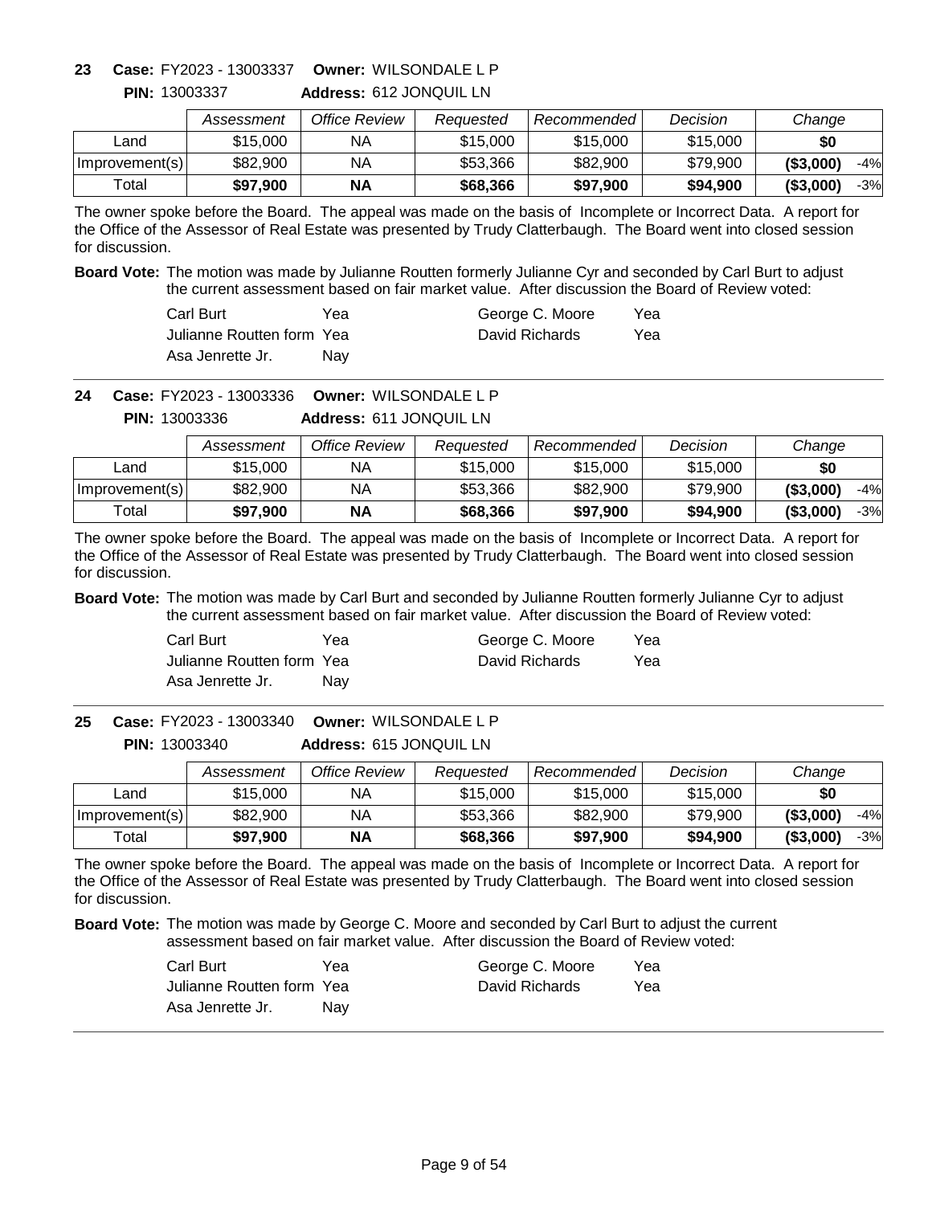**23** **Case:** FY2023 - 13003337 **Owner:** WILSONDALE L P

**PIN:** 13003337 **Address:** 612 JONQUIL LN

| | Assessment | Office Review | Requested | Recommended | Decision | Change | |
|---|---|---|---|---|---|---|---|
| Land | $15,000 | NA | $15,000 | $15,000 | $15,000 | $0 | |
| Improvement(s) | $82,900 | NA | $53,366 | $82,900 | $79,900 | ($3,000) | -4% |
| Total | **$97,900** | **NA** | **$68,366** | **$97,900** | **$94,900** | **($3,000)** | -3% |

The owner spoke before the Board. The appeal was made on the basis of Incomplete or Incorrect Data. A report for the Office of the Assessor of Real Estate was presented by Trudy Clatterbaugh. The Board went into closed session for discussion.

**Board Vote:** The motion was made by Julianne Routten formerly Julianne Cyr and seconded by Carl Burt to adjust the current assessment based on fair market value. After discussion the Board of Review voted:

| | | | |
|---|---|---|---|
| Carl Burt | Yea | George C. Moore | Yea |
| Julianne Routten form | Yea | David Richards | Yea |
| Asa Jenrette Jr. | Nay | | |

**24** **Case:** FY2023 - 13003336 **Owner:** WILSONDALE L P

**PIN:** 13003336 **Address:** 611 JONQUIL LN

| | Assessment | Office Review | Requested | Recommended | Decision | Change | |
|---|---|---|---|---|---|---|---|
| Land | $15,000 | NA | $15,000 | $15,000 | $15,000 | $0 | |
| Improvement(s) | $82,900 | NA | $53,366 | $82,900 | $79,900 | ($3,000) | -4% |
| Total | **$97,900** | **NA** | **$68,366** | **$97,900** | **$94,900** | **($3,000)** | -3% |

The owner spoke before the Board. The appeal was made on the basis of Incomplete or Incorrect Data. A report for the Office of the Assessor of Real Estate was presented by Trudy Clatterbaugh. The Board went into closed session for discussion.

**Board Vote:** The motion was made by Carl Burt and seconded by Julianne Routten formerly Julianne Cyr to adjust the current assessment based on fair market value. After discussion the Board of Review voted:

| | | | |
|---|---|---|---|
| Carl Burt | Yea | George C. Moore | Yea |
| Julianne Routten form | Yea | David Richards | Yea |
| Asa Jenrette Jr. | Nay | | |

**25** **Case:** FY2023 - 13003340 **Owner:** WILSONDALE L P

**PIN:** 13003340 **Address:** 615 JONQUIL LN

| | Assessment | Office Review | Requested | Recommended | Decision | Change | |
|---|---|---|---|---|---|---|---|
| Land | $15,000 | NA | $15,000 | $15,000 | $15,000 | $0 | |
| Improvement(s) | $82,900 | NA | $53,366 | $82,900 | $79,900 | ($3,000) | -4% |
| Total | **$97,900** | **NA** | **$68,366** | **$97,900** | **$94,900** | **($3,000)** | -3% |

The owner spoke before the Board. The appeal was made on the basis of Incomplete or Incorrect Data. A report for the Office of the Assessor of Real Estate was presented by Trudy Clatterbaugh. The Board went into closed session for discussion.

**Board Vote:** The motion was made by George C. Moore and seconded by Carl Burt to adjust the current assessment based on fair market value. After discussion the Board of Review voted:

| | | | |
|---|---|---|---|
| Carl Burt | Yea | George C. Moore | Yea |
| Julianne Routten form | Yea | David Richards | Yea |
| Asa Jenrette Jr. | Nay | | |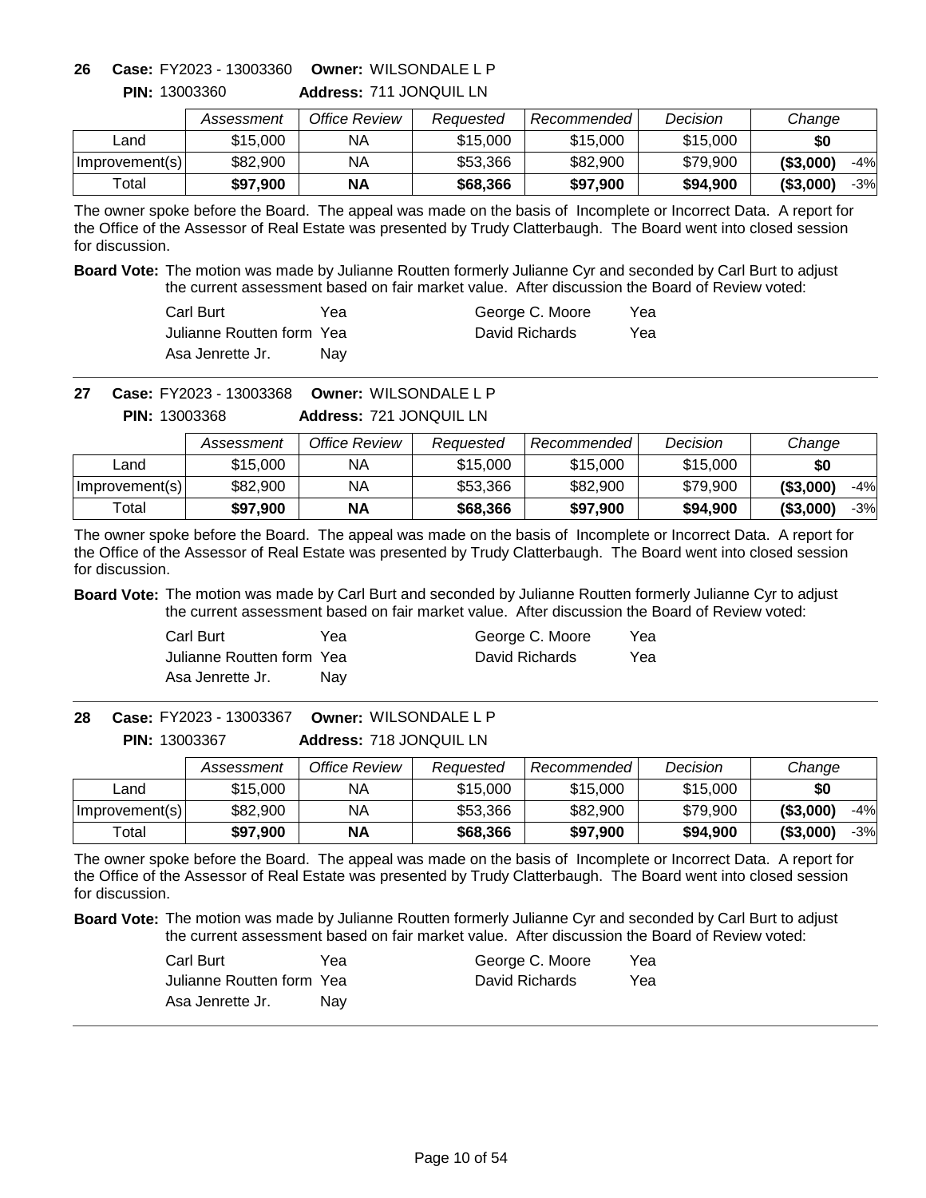**26** **Case:** FY2023 - 13003360 **Owner:** WILSONDALE L P

**PIN:** 13003360 **Address:** 711 JONQUIL LN

| | Assessment | Office Review | Requested | Recommended | Decision | Change | |
|---|---|---|---|---|---|---|---|
| Land | $15,000 | NA | $15,000 | $15,000 | $15,000 | **$0** | |
| Improvement(s) | $82,900 | NA | $53,366 | $82,900 | $79,900 | **($3,000)** | -4% |
| Total | **$97,900** | **NA** | **$68,366** | **$97,900** | **$94,900** | **($3,000)** | -3% |

The owner spoke before the Board. The appeal was made on the basis of Incomplete or Incorrect Data. A report for the Office of the Assessor of Real Estate was presented by Trudy Clatterbaugh. The Board went into closed session for discussion.

**Board Vote:** The motion was made by Julianne Routten formerly Julianne Cyr and seconded by Carl Burt to adjust the current assessment based on fair market value. After discussion the Board of Review voted:

| | | | |
|---|---|---|---|
| Carl Burt | Yea | George C. Moore | Yea |
| Julianne Routten form | Yea | David Richards | Yea |
| Asa Jenrette Jr. | Nay | | |

---

**27** **Case:** FY2023 - 13003368 **Owner:** WILSONDALE L P

**PIN:** 13003368 **Address:** 721 JONQUIL LN

| | Assessment | Office Review | Requested | Recommended | Decision | Change | |
|---|---|---|---|---|---|---|---|
| Land | $15,000 | NA | $15,000 | $15,000 | $15,000 | **$0** | |
| Improvement(s) | $82,900 | NA | $53,366 | $82,900 | $79,900 | **($3,000)** | -4% |
| Total | **$97,900** | **NA** | **$68,366** | **$97,900** | **$94,900** | **($3,000)** | -3% |

The owner spoke before the Board. The appeal was made on the basis of Incomplete or Incorrect Data. A report for the Office of the Assessor of Real Estate was presented by Trudy Clatterbaugh. The Board went into closed session for discussion.

**Board Vote:** The motion was made by Carl Burt and seconded by Julianne Routten formerly Julianne Cyr to adjust the current assessment based on fair market value. After discussion the Board of Review voted:

| | | | |
|---|---|---|---|
| Carl Burt | Yea | George C. Moore | Yea |
| Julianne Routten form | Yea | David Richards | Yea |
| Asa Jenrette Jr. | Nay | | |

---

**28** **Case:** FY2023 - 13003367 **Owner:** WILSONDALE L P

**PIN:** 13003367 **Address:** 718 JONQUIL LN

| | Assessment | Office Review | Requested | Recommended | Decision | Change | |
|---|---|---|---|---|---|---|---|
| Land | $15,000 | NA | $15,000 | $15,000 | $15,000 | **$0** | |
| Improvement(s) | $82,900 | NA | $53,366 | $82,900 | $79,900 | **($3,000)** | -4% |
| Total | **$97,900** | **NA** | **$68,366** | **$97,900** | **$94,900** | **($3,000)** | -3% |

The owner spoke before the Board. The appeal was made on the basis of Incomplete or Incorrect Data. A report for the Office of the Assessor of Real Estate was presented by Trudy Clatterbaugh. The Board went into closed session for discussion.

**Board Vote:** The motion was made by Julianne Routten formerly Julianne Cyr and seconded by Carl Burt to adjust the current assessment based on fair market value. After discussion the Board of Review voted:

| | | | |
|---|---|---|---|
| Carl Burt | Yea | George C. Moore | Yea |
| Julianne Routten form | Yea | David Richards | Yea |
| Asa Jenrette Jr. | Nay | | |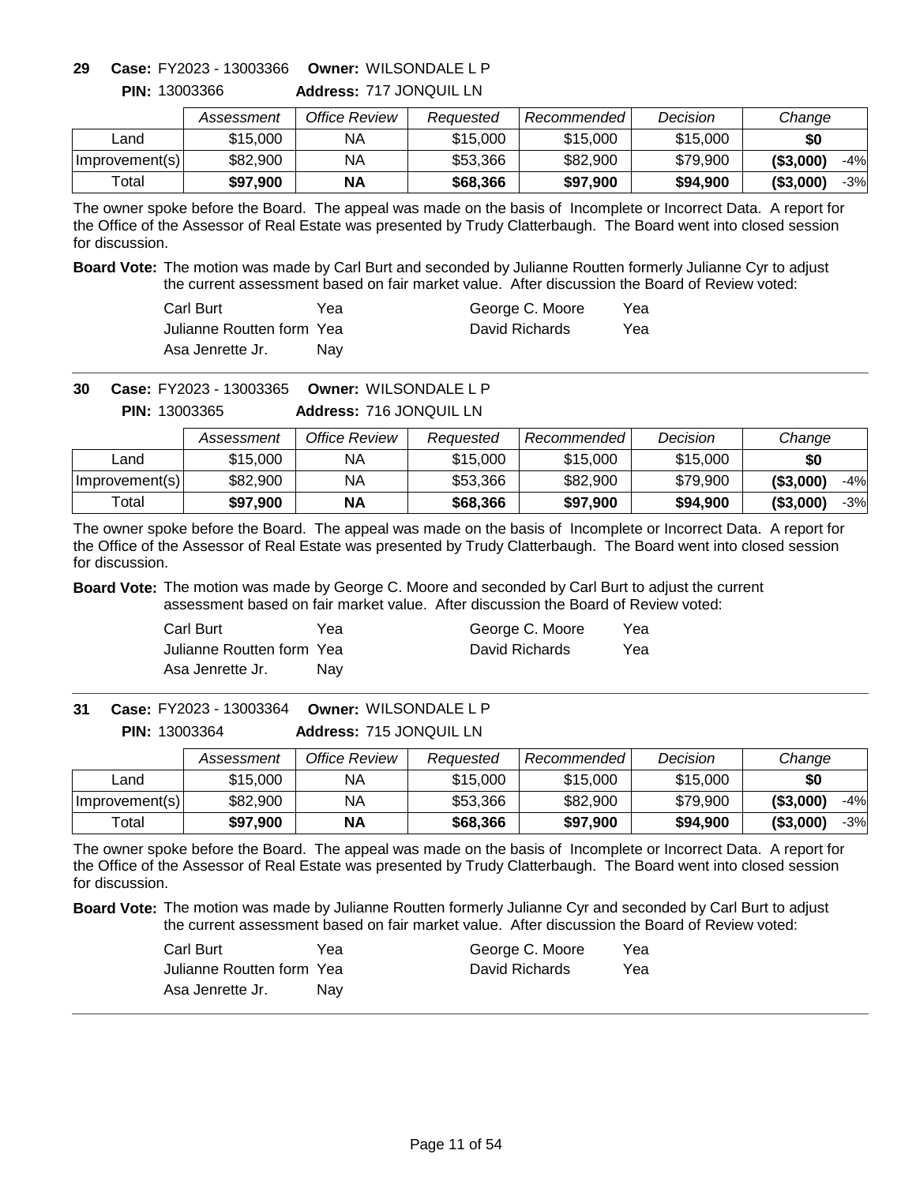**29 Case:** FY2023 - 13003366 **Owner:** WILSONDALE L P
**PIN:** 13003366 **Address:** 717 JONQUIL LN

| | Assessment | Office Review | Requested | Recommended | Decision | Change | |
|---|---|---|---|---|---|---|---|
| Land | $15,000 | NA | $15,000 | $15,000 | $15,000 | $0 | |
| Improvement(s) | $82,900 | NA | $53,366 | $82,900 | $79,900 | ($3,000) | -4% |
| Total | **$97,900** | **NA** | **$68,366** | **$97,900** | **$94,900** | **($3,000)** | -3% |

The owner spoke before the Board. The appeal was made on the basis of Incomplete or Incorrect Data. A report for the Office of the Assessor of Real Estate was presented by Trudy Clatterbaugh. The Board went into closed session for discussion.

**Board Vote:** The motion was made by Carl Burt and seconded by Julianne Routten formerly Julianne Cyr to adjust the current assessment based on fair market value. After discussion the Board of Review voted:

| | | | |
|---|---|---|---|
| Carl Burt | Yea | George C. Moore | Yea |
| Julianne Routten form | Yea | David Richards | Yea |
| Asa Jenrette Jr. | Nay | | |

---

**30 Case:** FY2023 - 13003365 **Owner:** WILSONDALE L P
**PIN:** 13003365 **Address:** 716 JONQUIL LN

| | Assessment | Office Review | Requested | Recommended | Decision | Change | |
|---|---|---|---|---|---|---|---|
| Land | $15,000 | NA | $15,000 | $15,000 | $15,000 | $0 | |
| Improvement(s) | $82,900 | NA | $53,366 | $82,900 | $79,900 | ($3,000) | -4% |
| Total | **$97,900** | **NA** | **$68,366** | **$97,900** | **$94,900** | **($3,000)** | -3% |

The owner spoke before the Board. The appeal was made on the basis of Incomplete or Incorrect Data. A report for the Office of the Assessor of Real Estate was presented by Trudy Clatterbaugh. The Board went into closed session for discussion.

**Board Vote:** The motion was made by George C. Moore and seconded by Carl Burt to adjust the current assessment based on fair market value. After discussion the Board of Review voted:

| | | | |
|---|---|---|---|
| Carl Burt | Yea | George C. Moore | Yea |
| Julianne Routten form | Yea | David Richards | Yea |
| Asa Jenrette Jr. | Nay | | |

---

**31 Case:** FY2023 - 13003364 **Owner:** WILSONDALE L P
**PIN:** 13003364 **Address:** 715 JONQUIL LN

| | Assessment | Office Review | Requested | Recommended | Decision | Change | |
|---|---|---|---|---|---|---|---|
| Land | $15,000 | NA | $15,000 | $15,000 | $15,000 | $0 | |
| Improvement(s) | $82,900 | NA | $53,366 | $82,900 | $79,900 | ($3,000) | -4% |
| Total | **$97,900** | **NA** | **$68,366** | **$97,900** | **$94,900** | **($3,000)** | -3% |

The owner spoke before the Board. The appeal was made on the basis of Incomplete or Incorrect Data. A report for the Office of the Assessor of Real Estate was presented by Trudy Clatterbaugh. The Board went into closed session for discussion.

**Board Vote:** The motion was made by Julianne Routten formerly Julianne Cyr and seconded by Carl Burt to adjust the current assessment based on fair market value. After discussion the Board of Review voted:

| | | | |
|---|---|---|---|
| Carl Burt | Yea | George C. Moore | Yea |
| Julianne Routten form | Yea | David Richards | Yea |
| Asa Jenrette Jr. | Nay | | |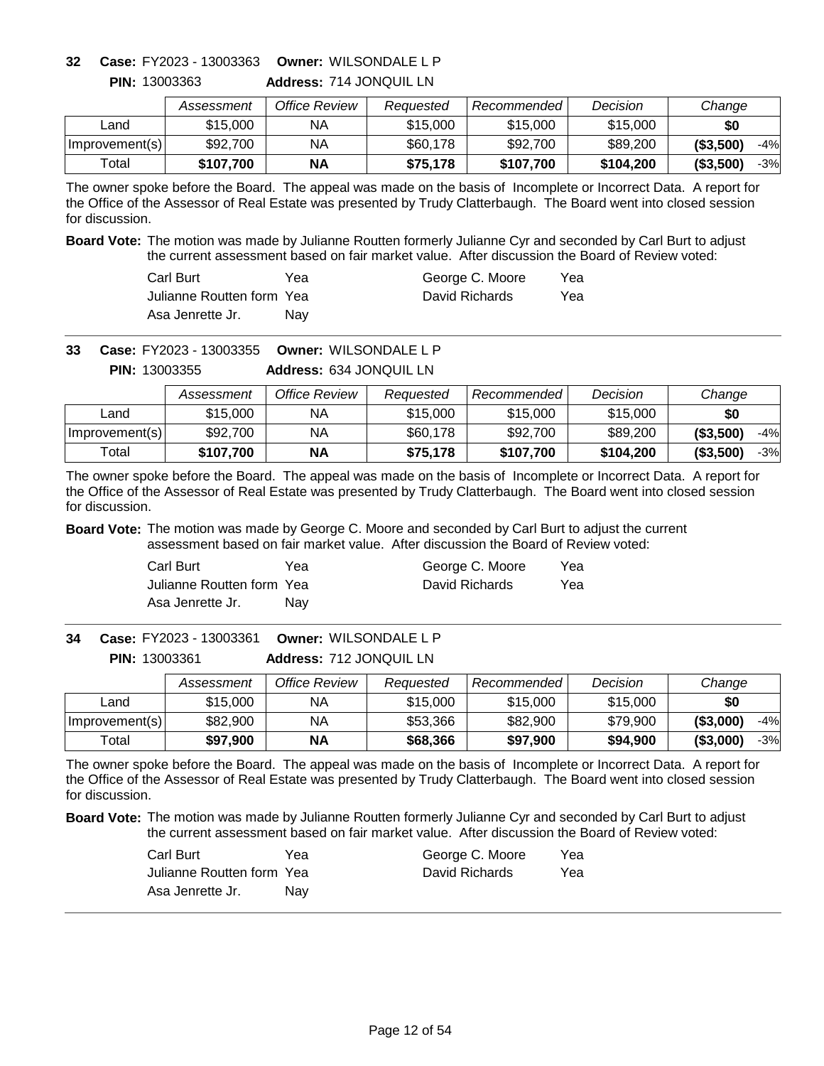**32 Case:** FY2023 - 13003363 **Owner:** WILSONDALE L P

**PIN:** 13003363 **Address:** 714 JONQUIL LN

| | *Assessment* | *Office Review* | *Requested* | *Recommended* | *Decision* | *Change* | |
|---|---|---|---|---|---|---|---|
| Land | $15,000 | NA | $15,000 | $15,000 | $15,000 | **$0** | |
| Improvement(s) | $92,700 | NA | $60,178 | $92,700 | $89,200 | **($3,500)** | -4% |
| Total | **$107,700** | **NA** | **$75,178** | **$107,700** | **$104,200** | **($3,500)** | -3% |

The owner spoke before the Board. The appeal was made on the basis of Incomplete or Incorrect Data. A report for the Office of the Assessor of Real Estate was presented by Trudy Clatterbaugh. The Board went into closed session for discussion.

**Board Vote:** The motion was made by Julianne Routten formerly Julianne Cyr and seconded by Carl Burt to adjust the current assessment based on fair market value. After discussion the Board of Review voted:

| | | | |
|---|---|---|---|
| Carl Burt | Yea | George C. Moore | Yea |
| Julianne Routten form | Yea | David Richards | Yea |
| Asa Jenrette Jr. | Nay | | |

---

**33 Case:** FY2023 - 13003355 **Owner:** WILSONDALE L P

**PIN:** 13003355 **Address:** 634 JONQUIL LN

| | *Assessment* | *Office Review* | *Requested* | *Recommended* | *Decision* | *Change* | |
|---|---|---|---|---|---|---|---|
| Land | $15,000 | NA | $15,000 | $15,000 | $15,000 | **$0** | |
| Improvement(s) | $92,700 | NA | $60,178 | $92,700 | $89,200 | **($3,500)** | -4% |
| Total | **$107,700** | **NA** | **$75,178** | **$107,700** | **$104,200** | **($3,500)** | -3% |

The owner spoke before the Board. The appeal was made on the basis of Incomplete or Incorrect Data. A report for the Office of the Assessor of Real Estate was presented by Trudy Clatterbaugh. The Board went into closed session for discussion.

**Board Vote:** The motion was made by George C. Moore and seconded by Carl Burt to adjust the current assessment based on fair market value. After discussion the Board of Review voted:

| | | | |
|---|---|---|---|
| Carl Burt | Yea | George C. Moore | Yea |
| Julianne Routten form | Yea | David Richards | Yea |
| Asa Jenrette Jr. | Nay | | |

---

**34 Case:** FY2023 - 13003361 **Owner:** WILSONDALE L P

**PIN:** 13003361 **Address:** 712 JONQUIL LN

| | *Assessment* | *Office Review* | *Requested* | *Recommended* | *Decision* | *Change* | |
|---|---|---|---|---|---|---|---|
| Land | $15,000 | NA | $15,000 | $15,000 | $15,000 | **$0** | |
| Improvement(s) | $82,900 | NA | $53,366 | $82,900 | $79,900 | **($3,000)** | -4% |
| Total | **$97,900** | **NA** | **$68,366** | **$97,900** | **$94,900** | **($3,000)** | -3% |

The owner spoke before the Board. The appeal was made on the basis of Incomplete or Incorrect Data. A report for the Office of the Assessor of Real Estate was presented by Trudy Clatterbaugh. The Board went into closed session for discussion.

**Board Vote:** The motion was made by Julianne Routten formerly Julianne Cyr and seconded by Carl Burt to adjust the current assessment based on fair market value. After discussion the Board of Review voted:

| | | | |
|---|---|---|---|
| Carl Burt | Yea | George C. Moore | Yea |
| Julianne Routten form | Yea | David Richards | Yea |
| Asa Jenrette Jr. | Nay | | |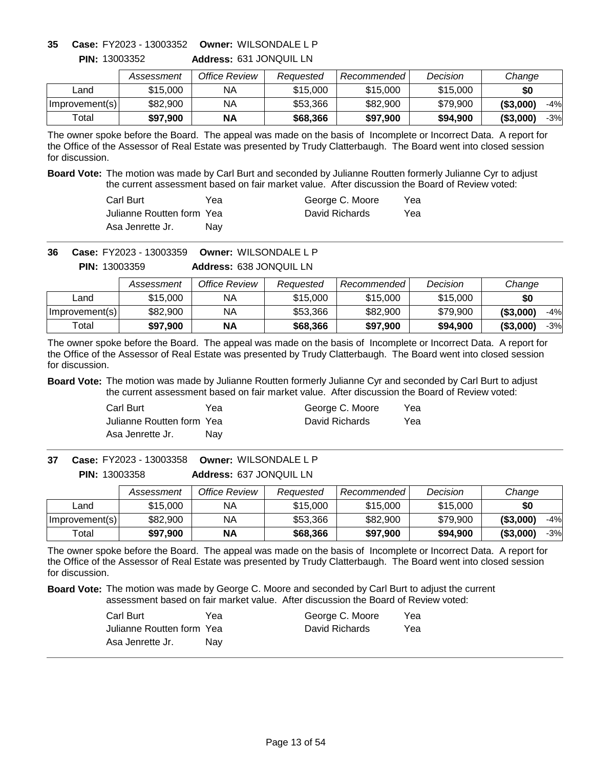**35** **Case:** FY2023 - 13003352 **Owner:** WILSONDALE L P

**PIN:** 13003352 **Address:** 631 JONQUIL LN

| | Assessment | Office Review | Requested | Recommended | Decision | Change | |
|---|---|---|---|---|---|---|---|
| Land | $15,000 | NA | $15,000 | $15,000 | $15,000 | $0 | |
| Improvement(s) | $82,900 | NA | $53,366 | $82,900 | $79,900 | ($3,000) | -4% |
| Total | **$97,900** | **NA** | **$68,366** | **$97,900** | **$94,900** | **($3,000)** | -3% |

The owner spoke before the Board. The appeal was made on the basis of Incomplete or Incorrect Data. A report for the Office of the Assessor of Real Estate was presented by Trudy Clatterbaugh. The Board went into closed session for discussion.

**Board Vote:** The motion was made by Carl Burt and seconded by Julianne Routten formerly Julianne Cyr to adjust the current assessment based on fair market value. After discussion the Board of Review voted:

| | | | |
|---|---|---|---|
| Carl Burt | Yea | George C. Moore | Yea |
| Julianne Routten form | Yea | David Richards | Yea |
| Asa Jenrette Jr. | Nay | | |

---

**36** **Case:** FY2023 - 13003359 **Owner:** WILSONDALE L P

**PIN:** 13003359 **Address:** 638 JONQUIL LN

| | Assessment | Office Review | Requested | Recommended | Decision | Change | |
|---|---|---|---|---|---|---|---|
| Land | $15,000 | NA | $15,000 | $15,000 | $15,000 | $0 | |
| Improvement(s) | $82,900 | NA | $53,366 | $82,900 | $79,900 | ($3,000) | -4% |
| Total | **$97,900** | **NA** | **$68,366** | **$97,900** | **$94,900** | **($3,000)** | -3% |

The owner spoke before the Board. The appeal was made on the basis of Incomplete or Incorrect Data. A report for the Office of the Assessor of Real Estate was presented by Trudy Clatterbaugh. The Board went into closed session for discussion.

**Board Vote:** The motion was made by Julianne Routten formerly Julianne Cyr and seconded by Carl Burt to adjust the current assessment based on fair market value. After discussion the Board of Review voted:

| | | | |
|---|---|---|---|
| Carl Burt | Yea | George C. Moore | Yea |
| Julianne Routten form | Yea | David Richards | Yea |
| Asa Jenrette Jr. | Nay | | |

---

**37** **Case:** FY2023 - 13003358 **Owner:** WILSONDALE L P

**PIN:** 13003358 **Address:** 637 JONQUIL LN

| | Assessment | Office Review | Requested | Recommended | Decision | Change | |
|---|---|---|---|---|---|---|---|
| Land | $15,000 | NA | $15,000 | $15,000 | $15,000 | $0 | |
| Improvement(s) | $82,900 | NA | $53,366 | $82,900 | $79,900 | ($3,000) | -4% |
| Total | **$97,900** | **NA** | **$68,366** | **$97,900** | **$94,900** | **($3,000)** | -3% |

The owner spoke before the Board. The appeal was made on the basis of Incomplete or Incorrect Data. A report for the Office of the Assessor of Real Estate was presented by Trudy Clatterbaugh. The Board went into closed session for discussion.

**Board Vote:** The motion was made by George C. Moore and seconded by Carl Burt to adjust the current assessment based on fair market value. After discussion the Board of Review voted:

| | | | |
|---|---|---|---|
| Carl Burt | Yea | George C. Moore | Yea |
| Julianne Routten form | Yea | David Richards | Yea |
| Asa Jenrette Jr. | Nay | | |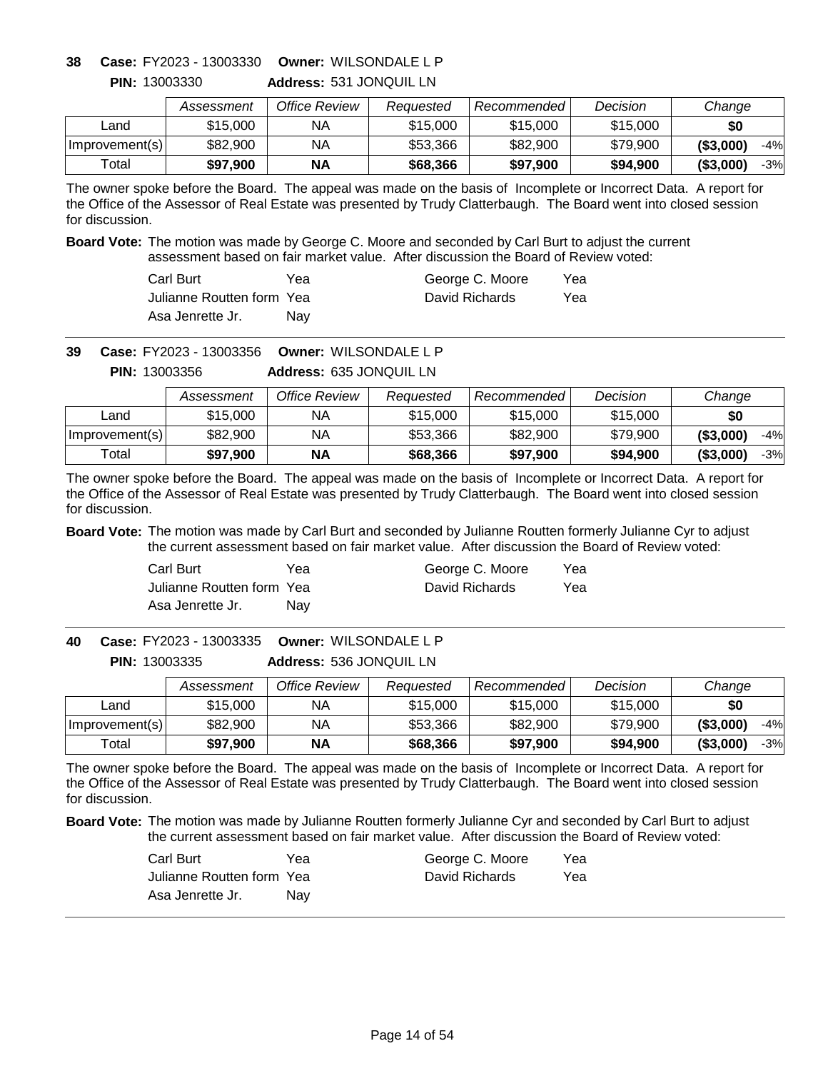**38 Case:** FY2023 - 13003330 **Owner:** WILSONDALE L P

**PIN:** 13003330 **Address:** 531 JONQUIL LN

| | *Assessment* | *Office Review* | *Requested* | *Recommended* | *Decision* | *Change* | |
|---|---|---|---|---|---|---|---|
| Land | $15,000 | NA | $15,000 | $15,000 | $15,000 | **$0** | |
| Improvement(s) | $82,900 | NA | $53,366 | $82,900 | $79,900 | **($3,000)** | -4% |
| Total | **$97,900** | **NA** | **$68,366** | **$97,900** | **$94,900** | **($3,000)** | -3% |

The owner spoke before the Board. The appeal was made on the basis of Incomplete or Incorrect Data. A report for the Office of the Assessor of Real Estate was presented by Trudy Clatterbaugh. The Board went into closed session for discussion.

**Board Vote:** The motion was made by George C. Moore and seconded by Carl Burt to adjust the current assessment based on fair market value. After discussion the Board of Review voted:

| | | | |
|---|---|---|---|
| Carl Burt | Yea | George C. Moore | Yea |
| Julianne Routten form | Yea | David Richards | Yea |
| Asa Jenrette Jr. | Nay | | |

---

**39 Case:** FY2023 - 13003356 **Owner:** WILSONDALE L P

**PIN:** 13003356 **Address:** 635 JONQUIL LN

| | *Assessment* | *Office Review* | *Requested* | *Recommended* | *Decision* | *Change* | |
|---|---|---|---|---|---|---|---|
| Land | $15,000 | NA | $15,000 | $15,000 | $15,000 | **$0** | |
| Improvement(s) | $82,900 | NA | $53,366 | $82,900 | $79,900 | **($3,000)** | -4% |
| Total | **$97,900** | **NA** | **$68,366** | **$97,900** | **$94,900** | **($3,000)** | -3% |

The owner spoke before the Board. The appeal was made on the basis of Incomplete or Incorrect Data. A report for the Office of the Assessor of Real Estate was presented by Trudy Clatterbaugh. The Board went into closed session for discussion.

**Board Vote:** The motion was made by Carl Burt and seconded by Julianne Routten formerly Julianne Cyr to adjust the current assessment based on fair market value. After discussion the Board of Review voted:

| | | | |
|---|---|---|---|
| Carl Burt | Yea | George C. Moore | Yea |
| Julianne Routten form | Yea | David Richards | Yea |
| Asa Jenrette Jr. | Nay | | |

---

**40 Case:** FY2023 - 13003335 **Owner:** WILSONDALE L P

**PIN:** 13003335 **Address:** 536 JONQUIL LN

| | *Assessment* | *Office Review* | *Requested* | *Recommended* | *Decision* | *Change* | |
|---|---|---|---|---|---|---|---|
| Land | $15,000 | NA | $15,000 | $15,000 | $15,000 | **$0** | |
| Improvement(s) | $82,900 | NA | $53,366 | $82,900 | $79,900 | **($3,000)** | -4% |
| Total | **$97,900** | **NA** | **$68,366** | **$97,900** | **$94,900** | **($3,000)** | -3% |

The owner spoke before the Board. The appeal was made on the basis of Incomplete or Incorrect Data. A report for the Office of the Assessor of Real Estate was presented by Trudy Clatterbaugh. The Board went into closed session for discussion.

**Board Vote:** The motion was made by Julianne Routten formerly Julianne Cyr and seconded by Carl Burt to adjust the current assessment based on fair market value. After discussion the Board of Review voted:

| | | | |
|---|---|---|---|
| Carl Burt | Yea | George C. Moore | Yea |
| Julianne Routten form | Yea | David Richards | Yea |
| Asa Jenrette Jr. | Nay | | |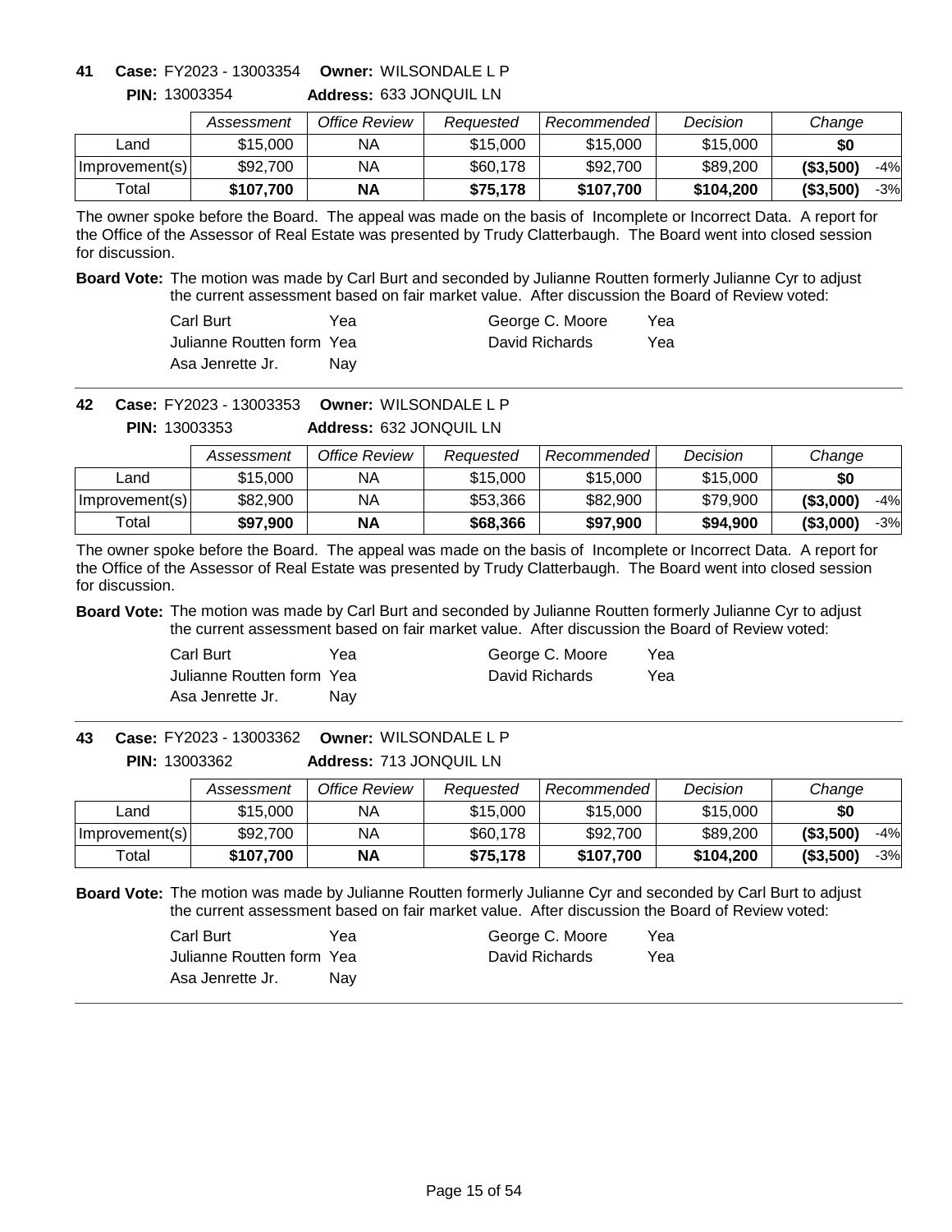**41** **Case:** FY2023 - 13003354 **Owner:** WILSONDALE L P

**PIN:** 13003354 **Address:** 633 JONQUIL LN

| | *Assessment* | *Office Review* | *Requested* | *Recommended* | *Decision* | *Change* | |
|---|---|---|---|---|---|---|---|
| Land | $15,000 | NA | $15,000 | $15,000 | $15,000 | **$0** | |
| Improvement(s) | $92,700 | NA | $60,178 | $92,700 | $89,200 | **($3,500)** | -4% |
| Total | **$107,700** | **NA** | **$75,178** | **$107,700** | **$104,200** | **($3,500)** | -3% |

The owner spoke before the Board. The appeal was made on the basis of Incomplete or Incorrect Data. A report for the Office of the Assessor of Real Estate was presented by Trudy Clatterbaugh. The Board went into closed session for discussion.

**Board Vote:** The motion was made by Carl Burt and seconded by Julianne Routten formerly Julianne Cyr to adjust the current assessment based on fair market value. After discussion the Board of Review voted:

| | | | |
|---|---|---|---|
| Carl Burt | Yea | George C. Moore | Yea |
| Julianne Routten form | Yea | David Richards | Yea |
| Asa Jenrette Jr. | Nay | | |

---

**42** **Case:** FY2023 - 13003353 **Owner:** WILSONDALE L P

**PIN:** 13003353 **Address:** 632 JONQUIL LN

| | *Assessment* | *Office Review* | *Requested* | *Recommended* | *Decision* | *Change* | |
|---|---|---|---|---|---|---|---|
| Land | $15,000 | NA | $15,000 | $15,000 | $15,000 | **$0** | |
| Improvement(s) | $82,900 | NA | $53,366 | $82,900 | $79,900 | **($3,000)** | -4% |
| Total | **$97,900** | **NA** | **$68,366** | **$97,900** | **$94,900** | **($3,000)** | -3% |

The owner spoke before the Board. The appeal was made on the basis of Incomplete or Incorrect Data. A report for the Office of the Assessor of Real Estate was presented by Trudy Clatterbaugh. The Board went into closed session for discussion.

**Board Vote:** The motion was made by Carl Burt and seconded by Julianne Routten formerly Julianne Cyr to adjust the current assessment based on fair market value. After discussion the Board of Review voted:

| | | | |
|---|---|---|---|
| Carl Burt | Yea | George C. Moore | Yea |
| Julianne Routten form | Yea | David Richards | Yea |
| Asa Jenrette Jr. | Nay | | |

---

**43** **Case:** FY2023 - 13003362 **Owner:** WILSONDALE L P

**PIN:** 13003362 **Address:** 713 JONQUIL LN

| | *Assessment* | *Office Review* | *Requested* | *Recommended* | *Decision* | *Change* | |
|---|---|---|---|---|---|---|---|
| Land | $15,000 | NA | $15,000 | $15,000 | $15,000 | **$0** | |
| Improvement(s) | $92,700 | NA | $60,178 | $92,700 | $89,200 | **($3,500)** | -4% |
| Total | **$107,700** | **NA** | **$75,178** | **$107,700** | **$104,200** | **($3,500)** | -3% |

**Board Vote:** The motion was made by Julianne Routten formerly Julianne Cyr and seconded by Carl Burt to adjust the current assessment based on fair market value. After discussion the Board of Review voted:

| | | | |
|---|---|---|---|
| Carl Burt | Yea | George C. Moore | Yea |
| Julianne Routten form | Yea | David Richards | Yea |
| Asa Jenrette Jr. | Nay | | |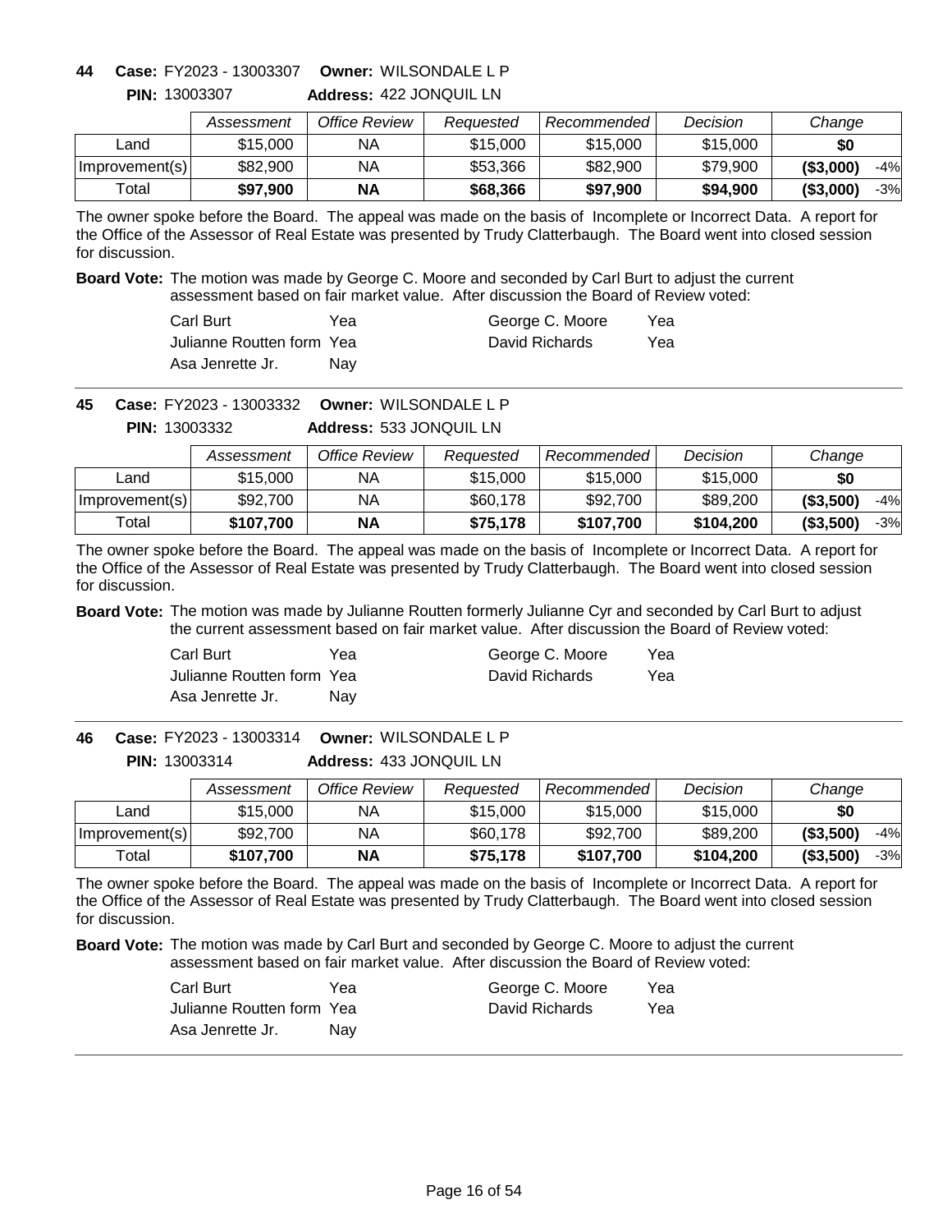**44 Case:** FY2023 - 13003307 **Owner:** WILSONDALE L P

**PIN:** 13003307 **Address:** 422 JONQUIL LN

| | Assessment | Office Review | Requested | Recommended | Decision | Change | |
|---|---|---|---|---|---|---|---|
| Land | $15,000 | NA | $15,000 | $15,000 | $15,000 | **$0** | |
| Improvement(s) | $82,900 | NA | $53,366 | $82,900 | $79,900 | **($3,000)** | -4% |
| Total | **$97,900** | **NA** | **$68,366** | **$97,900** | **$94,900** | **($3,000)** | -3% |

The owner spoke before the Board. The appeal was made on the basis of Incomplete or Incorrect Data. A report for the Office of the Assessor of Real Estate was presented by Trudy Clatterbaugh. The Board went into closed session for discussion.

**Board Vote:** The motion was made by George C. Moore and seconded by Carl Burt to adjust the current assessment based on fair market value. After discussion the Board of Review voted:

| | | | |
|---|---|---|---|
| Carl Burt | Yea | George C. Moore | Yea |
| Julianne Routten form | Yea | David Richards | Yea |
| Asa Jenrette Jr. | Nay | | |

---

**45 Case:** FY2023 - 13003332 **Owner:** WILSONDALE L P

**PIN:** 13003332 **Address:** 533 JONQUIL LN

| | Assessment | Office Review | Requested | Recommended | Decision | Change | |
|---|---|---|---|---|---|---|---|
| Land | $15,000 | NA | $15,000 | $15,000 | $15,000 | **$0** | |
| Improvement(s) | $92,700 | NA | $60,178 | $92,700 | $89,200 | **($3,500)** | -4% |
| Total | **$107,700** | **NA** | **$75,178** | **$107,700** | **$104,200** | **($3,500)** | -3% |

The owner spoke before the Board. The appeal was made on the basis of Incomplete or Incorrect Data. A report for the Office of the Assessor of Real Estate was presented by Trudy Clatterbaugh. The Board went into closed session for discussion.

**Board Vote:** The motion was made by Julianne Routten formerly Julianne Cyr and seconded by Carl Burt to adjust the current assessment based on fair market value. After discussion the Board of Review voted:

| | | | |
|---|---|---|---|
| Carl Burt | Yea | George C. Moore | Yea |
| Julianne Routten form | Yea | David Richards | Yea |
| Asa Jenrette Jr. | Nay | | |

---

**46 Case:** FY2023 - 13003314 **Owner:** WILSONDALE L P

**PIN:** 13003314 **Address:** 433 JONQUIL LN

| | Assessment | Office Review | Requested | Recommended | Decision | Change | |
|---|---|---|---|---|---|---|---|
| Land | $15,000 | NA | $15,000 | $15,000 | $15,000 | **$0** | |
| Improvement(s) | $92,700 | NA | $60,178 | $92,700 | $89,200 | **($3,500)** | -4% |
| Total | **$107,700** | **NA** | **$75,178** | **$107,700** | **$104,200** | **($3,500)** | -3% |

The owner spoke before the Board. The appeal was made on the basis of Incomplete or Incorrect Data. A report for the Office of the Assessor of Real Estate was presented by Trudy Clatterbaugh. The Board went into closed session for discussion.

**Board Vote:** The motion was made by Carl Burt and seconded by George C. Moore to adjust the current assessment based on fair market value. After discussion the Board of Review voted:

| | | | |
|---|---|---|---|
| Carl Burt | Yea | George C. Moore | Yea |
| Julianne Routten form | Yea | David Richards | Yea |
| Asa Jenrette Jr. | Nay | | |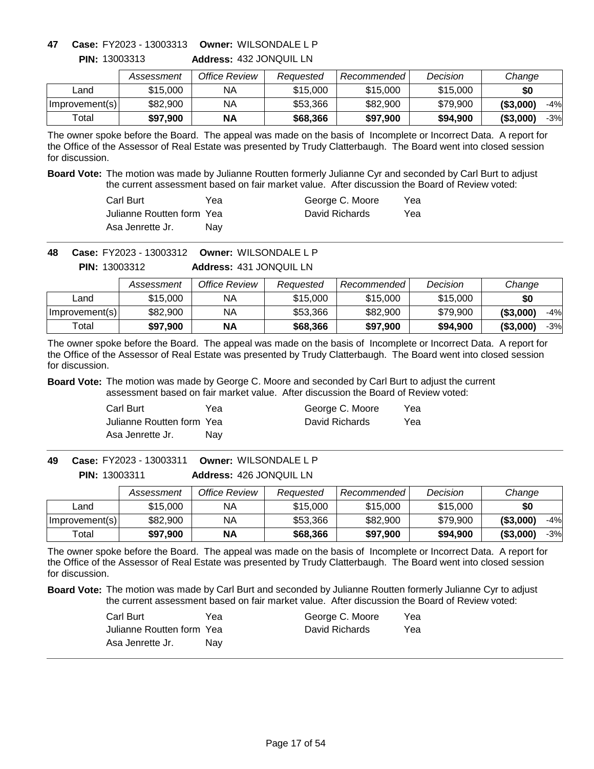**47 Case:** FY2023 - 13003313 **Owner:** WILSONDALE L P

**PIN:** 13003313 **Address:** 432 JONQUIL LN

| | *Assessment* | *Office Review* | *Requested* | *Recommended* | *Decision* | *Change* | |
|---|---|---|---|---|---|---|---|
| Land | $15,000 | NA | $15,000 | $15,000 | $15,000 | **$0** | |
| Improvement(s) | $82,900 | NA | $53,366 | $82,900 | $79,900 | **($3,000)** | -4% |
| Total | **$97,900** | **NA** | **$68,366** | **$97,900** | **$94,900** | **($3,000)** | -3% |

The owner spoke before the Board. The appeal was made on the basis of Incomplete or Incorrect Data. A report for the Office of the Assessor of Real Estate was presented by Trudy Clatterbaugh. The Board went into closed session for discussion.

**Board Vote:** The motion was made by Julianne Routten formerly Julianne Cyr and seconded by Carl Burt to adjust the current assessment based on fair market value. After discussion the Board of Review voted:

| | | | |
|---|---|---|---|
| Carl Burt | Yea | George C. Moore | Yea |
| Julianne Routten form | Yea | David Richards | Yea |
| Asa Jenrette Jr. | Nay | | |

**48 Case:** FY2023 - 13003312 **Owner:** WILSONDALE L P

**PIN:** 13003312 **Address:** 431 JONQUIL LN

| | *Assessment* | *Office Review* | *Requested* | *Recommended* | *Decision* | *Change* | |
|---|---|---|---|---|---|---|---|
| Land | $15,000 | NA | $15,000 | $15,000 | $15,000 | **$0** | |
| Improvement(s) | $82,900 | NA | $53,366 | $82,900 | $79,900 | **($3,000)** | -4% |
| Total | **$97,900** | **NA** | **$68,366** | **$97,900** | **$94,900** | **($3,000)** | -3% |

The owner spoke before the Board. The appeal was made on the basis of Incomplete or Incorrect Data. A report for the Office of the Assessor of Real Estate was presented by Trudy Clatterbaugh. The Board went into closed session for discussion.

**Board Vote:** The motion was made by George C. Moore and seconded by Carl Burt to adjust the current assessment based on fair market value. After discussion the Board of Review voted:

| | | | |
|---|---|---|---|
| Carl Burt | Yea | George C. Moore | Yea |
| Julianne Routten form | Yea | David Richards | Yea |
| Asa Jenrette Jr. | Nay | | |

**49 Case:** FY2023 - 13003311 **Owner:** WILSONDALE L P

**PIN:** 13003311 **Address:** 426 JONQUIL LN

| | *Assessment* | *Office Review* | *Requested* | *Recommended* | *Decision* | *Change* | |
|---|---|---|---|---|---|---|---|
| Land | $15,000 | NA | $15,000 | $15,000 | $15,000 | **$0** | |
| Improvement(s) | $82,900 | NA | $53,366 | $82,900 | $79,900 | **($3,000)** | -4% |
| Total | **$97,900** | **NA** | **$68,366** | **$97,900** | **$94,900** | **($3,000)** | -3% |

The owner spoke before the Board. The appeal was made on the basis of Incomplete or Incorrect Data. A report for the Office of the Assessor of Real Estate was presented by Trudy Clatterbaugh. The Board went into closed session for discussion.

**Board Vote:** The motion was made by Carl Burt and seconded by Julianne Routten formerly Julianne Cyr to adjust the current assessment based on fair market value. After discussion the Board of Review voted:

| | | | |
|---|---|---|---|
| Carl Burt | Yea | George C. Moore | Yea |
| Julianne Routten form | Yea | David Richards | Yea |
| Asa Jenrette Jr. | Nay | | |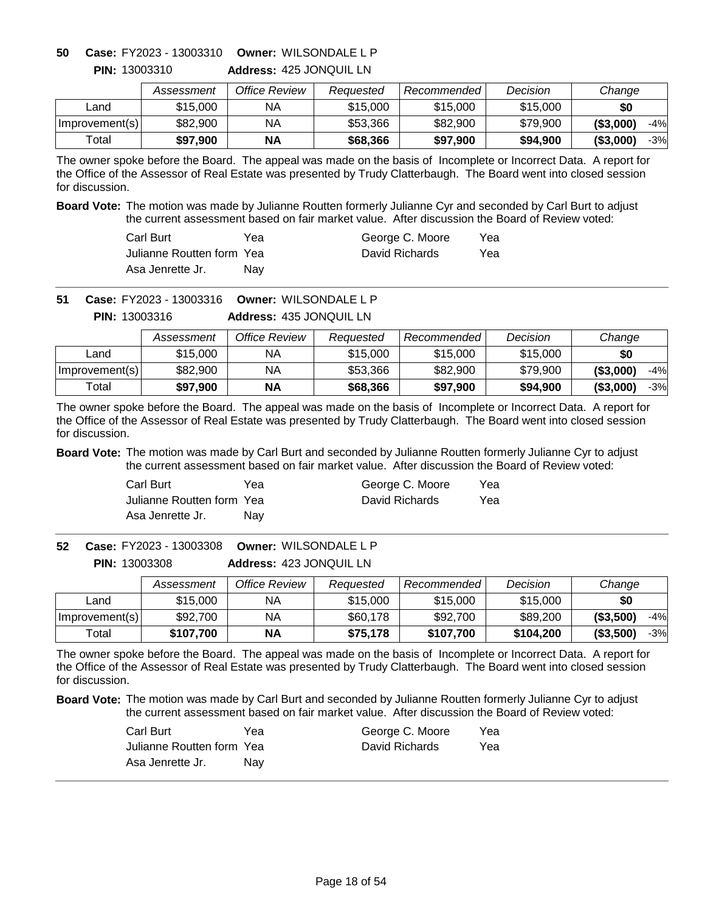**50 Case:** FY2023 - 13003310 **Owner:** WILSONDALE L P

**PIN:** 13003310 **Address:** 425 JONQUIL LN

| | Assessment | Office Review | Requested | Recommended | Decision | Change | |
|---|---|---|---|---|---|---|---|
| Land | $15,000 | NA | $15,000 | $15,000 | $15,000 | **$0** | |
| Improvement(s) | $82,900 | NA | $53,366 | $82,900 | $79,900 | **($3,000)** | -4% |
| Total | **$97,900** | **NA** | **$68,366** | **$97,900** | **$94,900** | **($3,000)** | -3% |

The owner spoke before the Board. The appeal was made on the basis of Incomplete or Incorrect Data. A report for the Office of the Assessor of Real Estate was presented by Trudy Clatterbaugh. The Board went into closed session for discussion.

**Board Vote:** The motion was made by Julianne Routten formerly Julianne Cyr and seconded by Carl Burt to adjust the current assessment based on fair market value. After discussion the Board of Review voted:

| | | | |
|---|---|---|---|
| Carl Burt | Yea | George C. Moore | Yea |
| Julianne Routten form | Yea | David Richards | Yea |
| Asa Jenrette Jr. | Nay | | |

**51 Case:** FY2023 - 13003316 **Owner:** WILSONDALE L P

**PIN:** 13003316 **Address:** 435 JONQUIL LN

| | Assessment | Office Review | Requested | Recommended | Decision | Change | |
|---|---|---|---|---|---|---|---|
| Land | $15,000 | NA | $15,000 | $15,000 | $15,000 | **$0** | |
| Improvement(s) | $82,900 | NA | $53,366 | $82,900 | $79,900 | **($3,000)** | -4% |
| Total | **$97,900** | **NA** | **$68,366** | **$97,900** | **$94,900** | **($3,000)** | -3% |

The owner spoke before the Board. The appeal was made on the basis of Incomplete or Incorrect Data. A report for the Office of the Assessor of Real Estate was presented by Trudy Clatterbaugh. The Board went into closed session for discussion.

**Board Vote:** The motion was made by Carl Burt and seconded by Julianne Routten formerly Julianne Cyr to adjust the current assessment based on fair market value. After discussion the Board of Review voted:

| | | | |
|---|---|---|---|
| Carl Burt | Yea | George C. Moore | Yea |
| Julianne Routten form | Yea | David Richards | Yea |
| Asa Jenrette Jr. | Nay | | |

**52 Case:** FY2023 - 13003308 **Owner:** WILSONDALE L P

**PIN:** 13003308 **Address:** 423 JONQUIL LN

| | Assessment | Office Review | Requested | Recommended | Decision | Change | |
|---|---|---|---|---|---|---|---|
| Land | $15,000 | NA | $15,000 | $15,000 | $15,000 | **$0** | |
| Improvement(s) | $92,700 | NA | $60,178 | $92,700 | $89,200 | **($3,500)** | -4% |
| Total | **$107,700** | **NA** | **$75,178** | **$107,700** | **$104,200** | **($3,500)** | -3% |

The owner spoke before the Board. The appeal was made on the basis of Incomplete or Incorrect Data. A report for the Office of the Assessor of Real Estate was presented by Trudy Clatterbaugh. The Board went into closed session for discussion.

**Board Vote:** The motion was made by Carl Burt and seconded by Julianne Routten formerly Julianne Cyr to adjust the current assessment based on fair market value. After discussion the Board of Review voted:

| | | | |
|---|---|---|---|
| Carl Burt | Yea | George C. Moore | Yea |
| Julianne Routten form | Yea | David Richards | Yea |
| Asa Jenrette Jr. | Nay | | |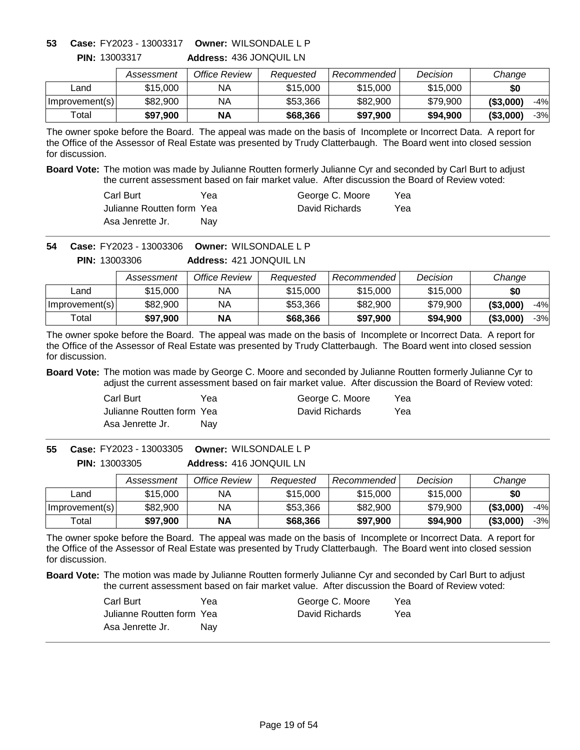**53** **Case:** FY2023 - 13003317 **Owner:** WILSONDALE L P

**PIN:** 13003317 **Address:** 436 JONQUIL LN

| | *Assessment* | *Office Review* | *Requested* | *Recommended* | *Decision* | *Change* | |
|---|---|---|---|---|---|---|---|
| Land | $15,000 | NA | $15,000 | $15,000 | $15,000 | **$0** | |
| Improvement(s) | $82,900 | NA | $53,366 | $82,900 | $79,900 | **($3,000)** | -4% |
| Total | **$97,900** | **NA** | **$68,366** | **$97,900** | **$94,900** | **($3,000)** | -3% |

The owner spoke before the Board. The appeal was made on the basis of Incomplete or Incorrect Data. A report for the Office of the Assessor of Real Estate was presented by Trudy Clatterbaugh. The Board went into closed session for discussion.

**Board Vote:** The motion was made by Julianne Routten formerly Julianne Cyr and seconded by Carl Burt to adjust the current assessment based on fair market value. After discussion the Board of Review voted:

| | | | |
|---|---|---|---|
| Carl Burt | Yea | George C. Moore | Yea |
| Julianne Routten form | Yea | David Richards | Yea |
| Asa Jenrette Jr. | Nay | | |

**54** **Case:** FY2023 - 13003306 **Owner:** WILSONDALE L P

**PIN:** 13003306 **Address:** 421 JONQUIL LN

| | *Assessment* | *Office Review* | *Requested* | *Recommended* | *Decision* | *Change* | |
|---|---|---|---|---|---|---|---|
| Land | $15,000 | NA | $15,000 | $15,000 | $15,000 | **$0** | |
| Improvement(s) | $82,900 | NA | $53,366 | $82,900 | $79,900 | **($3,000)** | -4% |
| Total | **$97,900** | **NA** | **$68,366** | **$97,900** | **$94,900** | **($3,000)** | -3% |

The owner spoke before the Board. The appeal was made on the basis of Incomplete or Incorrect Data. A report for the Office of the Assessor of Real Estate was presented by Trudy Clatterbaugh. The Board went into closed session for discussion.

**Board Vote:** The motion was made by George C. Moore and seconded by Julianne Routten formerly Julianne Cyr to adjust the current assessment based on fair market value. After discussion the Board of Review voted:

| | | | |
|---|---|---|---|
| Carl Burt | Yea | George C. Moore | Yea |
| Julianne Routten form | Yea | David Richards | Yea |
| Asa Jenrette Jr. | Nay | | |

**55** **Case:** FY2023 - 13003305 **Owner:** WILSONDALE L P

**PIN:** 13003305 **Address:** 416 JONQUIL LN

| | *Assessment* | *Office Review* | *Requested* | *Recommended* | *Decision* | *Change* | |
|---|---|---|---|---|---|---|---|
| Land | $15,000 | NA | $15,000 | $15,000 | $15,000 | **$0** | |
| Improvement(s) | $82,900 | NA | $53,366 | $82,900 | $79,900 | **($3,000)** | -4% |
| Total | **$97,900** | **NA** | **$68,366** | **$97,900** | **$94,900** | **($3,000)** | -3% |

The owner spoke before the Board. The appeal was made on the basis of Incomplete or Incorrect Data. A report for the Office of the Assessor of Real Estate was presented by Trudy Clatterbaugh. The Board went into closed session for discussion.

**Board Vote:** The motion was made by Julianne Routten formerly Julianne Cyr and seconded by Carl Burt to adjust the current assessment based on fair market value. After discussion the Board of Review voted:

| | | | |
|---|---|---|---|
| Carl Burt | Yea | George C. Moore | Yea |
| Julianne Routten form | Yea | David Richards | Yea |
| Asa Jenrette Jr. | Nay | | |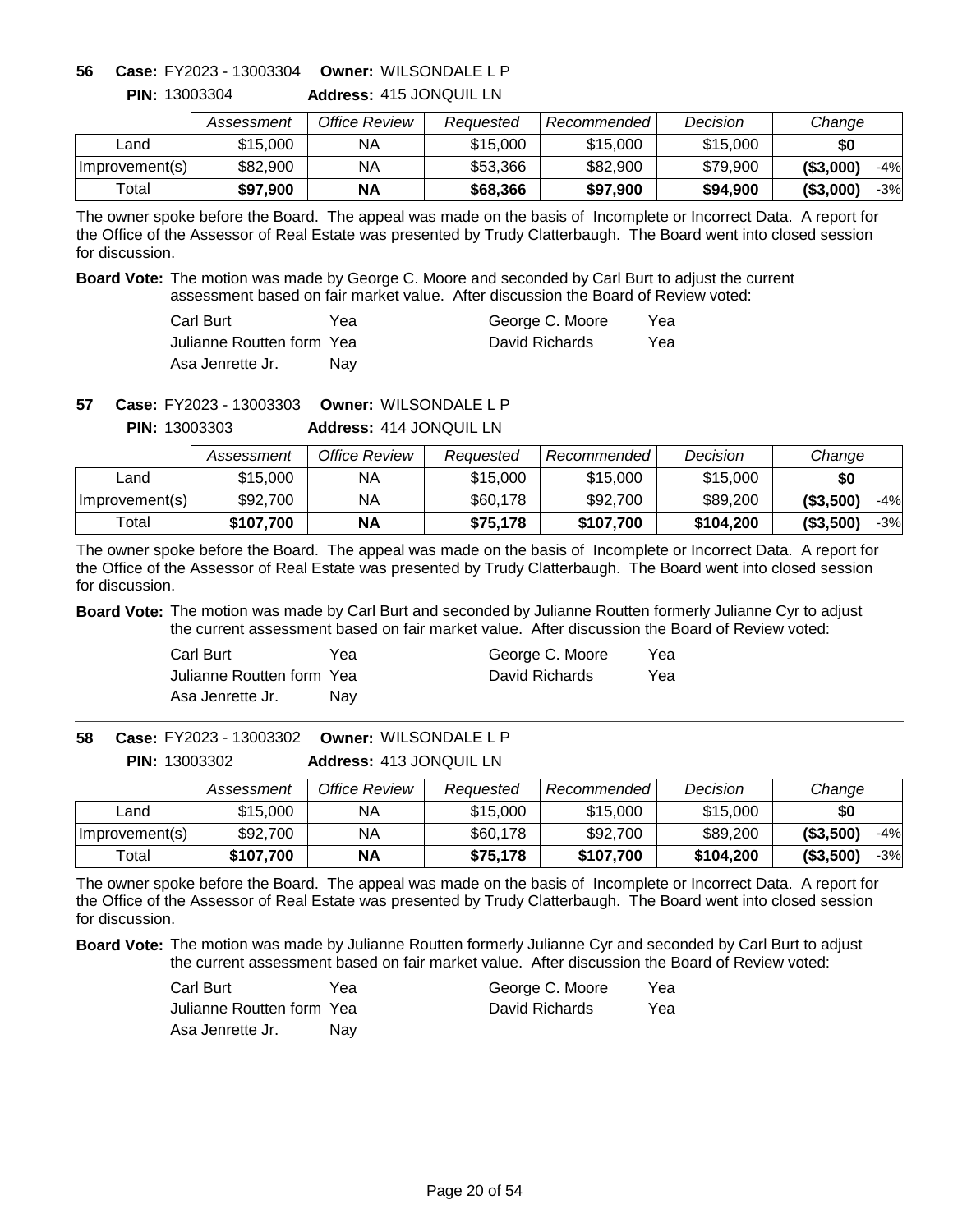**56 Case:** FY2023 - 13003304 **Owner:** WILSONDALE L P

**PIN:** 13003304 **Address:** 415 JONQUIL LN

| | Assessment | Office Review | Requested | Recommended | Decision | Change | |
|---|---|---|---|---|---|---|---|
| Land | $15,000 | NA | $15,000 | $15,000 | $15,000 | **$0** | |
| Improvement(s) | $82,900 | NA | $53,366 | $82,900 | $79,900 | **($3,000)** | -4% |
| Total | **$97,900** | **NA** | **$68,366** | **$97,900** | **$94,900** | **($3,000)** | -3% |

The owner spoke before the Board. The appeal was made on the basis of Incomplete or Incorrect Data. A report for the Office of the Assessor of Real Estate was presented by Trudy Clatterbaugh. The Board went into closed session for discussion.

**Board Vote:** The motion was made by George C. Moore and seconded by Carl Burt to adjust the current assessment based on fair market value. After discussion the Board of Review voted:

| | | | |
|---|---|---|---|
| Carl Burt | Yea | George C. Moore | Yea |
| Julianne Routten form | Yea | David Richards | Yea |
| Asa Jenrette Jr. | Nay | | |

---

**57 Case:** FY2023 - 13003303 **Owner:** WILSONDALE L P

**PIN:** 13003303 **Address:** 414 JONQUIL LN

| | Assessment | Office Review | Requested | Recommended | Decision | Change | |
|---|---|---|---|---|---|---|---|
| Land | $15,000 | NA | $15,000 | $15,000 | $15,000 | **$0** | |
| Improvement(s) | $92,700 | NA | $60,178 | $92,700 | $89,200 | **($3,500)** | -4% |
| Total | **$107,700** | **NA** | **$75,178** | **$107,700** | **$104,200** | **($3,500)** | -3% |

The owner spoke before the Board. The appeal was made on the basis of Incomplete or Incorrect Data. A report for the Office of the Assessor of Real Estate was presented by Trudy Clatterbaugh. The Board went into closed session for discussion.

**Board Vote:** The motion was made by Carl Burt and seconded by Julianne Routten formerly Julianne Cyr to adjust the current assessment based on fair market value. After discussion the Board of Review voted:

| | | | |
|---|---|---|---|
| Carl Burt | Yea | George C. Moore | Yea |
| Julianne Routten form | Yea | David Richards | Yea |
| Asa Jenrette Jr. | Nay | | |

---

**58 Case:** FY2023 - 13003302 **Owner:** WILSONDALE L P

**PIN:** 13003302 **Address:** 413 JONQUIL LN

| | Assessment | Office Review | Requested | Recommended | Decision | Change | |
|---|---|---|---|---|---|---|---|
| Land | $15,000 | NA | $15,000 | $15,000 | $15,000 | **$0** | |
| Improvement(s) | $92,700 | NA | $60,178 | $92,700 | $89,200 | **($3,500)** | -4% |
| Total | **$107,700** | **NA** | **$75,178** | **$107,700** | **$104,200** | **($3,500)** | -3% |

The owner spoke before the Board. The appeal was made on the basis of Incomplete or Incorrect Data. A report for the Office of the Assessor of Real Estate was presented by Trudy Clatterbaugh. The Board went into closed session for discussion.

**Board Vote:** The motion was made by Julianne Routten formerly Julianne Cyr and seconded by Carl Burt to adjust the current assessment based on fair market value. After discussion the Board of Review voted:

| | | | |
|---|---|---|---|
| Carl Burt | Yea | George C. Moore | Yea |
| Julianne Routten form | Yea | David Richards | Yea |
| Asa Jenrette Jr. | Nay | | |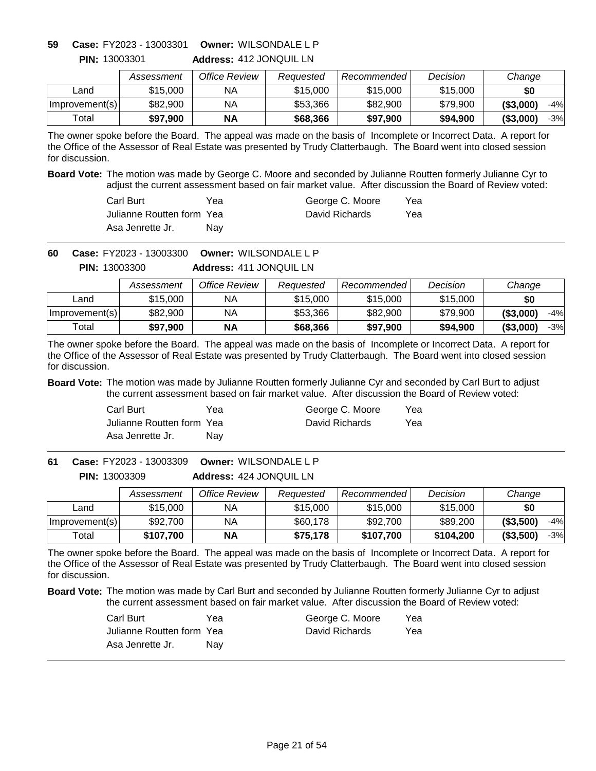**59 Case:** FY2023 - 13003301 **Owner:** WILSONDALE L P

**PIN:** 13003301 **Address:** 412 JONQUIL LN

| | Assessment | Office Review | Requested | Recommended | Decision | Change | |
|---|---|---|---|---|---|---|---|
| Land | $15,000 | NA | $15,000 | $15,000 | $15,000 | **$0** | |
| Improvement(s) | $82,900 | NA | $53,366 | $82,900 | $79,900 | **($3,000)** | -4% |
| Total | **$97,900** | **NA** | **$68,366** | **$97,900** | **$94,900** | **($3,000)** | -3% |

The owner spoke before the Board. The appeal was made on the basis of Incomplete or Incorrect Data. A report for the Office of the Assessor of Real Estate was presented by Trudy Clatterbaugh. The Board went into closed session for discussion.

**Board Vote:** The motion was made by George C. Moore and seconded by Julianne Routten formerly Julianne Cyr to adjust the current assessment based on fair market value. After discussion the Board of Review voted:

| | | | |
|---|---|---|---|
| Carl Burt | Yea | George C. Moore | Yea |
| Julianne Routten form | Yea | David Richards | Yea |
| Asa Jenrette Jr. | Nay | | |

---

**60 Case:** FY2023 - 13003300 **Owner:** WILSONDALE L P

**PIN:** 13003300 **Address:** 411 JONQUIL LN

| | Assessment | Office Review | Requested | Recommended | Decision | Change | |
|---|---|---|---|---|---|---|---|
| Land | $15,000 | NA | $15,000 | $15,000 | $15,000 | **$0** | |
| Improvement(s) | $82,900 | NA | $53,366 | $82,900 | $79,900 | **($3,000)** | -4% |
| Total | **$97,900** | **NA** | **$68,366** | **$97,900** | **$94,900** | **($3,000)** | -3% |

The owner spoke before the Board. The appeal was made on the basis of Incomplete or Incorrect Data. A report for the Office of the Assessor of Real Estate was presented by Trudy Clatterbaugh. The Board went into closed session for discussion.

**Board Vote:** The motion was made by Julianne Routten formerly Julianne Cyr and seconded by Carl Burt to adjust the current assessment based on fair market value. After discussion the Board of Review voted:

| | | | |
|---|---|---|---|
| Carl Burt | Yea | George C. Moore | Yea |
| Julianne Routten form | Yea | David Richards | Yea |
| Asa Jenrette Jr. | Nay | | |

---

**61 Case:** FY2023 - 13003309 **Owner:** WILSONDALE L P

**PIN:** 13003309 **Address:** 424 JONQUIL LN

| | Assessment | Office Review | Requested | Recommended | Decision | Change | |
|---|---|---|---|---|---|---|---|
| Land | $15,000 | NA | $15,000 | $15,000 | $15,000 | **$0** | |
| Improvement(s) | $92,700 | NA | $60,178 | $92,700 | $89,200 | **($3,500)** | -4% |
| Total | **$107,700** | **NA** | **$75,178** | **$107,700** | **$104,200** | **($3,500)** | -3% |

The owner spoke before the Board. The appeal was made on the basis of Incomplete or Incorrect Data. A report for the Office of the Assessor of Real Estate was presented by Trudy Clatterbaugh. The Board went into closed session for discussion.

**Board Vote:** The motion was made by Carl Burt and seconded by Julianne Routten formerly Julianne Cyr to adjust the current assessment based on fair market value. After discussion the Board of Review voted:

| | | | |
|---|---|---|---|
| Carl Burt | Yea | George C. Moore | Yea |
| Julianne Routten form | Yea | David Richards | Yea |
| Asa Jenrette Jr. | Nay | | |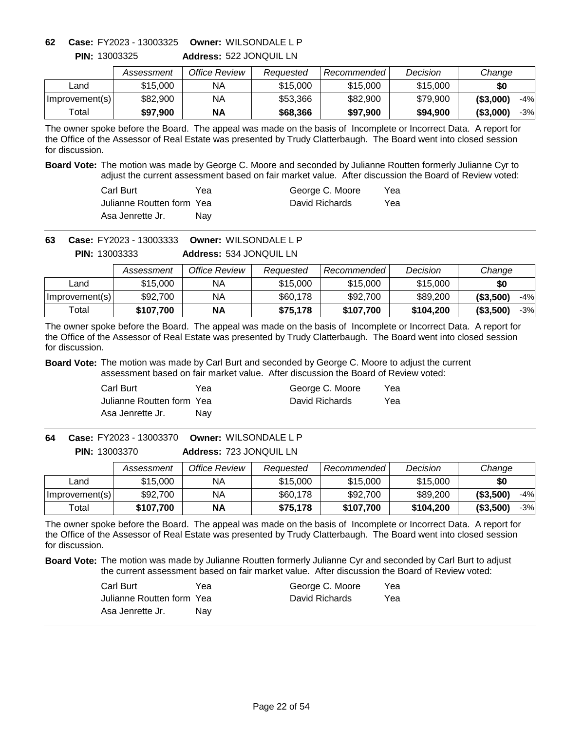**62 Case:** FY2023 - 13003325 **Owner:** WILSONDALE L P
**PIN:** 13003325 **Address:** 522 JONQUIL LN

| | Assessment | Office Review | Requested | Recommended | Decision | Change | |
|---|---|---|---|---|---|---|---|
| Land | $15,000 | NA | $15,000 | $15,000 | $15,000 | **$0** | |
| Improvement(s) | $82,900 | NA | $53,366 | $82,900 | $79,900 | **($3,000)** | -4% |
| Total | **$97,900** | **NA** | **$68,366** | **$97,900** | **$94,900** | **($3,000)** | -3% |

The owner spoke before the Board. The appeal was made on the basis of Incomplete or Incorrect Data. A report for the Office of the Assessor of Real Estate was presented by Trudy Clatterbaugh. The Board went into closed session for discussion.

**Board Vote:** The motion was made by George C. Moore and seconded by Julianne Routten formerly Julianne Cyr to adjust the current assessment based on fair market value. After discussion the Board of Review voted:

| | | | |
|---|---|---|---|
| Carl Burt | Yea | George C. Moore | Yea |
| Julianne Routten form | Yea | David Richards | Yea |
| Asa Jenrette Jr. | Nay | | |

---

**63 Case:** FY2023 - 13003333 **Owner:** WILSONDALE L P
**PIN:** 13003333 **Address:** 534 JONQUIL LN

| | Assessment | Office Review | Requested | Recommended | Decision | Change | |
|---|---|---|---|---|---|---|---|
| Land | $15,000 | NA | $15,000 | $15,000 | $15,000 | **$0** | |
| Improvement(s) | $92,700 | NA | $60,178 | $92,700 | $89,200 | **($3,500)** | -4% |
| Total | **$107,700** | **NA** | **$75,178** | **$107,700** | **$104,200** | **($3,500)** | -3% |

The owner spoke before the Board. The appeal was made on the basis of Incomplete or Incorrect Data. A report for the Office of the Assessor of Real Estate was presented by Trudy Clatterbaugh. The Board went into closed session for discussion.

**Board Vote:** The motion was made by Carl Burt and seconded by George C. Moore to adjust the current assessment based on fair market value. After discussion the Board of Review voted:

| | | | |
|---|---|---|---|
| Carl Burt | Yea | George C. Moore | Yea |
| Julianne Routten form | Yea | David Richards | Yea |
| Asa Jenrette Jr. | Nay | | |

---

**64 Case:** FY2023 - 13003370 **Owner:** WILSONDALE L P
**PIN:** 13003370 **Address:** 723 JONQUIL LN

| | Assessment | Office Review | Requested | Recommended | Decision | Change | |
|---|---|---|---|---|---|---|---|
| Land | $15,000 | NA | $15,000 | $15,000 | $15,000 | **$0** | |
| Improvement(s) | $92,700 | NA | $60,178 | $92,700 | $89,200 | **($3,500)** | -4% |
| Total | **$107,700** | **NA** | **$75,178** | **$107,700** | **$104,200** | **($3,500)** | -3% |

The owner spoke before the Board. The appeal was made on the basis of Incomplete or Incorrect Data. A report for the Office of the Assessor of Real Estate was presented by Trudy Clatterbaugh. The Board went into closed session for discussion.

**Board Vote:** The motion was made by Julianne Routten formerly Julianne Cyr and seconded by Carl Burt to adjust the current assessment based on fair market value. After discussion the Board of Review voted:

| | | | |
|---|---|---|---|
| Carl Burt | Yea | George C. Moore | Yea |
| Julianne Routten form | Yea | David Richards | Yea |
| Asa Jenrette Jr. | Nay | | |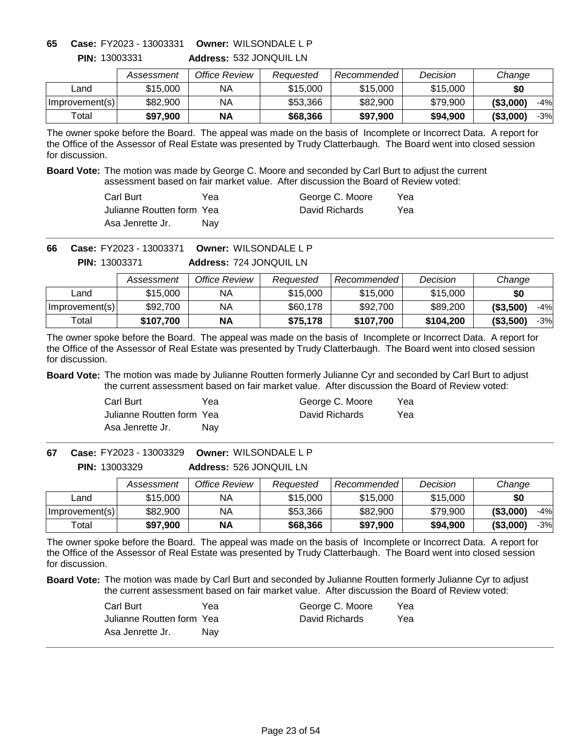**65** **Case:** FY2023 - 13003331 **Owner:** WILSONDALE L P

**PIN:** 13003331 **Address:** 532 JONQUIL LN

| | Assessment | Office Review | Requested | Recommended | Decision | Change | |
|---|---|---|---|---|---|---|---|
| Land | $15,000 | NA | $15,000 | $15,000 | $15,000 | **$0** | |
| Improvement(s) | $82,900 | NA | $53,366 | $82,900 | $79,900 | **($3,000)** | -4% |
| Total | **$97,900** | **NA** | **$68,366** | **$97,900** | **$94,900** | **($3,000)** | -3% |

The owner spoke before the Board. The appeal was made on the basis of Incomplete or Incorrect Data. A report for the Office of the Assessor of Real Estate was presented by Trudy Clatterbaugh. The Board went into closed session for discussion.

**Board Vote:** The motion was made by George C. Moore and seconded by Carl Burt to adjust the current assessment based on fair market value. After discussion the Board of Review voted:

| | | | |
|---|---|---|---|
| Carl Burt | Yea | George C. Moore | Yea |
| Julianne Routten form | Yea | David Richards | Yea |
| Asa Jenrette Jr. | Nay | | |

---

**66** **Case:** FY2023 - 13003371 **Owner:** WILSONDALE L P

**PIN:** 13003371 **Address:** 724 JONQUIL LN

| | Assessment | Office Review | Requested | Recommended | Decision | Change | |
|---|---|---|---|---|---|---|---|
| Land | $15,000 | NA | $15,000 | $15,000 | $15,000 | **$0** | |
| Improvement(s) | $92,700 | NA | $60,178 | $92,700 | $89,200 | **($3,500)** | -4% |
| Total | **$107,700** | **NA** | **$75,178** | **$107,700** | **$104,200** | **($3,500)** | -3% |

The owner spoke before the Board. The appeal was made on the basis of Incomplete or Incorrect Data. A report for the Office of the Assessor of Real Estate was presented by Trudy Clatterbaugh. The Board went into closed session for discussion.

**Board Vote:** The motion was made by Julianne Routten formerly Julianne Cyr and seconded by Carl Burt to adjust the current assessment based on fair market value. After discussion the Board of Review voted:

| | | | |
|---|---|---|---|
| Carl Burt | Yea | George C. Moore | Yea |
| Julianne Routten form | Yea | David Richards | Yea |
| Asa Jenrette Jr. | Nay | | |

---

**67** **Case:** FY2023 - 13003329 **Owner:** WILSONDALE L P

**PIN:** 13003329 **Address:** 526 JONQUIL LN

| | Assessment | Office Review | Requested | Recommended | Decision | Change | |
|---|---|---|---|---|---|---|---|
| Land | $15,000 | NA | $15,000 | $15,000 | $15,000 | **$0** | |
| Improvement(s) | $82,900 | NA | $53,366 | $82,900 | $79,900 | **($3,000)** | -4% |
| Total | **$97,900** | **NA** | **$68,366** | **$97,900** | **$94,900** | **($3,000)** | -3% |

The owner spoke before the Board. The appeal was made on the basis of Incomplete or Incorrect Data. A report for the Office of the Assessor of Real Estate was presented by Trudy Clatterbaugh. The Board went into closed session for discussion.

**Board Vote:** The motion was made by Carl Burt and seconded by Julianne Routten formerly Julianne Cyr to adjust the current assessment based on fair market value. After discussion the Board of Review voted:

| | | | |
|---|---|---|---|
| Carl Burt | Yea | George C. Moore | Yea |
| Julianne Routten form | Yea | David Richards | Yea |
| Asa Jenrette Jr. | Nay | | |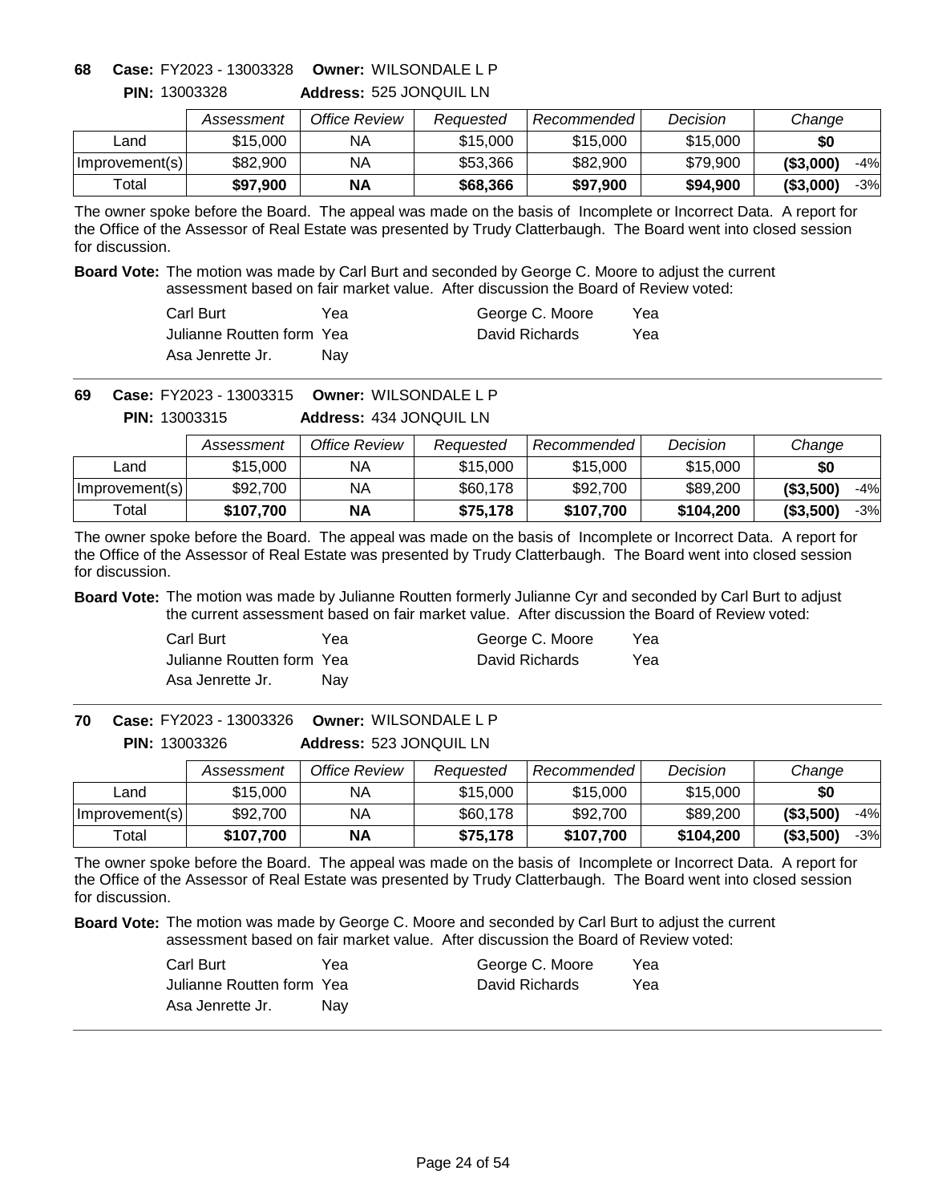**68 Case:** FY2023 - 13003328 **Owner:** WILSONDALE L P

**PIN:** 13003328 **Address:** 525 JONQUIL LN

| | Assessment | Office Review | Requested | Recommended | Decision | Change | |
|---|---|---|---|---|---|---|---|
| Land | $15,000 | NA | $15,000 | $15,000 | $15,000 | **$0** | |
| Improvement(s) | $82,900 | NA | $53,366 | $82,900 | $79,900 | **($3,000)** | -4% |
| Total | **$97,900** | **NA** | **$68,366** | **$97,900** | **$94,900** | **($3,000)** | -3% |

The owner spoke before the Board. The appeal was made on the basis of Incomplete or Incorrect Data. A report for the Office of the Assessor of Real Estate was presented by Trudy Clatterbaugh. The Board went into closed session for discussion.

**Board Vote:** The motion was made by Carl Burt and seconded by George C. Moore to adjust the current assessment based on fair market value. After discussion the Board of Review voted:

| | | | |
|---|---|---|---|
| Carl Burt | Yea | George C. Moore | Yea |
| Julianne Routten form | Yea | David Richards | Yea |
| Asa Jenrette Jr. | Nay | | |

---

**69 Case:** FY2023 - 13003315 **Owner:** WILSONDALE L P

**PIN:** 13003315 **Address:** 434 JONQUIL LN

| | Assessment | Office Review | Requested | Recommended | Decision | Change | |
|---|---|---|---|---|---|---|---|
| Land | $15,000 | NA | $15,000 | $15,000 | $15,000 | **$0** | |
| Improvement(s) | $92,700 | NA | $60,178 | $92,700 | $89,200 | **($3,500)** | -4% |
| Total | **$107,700** | **NA** | **$75,178** | **$107,700** | **$104,200** | **($3,500)** | -3% |

The owner spoke before the Board. The appeal was made on the basis of Incomplete or Incorrect Data. A report for the Office of the Assessor of Real Estate was presented by Trudy Clatterbaugh. The Board went into closed session for discussion.

**Board Vote:** The motion was made by Julianne Routten formerly Julianne Cyr and seconded by Carl Burt to adjust the current assessment based on fair market value. After discussion the Board of Review voted:

| | | | |
|---|---|---|---|
| Carl Burt | Yea | George C. Moore | Yea |
| Julianne Routten form | Yea | David Richards | Yea |
| Asa Jenrette Jr. | Nay | | |

---

**70 Case:** FY2023 - 13003326 **Owner:** WILSONDALE L P

**PIN:** 13003326 **Address:** 523 JONQUIL LN

| | Assessment | Office Review | Requested | Recommended | Decision | Change | |
|---|---|---|---|---|---|---|---|
| Land | $15,000 | NA | $15,000 | $15,000 | $15,000 | **$0** | |
| Improvement(s) | $92,700 | NA | $60,178 | $92,700 | $89,200 | **($3,500)** | -4% |
| Total | **$107,700** | **NA** | **$75,178** | **$107,700** | **$104,200** | **($3,500)** | -3% |

The owner spoke before the Board. The appeal was made on the basis of Incomplete or Incorrect Data. A report for the Office of the Assessor of Real Estate was presented by Trudy Clatterbaugh. The Board went into closed session for discussion.

**Board Vote:** The motion was made by George C. Moore and seconded by Carl Burt to adjust the current assessment based on fair market value. After discussion the Board of Review voted:

| | | | |
|---|---|---|---|
| Carl Burt | Yea | George C. Moore | Yea |
| Julianne Routten form | Yea | David Richards | Yea |
| Asa Jenrette Jr. | Nay | | |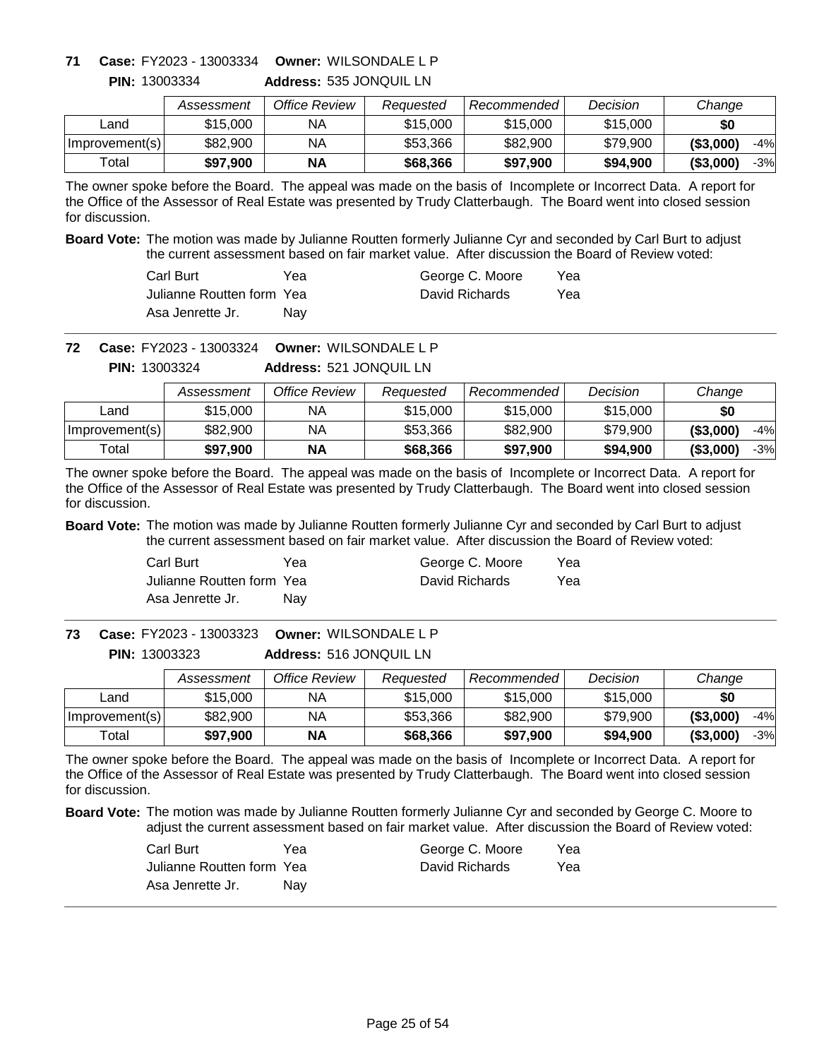**71 Case:** FY2023 - 13003334 **Owner:** WILSONDALE L P
**PIN:** 13003334 **Address:** 535 JONQUIL LN

| | Assessment | Office Review | Requested | Recommended | Decision | Change | |
|---|---|---|---|---|---|---|---|
| Land | $15,000 | NA | $15,000 | $15,000 | $15,000 | **$0** | |
| Improvement(s) | $82,900 | NA | $53,366 | $82,900 | $79,900 | **($3,000)** | -4% |
| Total | **$97,900** | **NA** | **$68,366** | **$97,900** | **$94,900** | **($3,000)** | -3% |

The owner spoke before the Board. The appeal was made on the basis of Incomplete or Incorrect Data. A report for the Office of the Assessor of Real Estate was presented by Trudy Clatterbaugh. The Board went into closed session for discussion.

**Board Vote:** The motion was made by Julianne Routten formerly Julianne Cyr and seconded by Carl Burt to adjust the current assessment based on fair market value. After discussion the Board of Review voted:

| | | | |
|---|---|---|---|
| Carl Burt | Yea | George C. Moore | Yea |
| Julianne Routten form | Yea | David Richards | Yea |
| Asa Jenrette Jr. | Nay | | |

---

**72 Case:** FY2023 - 13003324 **Owner:** WILSONDALE L P
**PIN:** 13003324 **Address:** 521 JONQUIL LN

| | Assessment | Office Review | Requested | Recommended | Decision | Change | |
|---|---|---|---|---|---|---|---|
| Land | $15,000 | NA | $15,000 | $15,000 | $15,000 | **$0** | |
| Improvement(s) | $82,900 | NA | $53,366 | $82,900 | $79,900 | **($3,000)** | -4% |
| Total | **$97,900** | **NA** | **$68,366** | **$97,900** | **$94,900** | **($3,000)** | -3% |

The owner spoke before the Board. The appeal was made on the basis of Incomplete or Incorrect Data. A report for the Office of the Assessor of Real Estate was presented by Trudy Clatterbaugh. The Board went into closed session for discussion.

**Board Vote:** The motion was made by Julianne Routten formerly Julianne Cyr and seconded by Carl Burt to adjust the current assessment based on fair market value. After discussion the Board of Review voted:

| | | | |
|---|---|---|---|
| Carl Burt | Yea | George C. Moore | Yea |
| Julianne Routten form | Yea | David Richards | Yea |
| Asa Jenrette Jr. | Nay | | |

---

**73 Case:** FY2023 - 13003323 **Owner:** WILSONDALE L P
**PIN:** 13003323 **Address:** 516 JONQUIL LN

| | Assessment | Office Review | Requested | Recommended | Decision | Change | |
|---|---|---|---|---|---|---|---|
| Land | $15,000 | NA | $15,000 | $15,000 | $15,000 | **$0** | |
| Improvement(s) | $82,900 | NA | $53,366 | $82,900 | $79,900 | **($3,000)** | -4% |
| Total | **$97,900** | **NA** | **$68,366** | **$97,900** | **$94,900** | **($3,000)** | -3% |

The owner spoke before the Board. The appeal was made on the basis of Incomplete or Incorrect Data. A report for the Office of the Assessor of Real Estate was presented by Trudy Clatterbaugh. The Board went into closed session for discussion.

**Board Vote:** The motion was made by Julianne Routten formerly Julianne Cyr and seconded by George C. Moore to adjust the current assessment based on fair market value. After discussion the Board of Review voted:

| | | | |
|---|---|---|---|
| Carl Burt | Yea | George C. Moore | Yea |
| Julianne Routten form | Yea | David Richards | Yea |
| Asa Jenrette Jr. | Nay | | |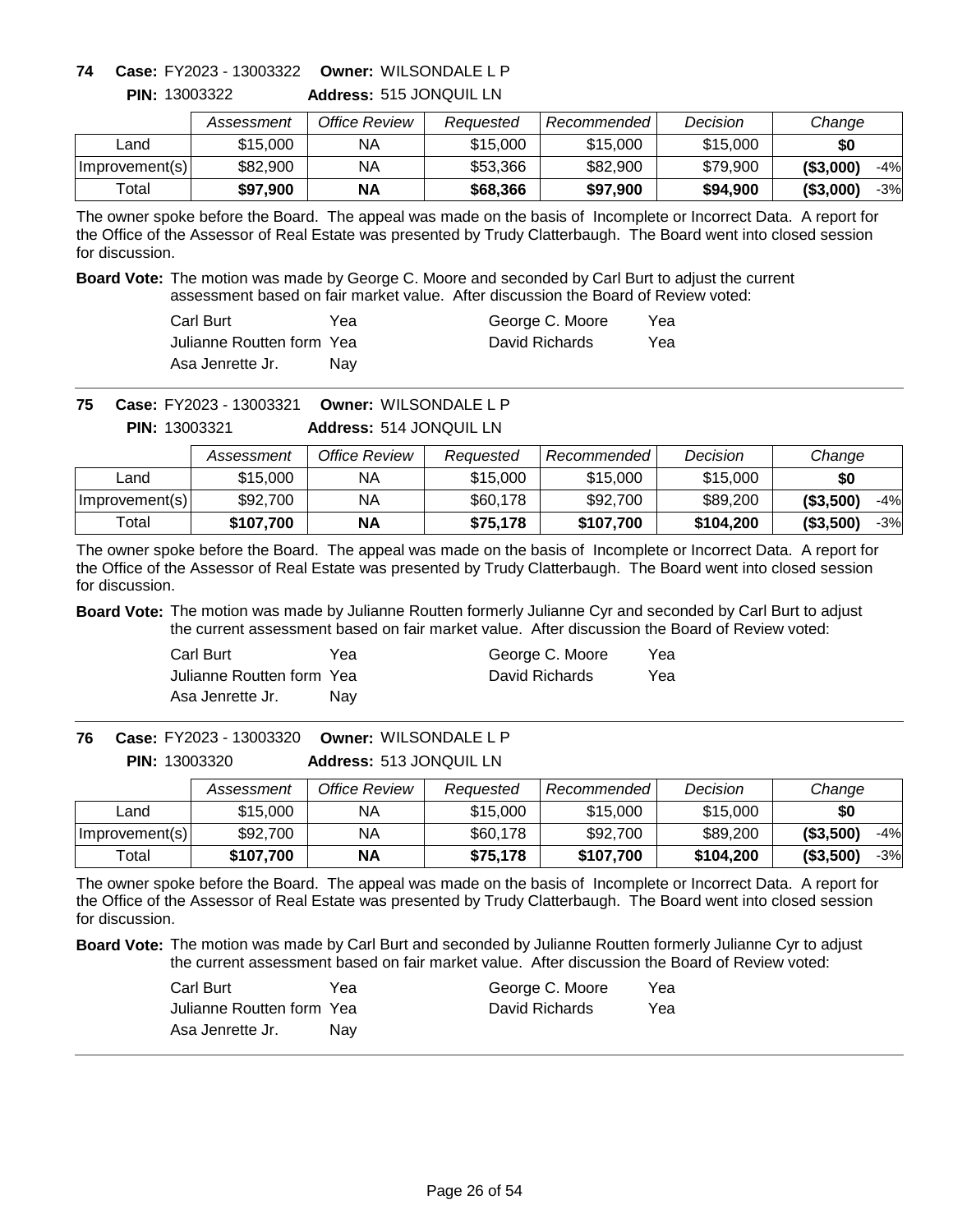**74 Case:** FY2023 - 13003322 **Owner:** WILSONDALE L P
**PIN:** 13003322 **Address:** 515 JONQUIL LN

| | *Assessment* | *Office Review* | *Requested* | *Recommended* | *Decision* | *Change* | |
|---|---|---|---|---|---|---|---|
| Land | $15,000 | NA | $15,000 | $15,000 | $15,000 | **$0** | |
| Improvement(s) | $82,900 | NA | $53,366 | $82,900 | $79,900 | **($3,000)** | -4% |
| Total | **$97,900** | **NA** | **$68,366** | **$97,900** | **$94,900** | **($3,000)** | -3% |

The owner spoke before the Board. The appeal was made on the basis of Incomplete or Incorrect Data. A report for the Office of the Assessor of Real Estate was presented by Trudy Clatterbaugh. The Board went into closed session for discussion.

**Board Vote:** The motion was made by George C. Moore and seconded by Carl Burt to adjust the current assessment based on fair market value. After discussion the Board of Review voted:

| | | | |
|---|---|---|---|
| Carl Burt | Yea | George C. Moore | Yea |
| Julianne Routten form | Yea | David Richards | Yea |
| Asa Jenrette Jr. | Nay | | |

---

**75 Case:** FY2023 - 13003321 **Owner:** WILSONDALE L P
**PIN:** 13003321 **Address:** 514 JONQUIL LN

| | *Assessment* | *Office Review* | *Requested* | *Recommended* | *Decision* | *Change* | |
|---|---|---|---|---|---|---|---|
| Land | $15,000 | NA | $15,000 | $15,000 | $15,000 | **$0** | |
| Improvement(s) | $92,700 | NA | $60,178 | $92,700 | $89,200 | **($3,500)** | -4% |
| Total | **$107,700** | **NA** | **$75,178** | **$107,700** | **$104,200** | **($3,500)** | -3% |

The owner spoke before the Board. The appeal was made on the basis of Incomplete or Incorrect Data. A report for the Office of the Assessor of Real Estate was presented by Trudy Clatterbaugh. The Board went into closed session for discussion.

**Board Vote:** The motion was made by Julianne Routten formerly Julianne Cyr and seconded by Carl Burt to adjust the current assessment based on fair market value. After discussion the Board of Review voted:

| | | | |
|---|---|---|---|
| Carl Burt | Yea | George C. Moore | Yea |
| Julianne Routten form | Yea | David Richards | Yea |
| Asa Jenrette Jr. | Nay | | |

---

**76 Case:** FY2023 - 13003320 **Owner:** WILSONDALE L P
**PIN:** 13003320 **Address:** 513 JONQUIL LN

| | *Assessment* | *Office Review* | *Requested* | *Recommended* | *Decision* | *Change* | |
|---|---|---|---|---|---|---|---|
| Land | $15,000 | NA | $15,000 | $15,000 | $15,000 | **$0** | |
| Improvement(s) | $92,700 | NA | $60,178 | $92,700 | $89,200 | **($3,500)** | -4% |
| Total | **$107,700** | **NA** | **$75,178** | **$107,700** | **$104,200** | **($3,500)** | -3% |

The owner spoke before the Board. The appeal was made on the basis of Incomplete or Incorrect Data. A report for the Office of the Assessor of Real Estate was presented by Trudy Clatterbaugh. The Board went into closed session for discussion.

**Board Vote:** The motion was made by Carl Burt and seconded by Julianne Routten formerly Julianne Cyr to adjust the current assessment based on fair market value. After discussion the Board of Review voted:

| | | | |
|---|---|---|---|
| Carl Burt | Yea | George C. Moore | Yea |
| Julianne Routten form | Yea | David Richards | Yea |
| Asa Jenrette Jr. | Nay | | |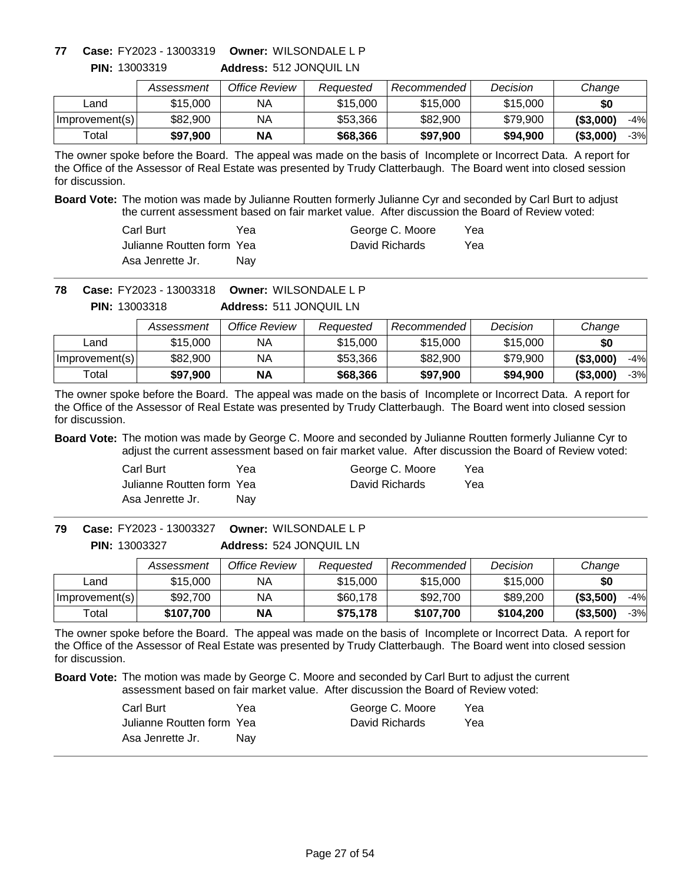**77** **Case:** FY2023 - 13003319 **Owner:** WILSONDALE L P

**PIN:** 13003319 **Address:** 512 JONQUIL LN

| | Assessment | Office Review | Requested | Recommended | Decision | Change | |
|---|---|---|---|---|---|---|---|
| Land | $15,000 | NA | $15,000 | $15,000 | $15,000 | **$0** | |
| Improvement(s) | $82,900 | NA | $53,366 | $82,900 | $79,900 | **($3,000)** | -4% |
| Total | **$97,900** | **NA** | **$68,366** | **$97,900** | **$94,900** | **($3,000)** | -3% |

The owner spoke before the Board. The appeal was made on the basis of Incomplete or Incorrect Data. A report for the Office of the Assessor of Real Estate was presented by Trudy Clatterbaugh. The Board went into closed session for discussion.

**Board Vote:** The motion was made by Julianne Routten formerly Julianne Cyr and seconded by Carl Burt to adjust the current assessment based on fair market value. After discussion the Board of Review voted:

| | | | |
|---|---|---|---|
| Carl Burt | Yea | George C. Moore | Yea |
| Julianne Routten form | Yea | David Richards | Yea |
| Asa Jenrette Jr. | Nay | | |

---

**78** **Case:** FY2023 - 13003318 **Owner:** WILSONDALE L P

**PIN:** 13003318 **Address:** 511 JONQUIL LN

| | Assessment | Office Review | Requested | Recommended | Decision | Change | |
|---|---|---|---|---|---|---|---|
| Land | $15,000 | NA | $15,000 | $15,000 | $15,000 | **$0** | |
| Improvement(s) | $82,900 | NA | $53,366 | $82,900 | $79,900 | **($3,000)** | -4% |
| Total | **$97,900** | **NA** | **$68,366** | **$97,900** | **$94,900** | **($3,000)** | -3% |

The owner spoke before the Board. The appeal was made on the basis of Incomplete or Incorrect Data. A report for the Office of the Assessor of Real Estate was presented by Trudy Clatterbaugh. The Board went into closed session for discussion.

**Board Vote:** The motion was made by George C. Moore and seconded by Julianne Routten formerly Julianne Cyr to adjust the current assessment based on fair market value. After discussion the Board of Review voted:

| | | | |
|---|---|---|---|
| Carl Burt | Yea | George C. Moore | Yea |
| Julianne Routten form | Yea | David Richards | Yea |
| Asa Jenrette Jr. | Nay | | |

---

**79** **Case:** FY2023 - 13003327 **Owner:** WILSONDALE L P

**PIN:** 13003327 **Address:** 524 JONQUIL LN

| | Assessment | Office Review | Requested | Recommended | Decision | Change | |
|---|---|---|---|---|---|---|---|
| Land | $15,000 | NA | $15,000 | $15,000 | $15,000 | **$0** | |
| Improvement(s) | $92,700 | NA | $60,178 | $92,700 | $89,200 | **($3,500)** | -4% |
| Total | **$107,700** | **NA** | **$75,178** | **$107,700** | **$104,200** | **($3,500)** | -3% |

The owner spoke before the Board. The appeal was made on the basis of Incomplete or Incorrect Data. A report for the Office of the Assessor of Real Estate was presented by Trudy Clatterbaugh. The Board went into closed session for discussion.

**Board Vote:** The motion was made by George C. Moore and seconded by Carl Burt to adjust the current assessment based on fair market value. After discussion the Board of Review voted:

| | | | |
|---|---|---|---|
| Carl Burt | Yea | George C. Moore | Yea |
| Julianne Routten form | Yea | David Richards | Yea |
| Asa Jenrette Jr. | Nay | | |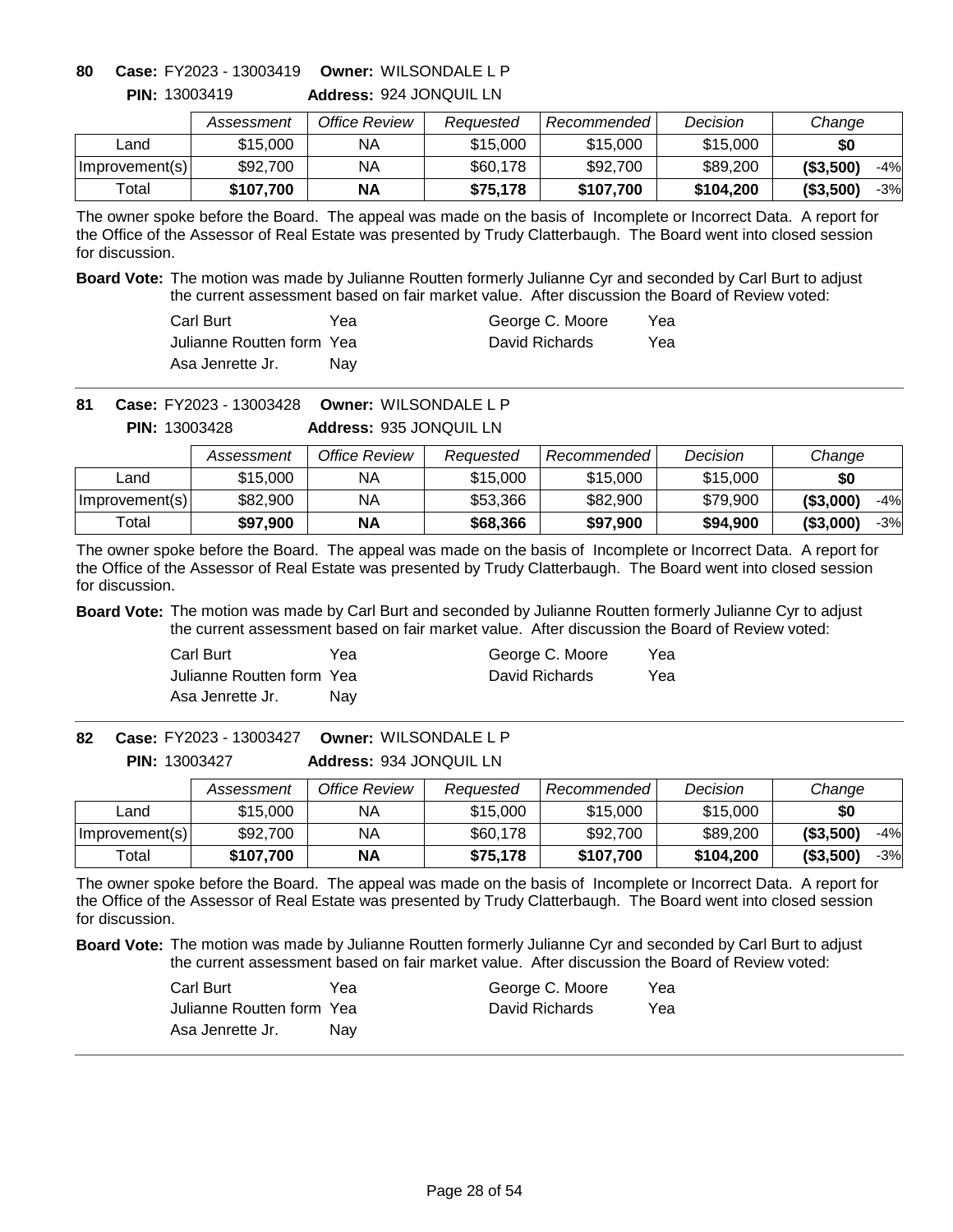**80 Case:** FY2023 - 13003419 **Owner:** WILSONDALE L P

**PIN:** 13003419 **Address:** 924 JONQUIL LN

| | *Assessment* | *Office Review* | *Requested* | *Recommended* | *Decision* | *Change* | |
|---|---|---|---|---|---|---|---|
| Land | $15,000 | NA | $15,000 | $15,000 | $15,000 | **$0** | |
| Improvement(s) | $92,700 | NA | $60,178 | $92,700 | $89,200 | **($3,500)** | -4% |
| Total | **$107,700** | **NA** | **$75,178** | **$107,700** | **$104,200** | **($3,500)** | -3% |

The owner spoke before the Board. The appeal was made on the basis of Incomplete or Incorrect Data. A report for the Office of the Assessor of Real Estate was presented by Trudy Clatterbaugh. The Board went into closed session for discussion.

**Board Vote:** The motion was made by Julianne Routten formerly Julianne Cyr and seconded by Carl Burt to adjust the current assessment based on fair market value. After discussion the Board of Review voted:

| | | | |
|---|---|---|---|
| Carl Burt | Yea | George C. Moore | Yea |
| Julianne Routten form | Yea | David Richards | Yea |
| Asa Jenrette Jr. | Nay | | |

---

**81 Case:** FY2023 - 13003428 **Owner:** WILSONDALE L P

**PIN:** 13003428 **Address:** 935 JONQUIL LN

| | *Assessment* | *Office Review* | *Requested* | *Recommended* | *Decision* | *Change* | |
|---|---|---|---|---|---|---|---|
| Land | $15,000 | NA | $15,000 | $15,000 | $15,000 | **$0** | |
| Improvement(s) | $82,900 | NA | $53,366 | $82,900 | $79,900 | **($3,000)** | -4% |
| Total | **$97,900** | **NA** | **$68,366** | **$97,900** | **$94,900** | **($3,000)** | -3% |

The owner spoke before the Board. The appeal was made on the basis of Incomplete or Incorrect Data. A report for the Office of the Assessor of Real Estate was presented by Trudy Clatterbaugh. The Board went into closed session for discussion.

**Board Vote:** The motion was made by Carl Burt and seconded by Julianne Routten formerly Julianne Cyr to adjust the current assessment based on fair market value. After discussion the Board of Review voted:

| | | | |
|---|---|---|---|
| Carl Burt | Yea | George C. Moore | Yea |
| Julianne Routten form | Yea | David Richards | Yea |
| Asa Jenrette Jr. | Nay | | |

---

**82 Case:** FY2023 - 13003427 **Owner:** WILSONDALE L P

**PIN:** 13003427 **Address:** 934 JONQUIL LN

| | *Assessment* | *Office Review* | *Requested* | *Recommended* | *Decision* | *Change* | |
|---|---|---|---|---|---|---|---|
| Land | $15,000 | NA | $15,000 | $15,000 | $15,000 | **$0** | |
| Improvement(s) | $92,700 | NA | $60,178 | $92,700 | $89,200 | **($3,500)** | -4% |
| Total | **$107,700** | **NA** | **$75,178** | **$107,700** | **$104,200** | **($3,500)** | -3% |

The owner spoke before the Board. The appeal was made on the basis of Incomplete or Incorrect Data. A report for the Office of the Assessor of Real Estate was presented by Trudy Clatterbaugh. The Board went into closed session for discussion.

**Board Vote:** The motion was made by Julianne Routten formerly Julianne Cyr and seconded by Carl Burt to adjust the current assessment based on fair market value. After discussion the Board of Review voted:

| | | | |
|---|---|---|---|
| Carl Burt | Yea | George C. Moore | Yea |
| Julianne Routten form | Yea | David Richards | Yea |
| Asa Jenrette Jr. | Nay | | |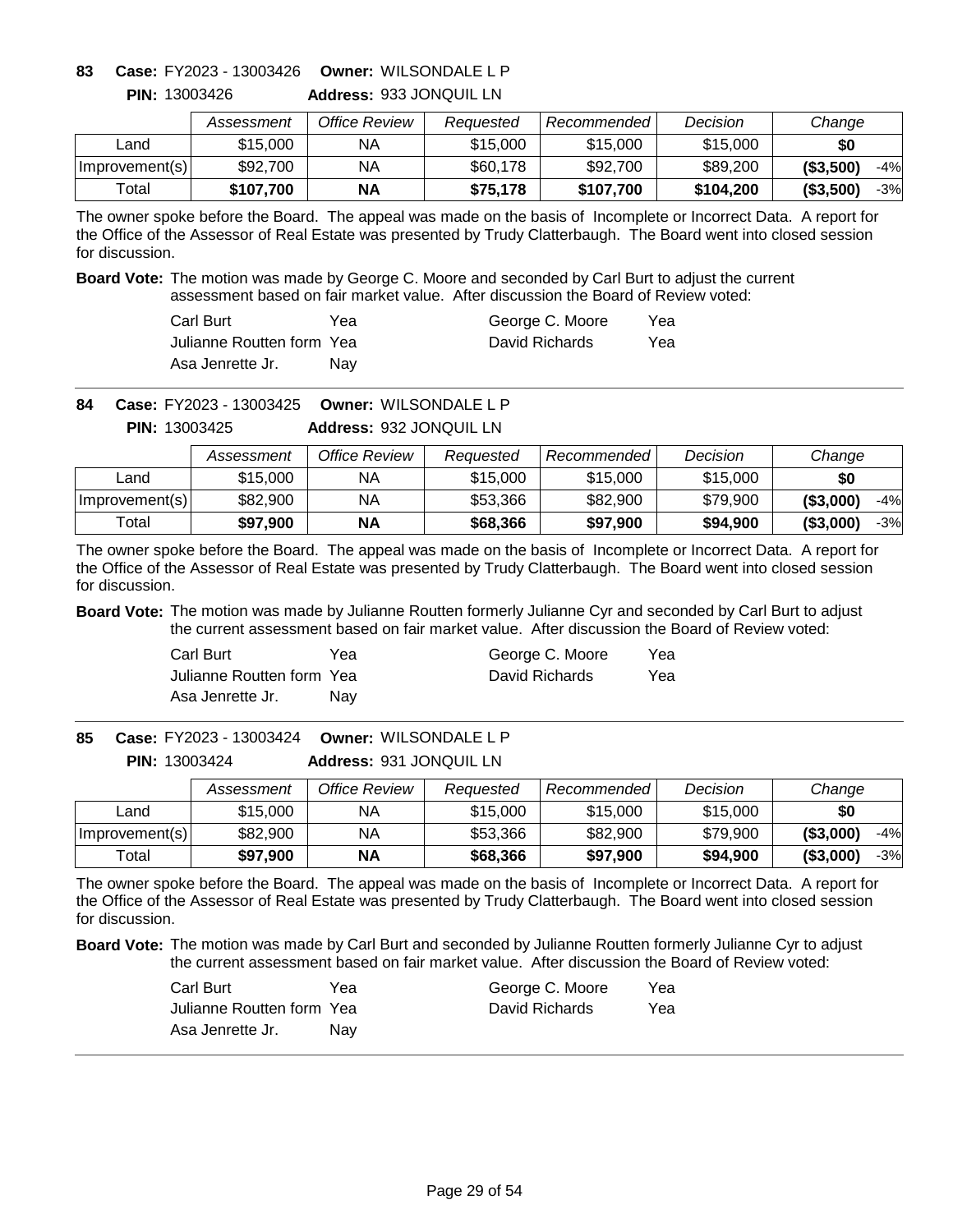**83 Case:** FY2023 - 13003426 **Owner:** WILSONDALE L P

**PIN:** 13003426 **Address:** 933 JONQUIL LN

| | Assessment | Office Review | Requested | Recommended | Decision | Change | |
|---|---|---|---|---|---|---|---|
| Land | $15,000 | NA | $15,000 | $15,000 | $15,000 | **$0** | |
| Improvement(s) | $92,700 | NA | $60,178 | $92,700 | $89,200 | **($3,500)** | -4% |
| Total | **$107,700** | **NA** | **$75,178** | **$107,700** | **$104,200** | **($3,500)** | -3% |

The owner spoke before the Board. The appeal was made on the basis of Incomplete or Incorrect Data. A report for the Office of the Assessor of Real Estate was presented by Trudy Clatterbaugh. The Board went into closed session for discussion.

**Board Vote:** The motion was made by George C. Moore and seconded by Carl Burt to adjust the current assessment based on fair market value. After discussion the Board of Review voted:

| | | | |
|---|---|---|---|
| Carl Burt | Yea | George C. Moore | Yea |
| Julianne Routten form | Yea | David Richards | Yea |
| Asa Jenrette Jr. | Nay | | |

---

**84 Case:** FY2023 - 13003425 **Owner:** WILSONDALE L P

**PIN:** 13003425 **Address:** 932 JONQUIL LN

| | Assessment | Office Review | Requested | Recommended | Decision | Change | |
|---|---|---|---|---|---|---|---|
| Land | $15,000 | NA | $15,000 | $15,000 | $15,000 | **$0** | |
| Improvement(s) | $82,900 | NA | $53,366 | $82,900 | $79,900 | **($3,000)** | -4% |
| Total | **$97,900** | **NA** | **$68,366** | **$97,900** | **$94,900** | **($3,000)** | -3% |

The owner spoke before the Board. The appeal was made on the basis of Incomplete or Incorrect Data. A report for the Office of the Assessor of Real Estate was presented by Trudy Clatterbaugh. The Board went into closed session for discussion.

**Board Vote:** The motion was made by Julianne Routten formerly Julianne Cyr and seconded by Carl Burt to adjust the current assessment based on fair market value. After discussion the Board of Review voted:

| | | | |
|---|---|---|---|
| Carl Burt | Yea | George C. Moore | Yea |
| Julianne Routten form | Yea | David Richards | Yea |
| Asa Jenrette Jr. | Nay | | |

---

**85 Case:** FY2023 - 13003424 **Owner:** WILSONDALE L P

**PIN:** 13003424 **Address:** 931 JONQUIL LN

| | Assessment | Office Review | Requested | Recommended | Decision | Change | |
|---|---|---|---|---|---|---|---|
| Land | $15,000 | NA | $15,000 | $15,000 | $15,000 | **$0** | |
| Improvement(s) | $82,900 | NA | $53,366 | $82,900 | $79,900 | **($3,000)** | -4% |
| Total | **$97,900** | **NA** | **$68,366** | **$97,900** | **$94,900** | **($3,000)** | -3% |

The owner spoke before the Board. The appeal was made on the basis of Incomplete or Incorrect Data. A report for the Office of the Assessor of Real Estate was presented by Trudy Clatterbaugh. The Board went into closed session for discussion.

**Board Vote:** The motion was made by Carl Burt and seconded by Julianne Routten formerly Julianne Cyr to adjust the current assessment based on fair market value. After discussion the Board of Review voted:

| | | | |
|---|---|---|---|
| Carl Burt | Yea | George C. Moore | Yea |
| Julianne Routten form | Yea | David Richards | Yea |
| Asa Jenrette Jr. | Nay | | |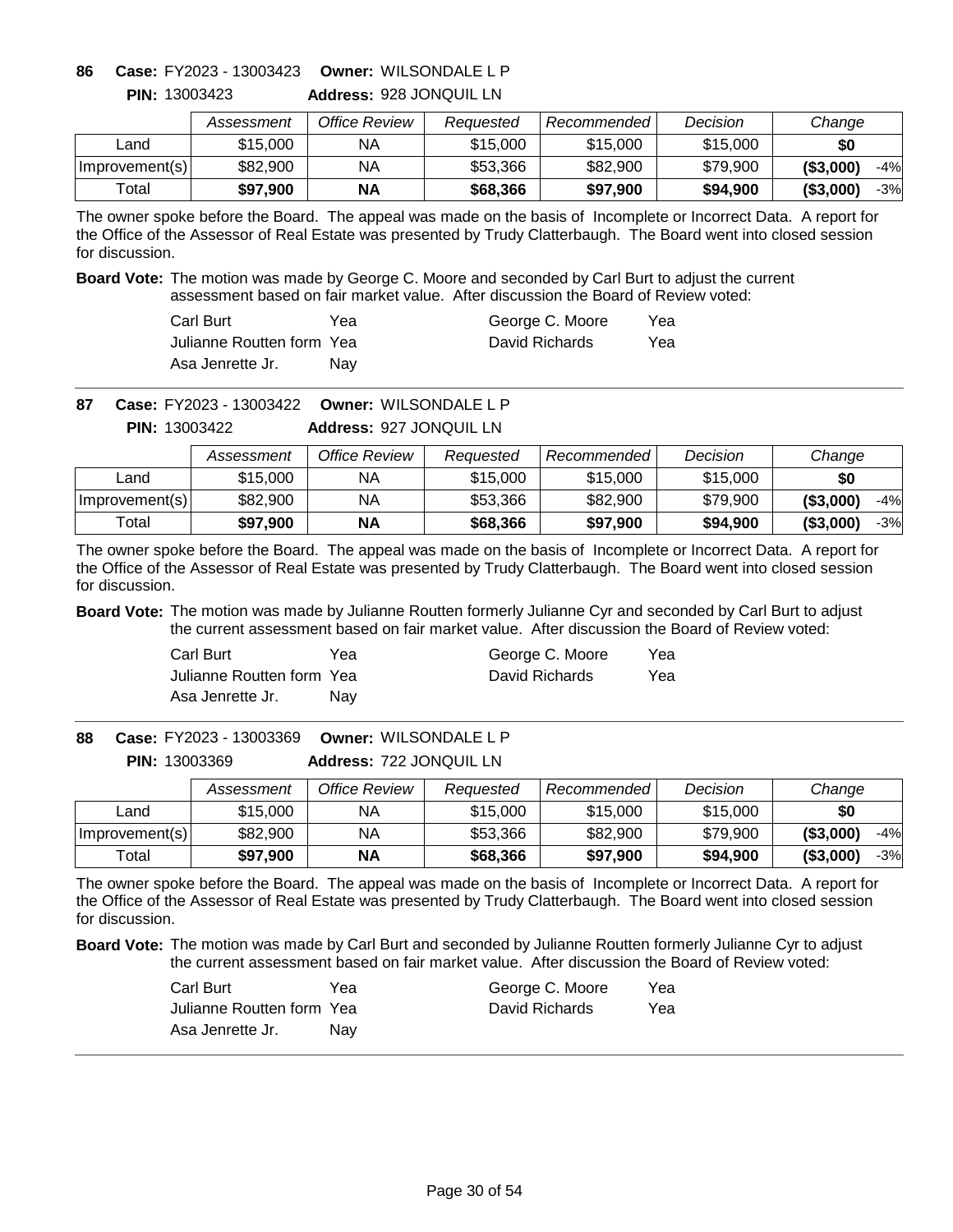**86 Case:** FY2023 - 13003423 **Owner:** WILSONDALE L P

**PIN:** 13003423 **Address:** 928 JONQUIL LN

| | *Assessment* | *Office Review* | *Requested* | *Recommended* | *Decision* | *Change* | |
|---|---|---|---|---|---|---|---|
| Land | $15,000 | NA | $15,000 | $15,000 | $15,000 | **$0** | |
| Improvement(s) | $82,900 | NA | $53,366 | $82,900 | $79,900 | **($3,000)** | -4% |
| Total | **$97,900** | **NA** | **$68,366** | **$97,900** | **$94,900** | **($3,000)** | -3% |

The owner spoke before the Board. The appeal was made on the basis of Incomplete or Incorrect Data. A report for the Office of the Assessor of Real Estate was presented by Trudy Clatterbaugh. The Board went into closed session for discussion.

**Board Vote:** The motion was made by George C. Moore and seconded by Carl Burt to adjust the current assessment based on fair market value. After discussion the Board of Review voted:

| | | | |
|---|---|---|---|
| Carl Burt | Yea | George C. Moore | Yea |
| Julianne Routten form | Yea | David Richards | Yea |
| Asa Jenrette Jr. | Nay | | |

---

**87 Case:** FY2023 - 13003422 **Owner:** WILSONDALE L P

**PIN:** 13003422 **Address:** 927 JONQUIL LN

| | *Assessment* | *Office Review* | *Requested* | *Recommended* | *Decision* | *Change* | |
|---|---|---|---|---|---|---|---|
| Land | $15,000 | NA | $15,000 | $15,000 | $15,000 | **$0** | |
| Improvement(s) | $82,900 | NA | $53,366 | $82,900 | $79,900 | **($3,000)** | -4% |
| Total | **$97,900** | **NA** | **$68,366** | **$97,900** | **$94,900** | **($3,000)** | -3% |

The owner spoke before the Board. The appeal was made on the basis of Incomplete or Incorrect Data. A report for the Office of the Assessor of Real Estate was presented by Trudy Clatterbaugh. The Board went into closed session for discussion.

**Board Vote:** The motion was made by Julianne Routten formerly Julianne Cyr and seconded by Carl Burt to adjust the current assessment based on fair market value. After discussion the Board of Review voted:

| | | | |
|---|---|---|---|
| Carl Burt | Yea | George C. Moore | Yea |
| Julianne Routten form | Yea | David Richards | Yea |
| Asa Jenrette Jr. | Nay | | |

---

**88 Case:** FY2023 - 13003369 **Owner:** WILSONDALE L P

**PIN:** 13003369 **Address:** 722 JONQUIL LN

| | *Assessment* | *Office Review* | *Requested* | *Recommended* | *Decision* | *Change* | |
|---|---|---|---|---|---|---|---|
| Land | $15,000 | NA | $15,000 | $15,000 | $15,000 | **$0** | |
| Improvement(s) | $82,900 | NA | $53,366 | $82,900 | $79,900 | **($3,000)** | -4% |
| Total | **$97,900** | **NA** | **$68,366** | **$97,900** | **$94,900** | **($3,000)** | -3% |

The owner spoke before the Board. The appeal was made on the basis of Incomplete or Incorrect Data. A report for the Office of the Assessor of Real Estate was presented by Trudy Clatterbaugh. The Board went into closed session for discussion.

**Board Vote:** The motion was made by Carl Burt and seconded by Julianne Routten formerly Julianne Cyr to adjust the current assessment based on fair market value. After discussion the Board of Review voted:

| | | | |
|---|---|---|---|
| Carl Burt | Yea | George C. Moore | Yea |
| Julianne Routten form | Yea | David Richards | Yea |
| Asa Jenrette Jr. | Nay | | |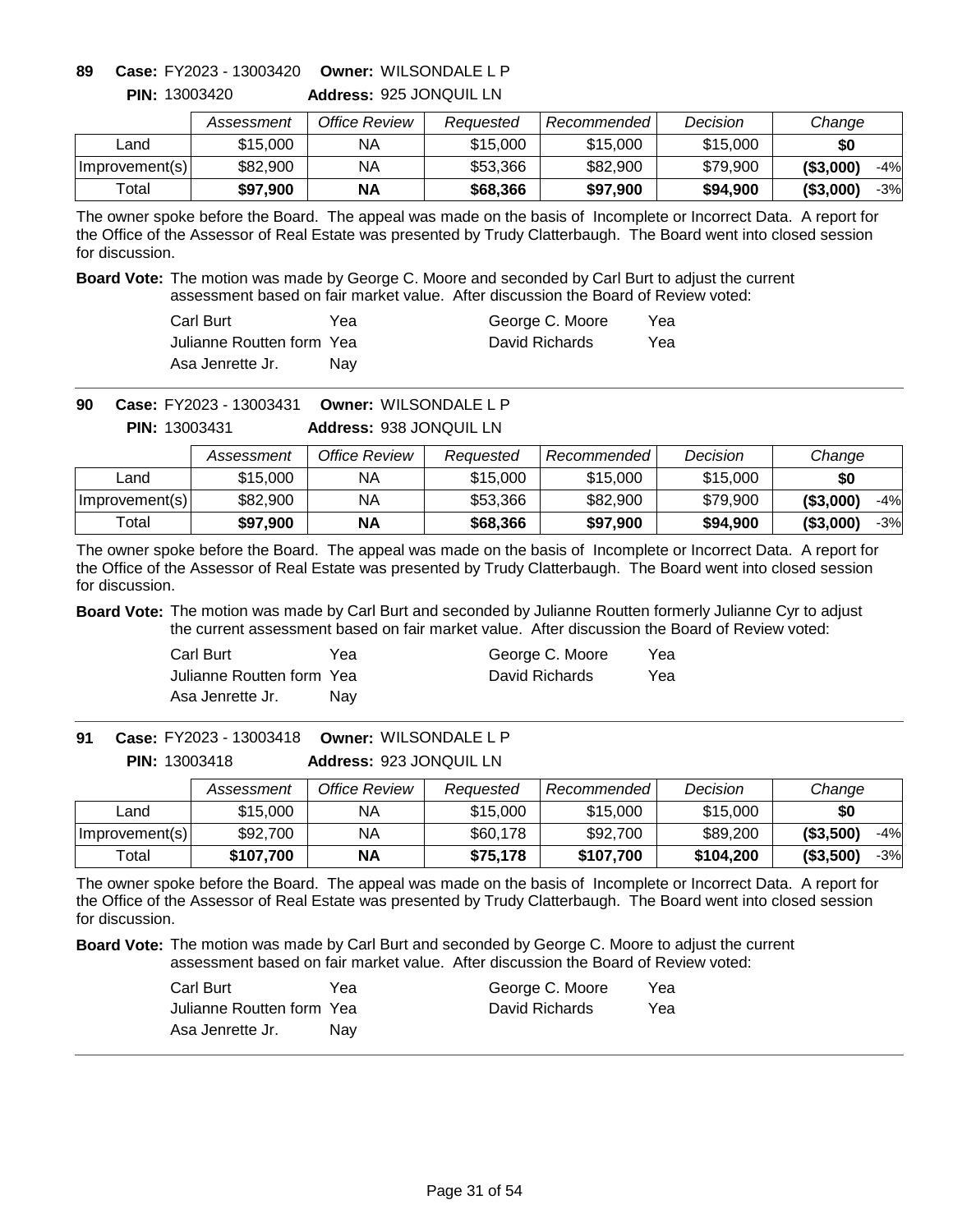**89 Case:** FY2023 - 13003420 **Owner:** WILSONDALE L P

**PIN:** 13003420 **Address:** 925 JONQUIL LN

| | *Assessment* | *Office Review* | *Requested* | *Recommended* | *Decision* | *Change* | |
|---|---|---|---|---|---|---|---|
| Land | $15,000 | NA | $15,000 | $15,000 | $15,000 | **$0** | |
| Improvement(s) | $82,900 | NA | $53,366 | $82,900 | $79,900 | **($3,000)** | -4% |
| Total | **$97,900** | **NA** | **$68,366** | **$97,900** | **$94,900** | **($3,000)** | -3% |

The owner spoke before the Board. The appeal was made on the basis of Incomplete or Incorrect Data. A report for the Office of the Assessor of Real Estate was presented by Trudy Clatterbaugh. The Board went into closed session for discussion.

**Board Vote:** The motion was made by George C. Moore and seconded by Carl Burt to adjust the current assessment based on fair market value. After discussion the Board of Review voted:

| | | | |
|---|---|---|---|
| Carl Burt | Yea | George C. Moore | Yea |
| Julianne Routten form | Yea | David Richards | Yea |
| Asa Jenrette Jr. | Nay | | |

---

**90 Case:** FY2023 - 13003431 **Owner:** WILSONDALE L P

**PIN:** 13003431 **Address:** 938 JONQUIL LN

| | *Assessment* | *Office Review* | *Requested* | *Recommended* | *Decision* | *Change* | |
|---|---|---|---|---|---|---|---|
| Land | $15,000 | NA | $15,000 | $15,000 | $15,000 | **$0** | |
| Improvement(s) | $82,900 | NA | $53,366 | $82,900 | $79,900 | **($3,000)** | -4% |
| Total | **$97,900** | **NA** | **$68,366** | **$97,900** | **$94,900** | **($3,000)** | -3% |

The owner spoke before the Board. The appeal was made on the basis of Incomplete or Incorrect Data. A report for the Office of the Assessor of Real Estate was presented by Trudy Clatterbaugh. The Board went into closed session for discussion.

**Board Vote:** The motion was made by Carl Burt and seconded by Julianne Routten formerly Julianne Cyr to adjust the current assessment based on fair market value. After discussion the Board of Review voted:

| | | | |
|---|---|---|---|
| Carl Burt | Yea | George C. Moore | Yea |
| Julianne Routten form | Yea | David Richards | Yea |
| Asa Jenrette Jr. | Nay | | |

---

**91 Case:** FY2023 - 13003418 **Owner:** WILSONDALE L P

**PIN:** 13003418 **Address:** 923 JONQUIL LN

| | *Assessment* | *Office Review* | *Requested* | *Recommended* | *Decision* | *Change* | |
|---|---|---|---|---|---|---|---|
| Land | $15,000 | NA | $15,000 | $15,000 | $15,000 | **$0** | |
| Improvement(s) | $92,700 | NA | $60,178 | $92,700 | $89,200 | **($3,500)** | -4% |
| Total | **$107,700** | **NA** | **$75,178** | **$107,700** | **$104,200** | **($3,500)** | -3% |

The owner spoke before the Board. The appeal was made on the basis of Incomplete or Incorrect Data. A report for the Office of the Assessor of Real Estate was presented by Trudy Clatterbaugh. The Board went into closed session for discussion.

**Board Vote:** The motion was made by Carl Burt and seconded by George C. Moore to adjust the current assessment based on fair market value. After discussion the Board of Review voted:

| | | | |
|---|---|---|---|
| Carl Burt | Yea | George C. Moore | Yea |
| Julianne Routten form | Yea | David Richards | Yea |
| Asa Jenrette Jr. | Nay | | |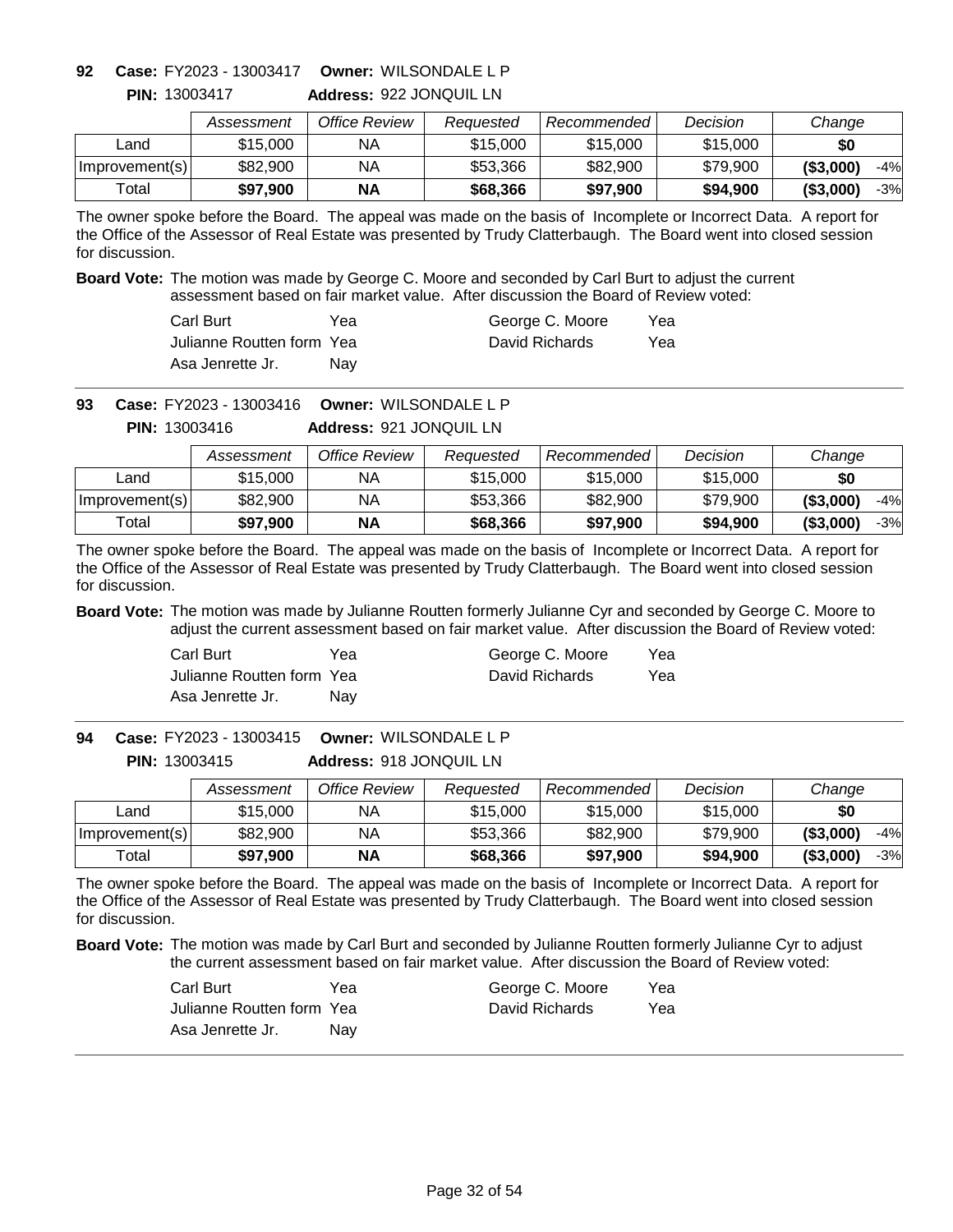**92 Case:** FY2023 - 13003417 **Owner:** WILSONDALE L P

**PIN:** 13003417 **Address:** 922 JONQUIL LN

| | Assessment | Office Review | Requested | Recommended | Decision | Change | |
|---|---|---|---|---|---|---|---|
| Land | $15,000 | NA | $15,000 | $15,000 | $15,000 | **$0** | |
| Improvement(s) | $82,900 | NA | $53,366 | $82,900 | $79,900 | **($3,000)** | -4% |
| Total | **$97,900** | **NA** | **$68,366** | **$97,900** | **$94,900** | **($3,000)** | -3% |

The owner spoke before the Board. The appeal was made on the basis of Incomplete or Incorrect Data. A report for the Office of the Assessor of Real Estate was presented by Trudy Clatterbaugh. The Board went into closed session for discussion.

**Board Vote:** The motion was made by George C. Moore and seconded by Carl Burt to adjust the current assessment based on fair market value. After discussion the Board of Review voted:

| | | | |
|---|---|---|---|
| Carl Burt | Yea | George C. Moore | Yea |
| Julianne Routten form | Yea | David Richards | Yea |
| Asa Jenrette Jr. | Nay | | |

---

**93 Case:** FY2023 - 13003416 **Owner:** WILSONDALE L P

**PIN:** 13003416 **Address:** 921 JONQUIL LN

| | Assessment | Office Review | Requested | Recommended | Decision | Change | |
|---|---|---|---|---|---|---|---|
| Land | $15,000 | NA | $15,000 | $15,000 | $15,000 | **$0** | |
| Improvement(s) | $82,900 | NA | $53,366 | $82,900 | $79,900 | **($3,000)** | -4% |
| Total | **$97,900** | **NA** | **$68,366** | **$97,900** | **$94,900** | **($3,000)** | -3% |

The owner spoke before the Board. The appeal was made on the basis of Incomplete or Incorrect Data. A report for the Office of the Assessor of Real Estate was presented by Trudy Clatterbaugh. The Board went into closed session for discussion.

**Board Vote:** The motion was made by Julianne Routten formerly Julianne Cyr and seconded by George C. Moore to adjust the current assessment based on fair market value. After discussion the Board of Review voted:

| | | | |
|---|---|---|---|
| Carl Burt | Yea | George C. Moore | Yea |
| Julianne Routten form | Yea | David Richards | Yea |
| Asa Jenrette Jr. | Nay | | |

---

**94 Case:** FY2023 - 13003415 **Owner:** WILSONDALE L P

**PIN:** 13003415 **Address:** 918 JONQUIL LN

| | Assessment | Office Review | Requested | Recommended | Decision | Change | |
|---|---|---|---|---|---|---|---|
| Land | $15,000 | NA | $15,000 | $15,000 | $15,000 | **$0** | |
| Improvement(s) | $82,900 | NA | $53,366 | $82,900 | $79,900 | **($3,000)** | -4% |
| Total | **$97,900** | **NA** | **$68,366** | **$97,900** | **$94,900** | **($3,000)** | -3% |

The owner spoke before the Board. The appeal was made on the basis of Incomplete or Incorrect Data. A report for the Office of the Assessor of Real Estate was presented by Trudy Clatterbaugh. The Board went into closed session for discussion.

**Board Vote:** The motion was made by Carl Burt and seconded by Julianne Routten formerly Julianne Cyr to adjust the current assessment based on fair market value. After discussion the Board of Review voted:

| | | | |
|---|---|---|---|
| Carl Burt | Yea | George C. Moore | Yea |
| Julianne Routten form | Yea | David Richards | Yea |
| Asa Jenrette Jr. | Nay | | |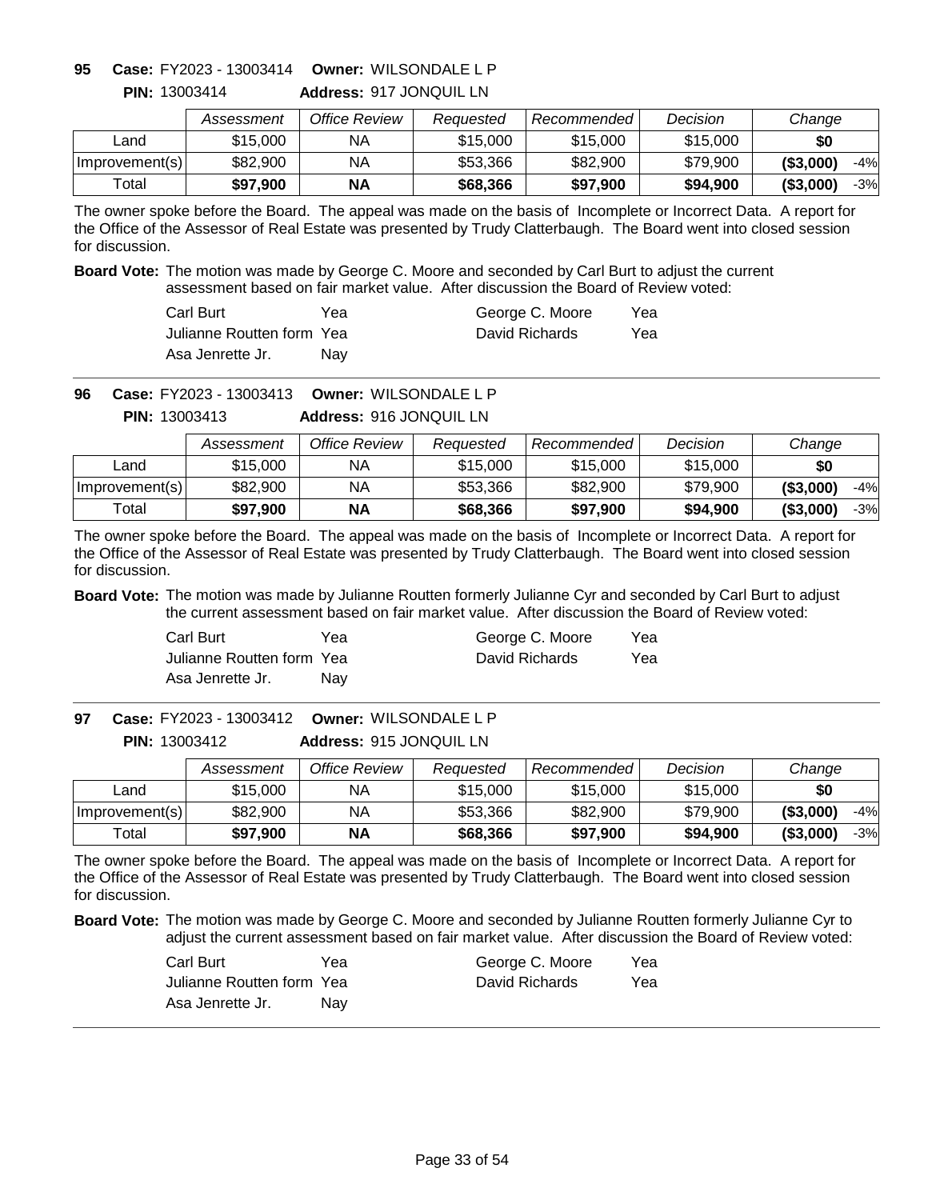**95 Case:** FY2023 - 13003414 **Owner:** WILSONDALE L P

**PIN:** 13003414 **Address:** 917 JONQUIL LN

| | *Assessment* | *Office Review* | *Requested* | *Recommended* | *Decision* | *Change* | |
|---|---|---|---|---|---|---|---|
| Land | $15,000 | NA | $15,000 | $15,000 | $15,000 | **$0** | |
| Improvement(s) | $82,900 | NA | $53,366 | $82,900 | $79,900 | **($3,000)** | -4% |
| Total | **$97,900** | **NA** | **$68,366** | **$97,900** | **$94,900** | **($3,000)** | -3% |

The owner spoke before the Board. The appeal was made on the basis of Incomplete or Incorrect Data. A report for the Office of the Assessor of Real Estate was presented by Trudy Clatterbaugh. The Board went into closed session for discussion.

**Board Vote:** The motion was made by George C. Moore and seconded by Carl Burt to adjust the current assessment based on fair market value. After discussion the Board of Review voted:

| | | | |
|---|---|---|---|
| Carl Burt | Yea | George C. Moore | Yea |
| Julianne Routten form | Yea | David Richards | Yea |
| Asa Jenrette Jr. | Nay | | |

---

**96 Case:** FY2023 - 13003413 **Owner:** WILSONDALE L P

**PIN:** 13003413 **Address:** 916 JONQUIL LN

| | *Assessment* | *Office Review* | *Requested* | *Recommended* | *Decision* | *Change* | |
|---|---|---|---|---|---|---|---|
| Land | $15,000 | NA | $15,000 | $15,000 | $15,000 | **$0** | |
| Improvement(s) | $82,900 | NA | $53,366 | $82,900 | $79,900 | **($3,000)** | -4% |
| Total | **$97,900** | **NA** | **$68,366** | **$97,900** | **$94,900** | **($3,000)** | -3% |

The owner spoke before the Board. The appeal was made on the basis of Incomplete or Incorrect Data. A report for the Office of the Assessor of Real Estate was presented by Trudy Clatterbaugh. The Board went into closed session for discussion.

**Board Vote:** The motion was made by Julianne Routten formerly Julianne Cyr and seconded by Carl Burt to adjust the current assessment based on fair market value. After discussion the Board of Review voted:

| | | | |
|---|---|---|---|
| Carl Burt | Yea | George C. Moore | Yea |
| Julianne Routten form | Yea | David Richards | Yea |
| Asa Jenrette Jr. | Nay | | |

---

**97 Case:** FY2023 - 13003412 **Owner:** WILSONDALE L P

**PIN:** 13003412 **Address:** 915 JONQUIL LN

| | *Assessment* | *Office Review* | *Requested* | *Recommended* | *Decision* | *Change* | |
|---|---|---|---|---|---|---|---|
| Land | $15,000 | NA | $15,000 | $15,000 | $15,000 | **$0** | |
| Improvement(s) | $82,900 | NA | $53,366 | $82,900 | $79,900 | **($3,000)** | -4% |
| Total | **$97,900** | **NA** | **$68,366** | **$97,900** | **$94,900** | **($3,000)** | -3% |

The owner spoke before the Board. The appeal was made on the basis of Incomplete or Incorrect Data. A report for the Office of the Assessor of Real Estate was presented by Trudy Clatterbaugh. The Board went into closed session for discussion.

**Board Vote:** The motion was made by George C. Moore and seconded by Julianne Routten formerly Julianne Cyr to adjust the current assessment based on fair market value. After discussion the Board of Review voted:

| | | | |
|---|---|---|---|
| Carl Burt | Yea | George C. Moore | Yea |
| Julianne Routten form | Yea | David Richards | Yea |
| Asa Jenrette Jr. | Nay | | |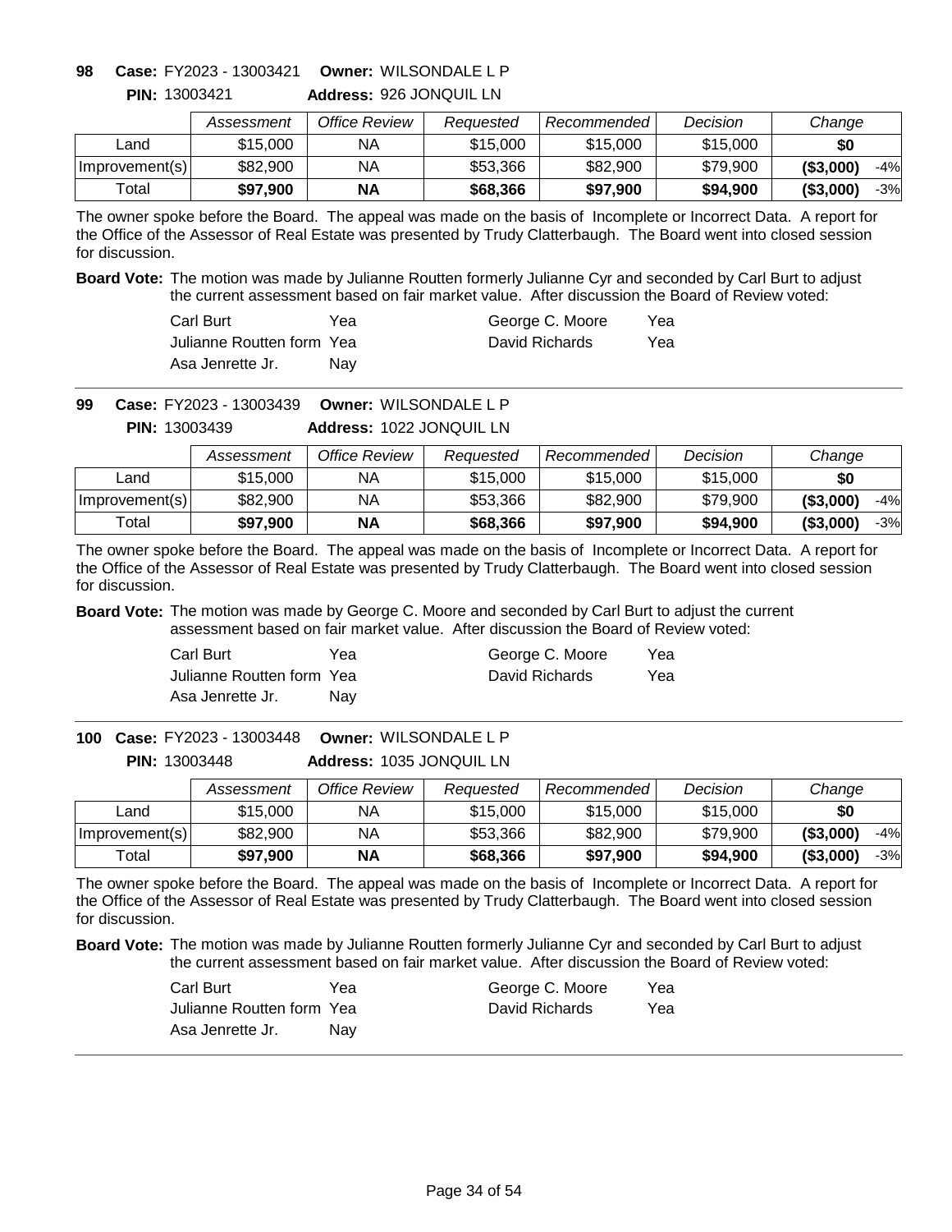**98 Case:** FY2023 - 13003421 **Owner:** WILSONDALE L P

**PIN:** 13003421 **Address:** 926 JONQUIL LN

| | Assessment | Office Review | Requested | Recommended | Decision | Change | |
|---|---|---|---|---|---|---|---|
| Land | $15,000 | NA | $15,000 | $15,000 | $15,000 | **$0** | |
| Improvement(s) | $82,900 | NA | $53,366 | $82,900 | $79,900 | **($3,000)** | -4% |
| Total | **$97,900** | **NA** | **$68,366** | **$97,900** | **$94,900** | **($3,000)** | -3% |

The owner spoke before the Board. The appeal was made on the basis of Incomplete or Incorrect Data. A report for the Office of the Assessor of Real Estate was presented by Trudy Clatterbaugh. The Board went into closed session for discussion.

**Board Vote:** The motion was made by Julianne Routten formerly Julianne Cyr and seconded by Carl Burt to adjust the current assessment based on fair market value. After discussion the Board of Review voted:

| | | | |
|---|---|---|---|
| Carl Burt | Yea | George C. Moore | Yea |
| Julianne Routten form | Yea | David Richards | Yea |
| Asa Jenrette Jr. | Nay | | |

---

**99 Case:** FY2023 - 13003439 **Owner:** WILSONDALE L P

**PIN:** 13003439 **Address:** 1022 JONQUIL LN

| | Assessment | Office Review | Requested | Recommended | Decision | Change | |
|---|---|---|---|---|---|---|---|
| Land | $15,000 | NA | $15,000 | $15,000 | $15,000 | **$0** | |
| Improvement(s) | $82,900 | NA | $53,366 | $82,900 | $79,900 | **($3,000)** | -4% |
| Total | **$97,900** | **NA** | **$68,366** | **$97,900** | **$94,900** | **($3,000)** | -3% |

The owner spoke before the Board. The appeal was made on the basis of Incomplete or Incorrect Data. A report for the Office of the Assessor of Real Estate was presented by Trudy Clatterbaugh. The Board went into closed session for discussion.

**Board Vote:** The motion was made by George C. Moore and seconded by Carl Burt to adjust the current assessment based on fair market value. After discussion the Board of Review voted:

| | | | |
|---|---|---|---|
| Carl Burt | Yea | George C. Moore | Yea |
| Julianne Routten form | Yea | David Richards | Yea |
| Asa Jenrette Jr. | Nay | | |

---

**100 Case:** FY2023 - 13003448 **Owner:** WILSONDALE L P

**PIN:** 13003448 **Address:** 1035 JONQUIL LN

| | Assessment | Office Review | Requested | Recommended | Decision | Change | |
|---|---|---|---|---|---|---|---|
| Land | $15,000 | NA | $15,000 | $15,000 | $15,000 | **$0** | |
| Improvement(s) | $82,900 | NA | $53,366 | $82,900 | $79,900 | **($3,000)** | -4% |
| Total | **$97,900** | **NA** | **$68,366** | **$97,900** | **$94,900** | **($3,000)** | -3% |

The owner spoke before the Board. The appeal was made on the basis of Incomplete or Incorrect Data. A report for the Office of the Assessor of Real Estate was presented by Trudy Clatterbaugh. The Board went into closed session for discussion.

**Board Vote:** The motion was made by Julianne Routten formerly Julianne Cyr and seconded by Carl Burt to adjust the current assessment based on fair market value. After discussion the Board of Review voted:

| | | | |
|---|---|---|---|
| Carl Burt | Yea | George C. Moore | Yea |
| Julianne Routten form | Yea | David Richards | Yea |
| Asa Jenrette Jr. | Nay | | |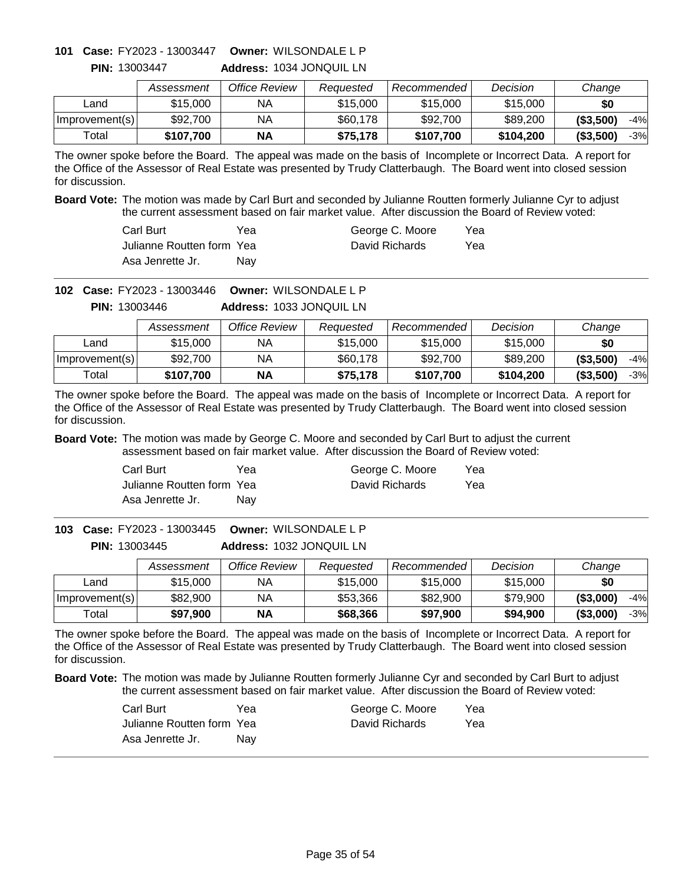**101 Case:** FY2023 - 13003447 **Owner:** WILSONDALE L P

**PIN:** 13003447 **Address:** 1034 JONQUIL LN

| | Assessment | Office Review | Requested | Recommended | Decision | Change | |
|---|---|---|---|---|---|---|---|
| Land | $15,000 | NA | $15,000 | $15,000 | $15,000 | **$0** | |
| Improvement(s) | $92,700 | NA | $60,178 | $92,700 | $89,200 | **($3,500)** | -4% |
| Total | **$107,700** | **NA** | **$75,178** | **$107,700** | **$104,200** | **($3,500)** | -3% |

The owner spoke before the Board. The appeal was made on the basis of Incomplete or Incorrect Data. A report for the Office of the Assessor of Real Estate was presented by Trudy Clatterbaugh. The Board went into closed session for discussion.

**Board Vote:** The motion was made by Carl Burt and seconded by Julianne Routten formerly Julianne Cyr to adjust the current assessment based on fair market value. After discussion the Board of Review voted:

| | | | |
|---|---|---|---|
| Carl Burt | Yea | George C. Moore | Yea |
| Julianne Routten form | Yea | David Richards | Yea |
| Asa Jenrette Jr. | Nay | | |

---

**102 Case:** FY2023 - 13003446 **Owner:** WILSONDALE L P

**PIN:** 13003446 **Address:** 1033 JONQUIL LN

| | Assessment | Office Review | Requested | Recommended | Decision | Change | |
|---|---|---|---|---|---|---|---|
| Land | $15,000 | NA | $15,000 | $15,000 | $15,000 | **$0** | |
| Improvement(s) | $92,700 | NA | $60,178 | $92,700 | $89,200 | **($3,500)** | -4% |
| Total | **$107,700** | **NA** | **$75,178** | **$107,700** | **$104,200** | **($3,500)** | -3% |

The owner spoke before the Board. The appeal was made on the basis of Incomplete or Incorrect Data. A report for the Office of the Assessor of Real Estate was presented by Trudy Clatterbaugh. The Board went into closed session for discussion.

**Board Vote:** The motion was made by George C. Moore and seconded by Carl Burt to adjust the current assessment based on fair market value. After discussion the Board of Review voted:

| | | | |
|---|---|---|---|
| Carl Burt | Yea | George C. Moore | Yea |
| Julianne Routten form | Yea | David Richards | Yea |
| Asa Jenrette Jr. | Nay | | |

---

**103 Case:** FY2023 - 13003445 **Owner:** WILSONDALE L P

**PIN:** 13003445 **Address:** 1032 JONQUIL LN

| | Assessment | Office Review | Requested | Recommended | Decision | Change | |
|---|---|---|---|---|---|---|---|
| Land | $15,000 | NA | $15,000 | $15,000 | $15,000 | **$0** | |
| Improvement(s) | $82,900 | NA | $53,366 | $82,900 | $79,900 | **($3,000)** | -4% |
| Total | **$97,900** | **NA** | **$68,366** | **$97,900** | **$94,900** | **($3,000)** | -3% |

The owner spoke before the Board. The appeal was made on the basis of Incomplete or Incorrect Data. A report for the Office of the Assessor of Real Estate was presented by Trudy Clatterbaugh. The Board went into closed session for discussion.

**Board Vote:** The motion was made by Julianne Routten formerly Julianne Cyr and seconded by Carl Burt to adjust the current assessment based on fair market value. After discussion the Board of Review voted:

| | | | |
|---|---|---|---|
| Carl Burt | Yea | George C. Moore | Yea |
| Julianne Routten form | Yea | David Richards | Yea |
| Asa Jenrette Jr. | Nay | | |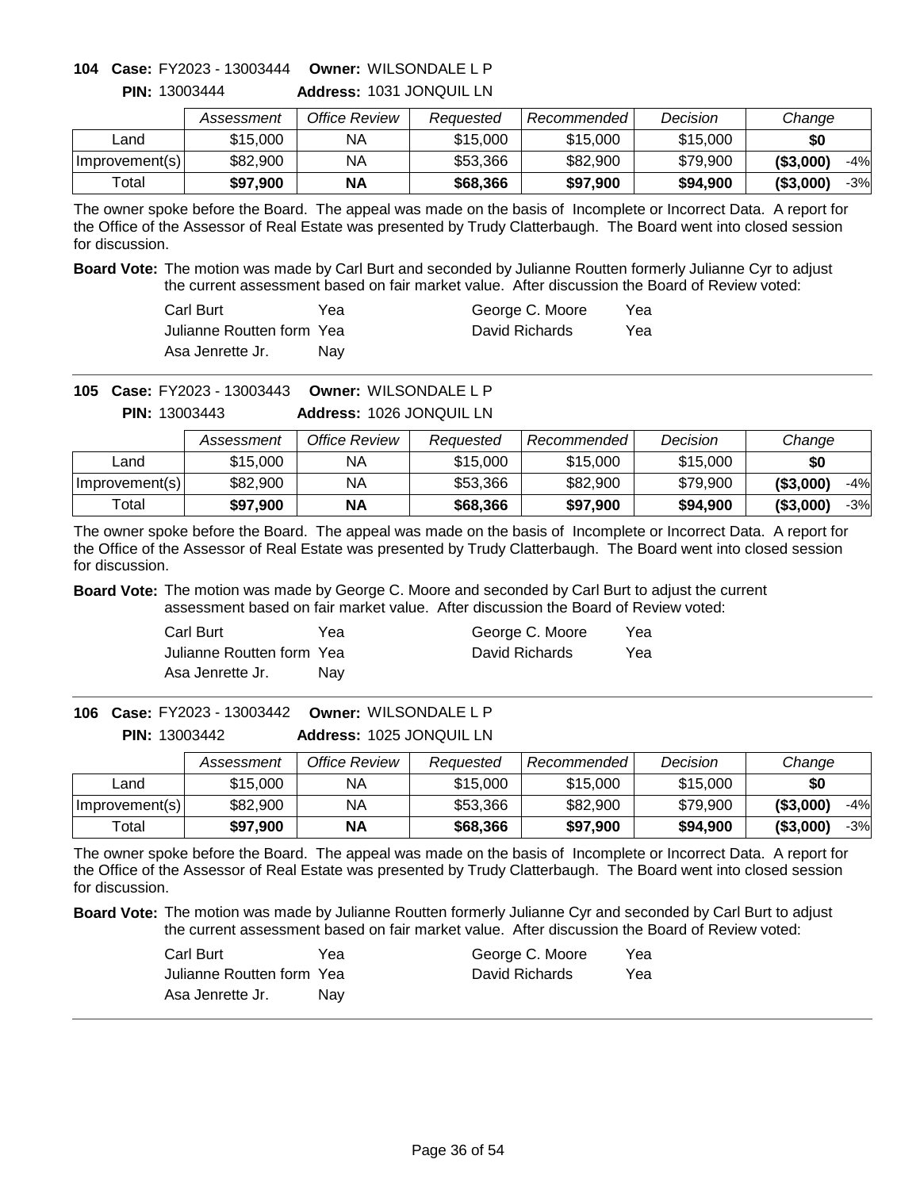**104 Case:** FY2023 - 13003444 **Owner:** WILSONDALE L P
**PIN:** 13003444 **Address:** 1031 JONQUIL LN

| | Assessment | Office Review | Requested | Recommended | Decision | Change | |
|---|---|---|---|---|---|---|---|
| Land | $15,000 | NA | $15,000 | $15,000 | $15,000 | $0 | |
| Improvement(s) | $82,900 | NA | $53,366 | $82,900 | $79,900 | ($3,000) | -4% |
| Total | **$97,900** | **NA** | **$68,366** | **$97,900** | **$94,900** | **($3,000)** | -3% |

The owner spoke before the Board. The appeal was made on the basis of Incomplete or Incorrect Data. A report for the Office of the Assessor of Real Estate was presented by Trudy Clatterbaugh. The Board went into closed session for discussion.

**Board Vote:** The motion was made by Carl Burt and seconded by Julianne Routten formerly Julianne Cyr to adjust the current assessment based on fair market value. After discussion the Board of Review voted:

| | | | |
|---|---|---|---|
| Carl Burt | Yea | George C. Moore | Yea |
| Julianne Routten form | Yea | David Richards | Yea |
| Asa Jenrette Jr. | Nay | | |

---

**105 Case:** FY2023 - 13003443 **Owner:** WILSONDALE L P
**PIN:** 13003443 **Address:** 1026 JONQUIL LN

| | Assessment | Office Review | Requested | Recommended | Decision | Change | |
|---|---|---|---|---|---|---|---|
| Land | $15,000 | NA | $15,000 | $15,000 | $15,000 | $0 | |
| Improvement(s) | $82,900 | NA | $53,366 | $82,900 | $79,900 | ($3,000) | -4% |
| Total | **$97,900** | **NA** | **$68,366** | **$97,900** | **$94,900** | **($3,000)** | -3% |

The owner spoke before the Board. The appeal was made on the basis of Incomplete or Incorrect Data. A report for the Office of the Assessor of Real Estate was presented by Trudy Clatterbaugh. The Board went into closed session for discussion.

**Board Vote:** The motion was made by George C. Moore and seconded by Carl Burt to adjust the current assessment based on fair market value. After discussion the Board of Review voted:

| | | | |
|---|---|---|---|
| Carl Burt | Yea | George C. Moore | Yea |
| Julianne Routten form | Yea | David Richards | Yea |
| Asa Jenrette Jr. | Nay | | |

---

**106 Case:** FY2023 - 13003442 **Owner:** WILSONDALE L P
**PIN:** 13003442 **Address:** 1025 JONQUIL LN

| | Assessment | Office Review | Requested | Recommended | Decision | Change | |
|---|---|---|---|---|---|---|---|
| Land | $15,000 | NA | $15,000 | $15,000 | $15,000 | $0 | |
| Improvement(s) | $82,900 | NA | $53,366 | $82,900 | $79,900 | ($3,000) | -4% |
| Total | **$97,900** | **NA** | **$68,366** | **$97,900** | **$94,900** | **($3,000)** | -3% |

The owner spoke before the Board. The appeal was made on the basis of Incomplete or Incorrect Data. A report for the Office of the Assessor of Real Estate was presented by Trudy Clatterbaugh. The Board went into closed session for discussion.

**Board Vote:** The motion was made by Julianne Routten formerly Julianne Cyr and seconded by Carl Burt to adjust the current assessment based on fair market value. After discussion the Board of Review voted:

| | | | |
|---|---|---|---|
| Carl Burt | Yea | George C. Moore | Yea |
| Julianne Routten form | Yea | David Richards | Yea |
| Asa Jenrette Jr. | Nay | | |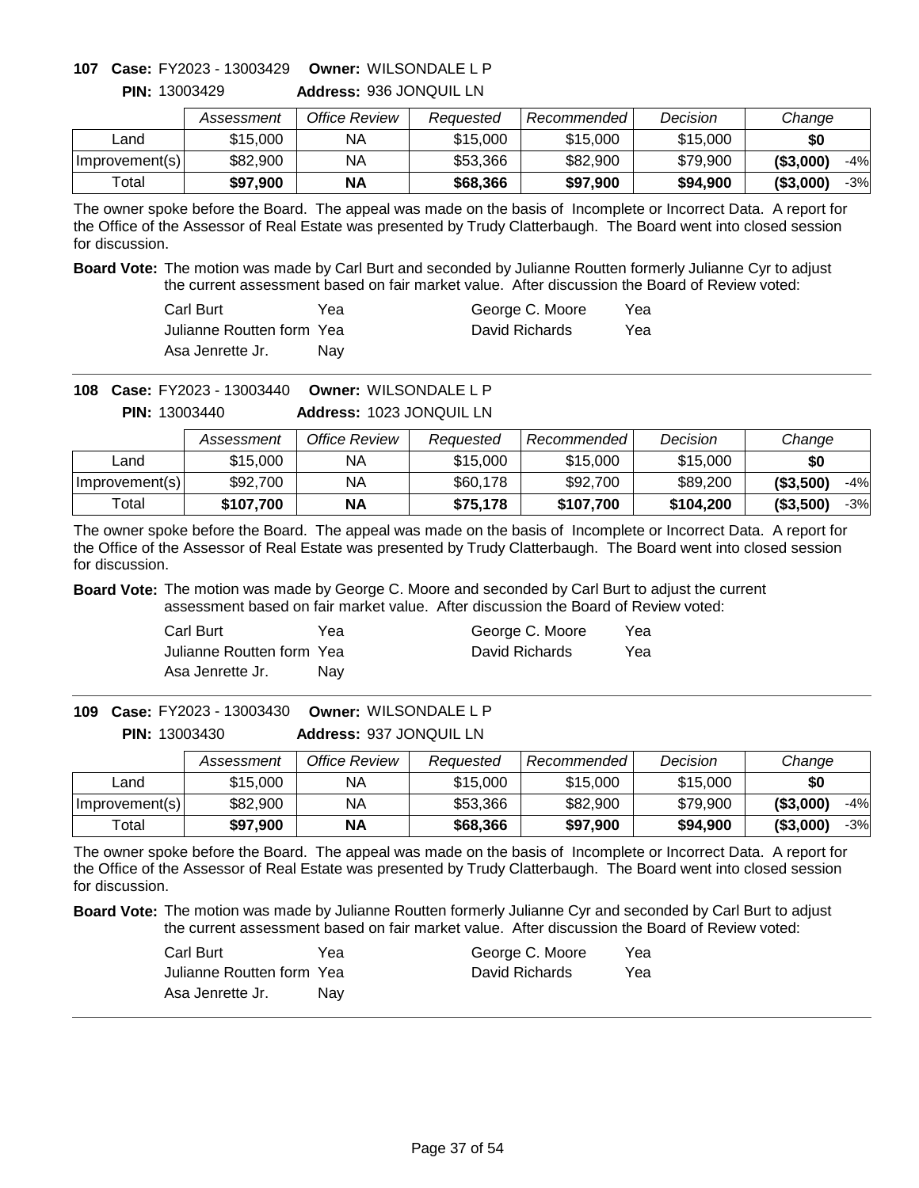**107 Case:** FY2023 - 13003429 **Owner:** WILSONDALE L P
**PIN:** 13003429 **Address:** 936 JONQUIL LN

| | Assessment | Office Review | Requested | Recommended | Decision | Change | |
|---|---|---|---|---|---|---|---|
| Land | $15,000 | NA | $15,000 | $15,000 | $15,000 | $0 | |
| Improvement(s) | $82,900 | NA | $53,366 | $82,900 | $79,900 | ($3,000) | -4% |
| Total | **$97,900** | **NA** | **$68,366** | **$97,900** | **$94,900** | **($3,000)** | -3% |

The owner spoke before the Board. The appeal was made on the basis of Incomplete or Incorrect Data. A report for the Office of the Assessor of Real Estate was presented by Trudy Clatterbaugh. The Board went into closed session for discussion.

**Board Vote:** The motion was made by Carl Burt and seconded by Julianne Routten formerly Julianne Cyr to adjust the current assessment based on fair market value. After discussion the Board of Review voted:

| | | | |
|---|---|---|---|
| Carl Burt | Yea | George C. Moore | Yea |
| Julianne Routten form | Yea | David Richards | Yea |
| Asa Jenrette Jr. | Nay | | |

**108 Case:** FY2023 - 13003440 **Owner:** WILSONDALE L P
**PIN:** 13003440 **Address:** 1023 JONQUIL LN

| | Assessment | Office Review | Requested | Recommended | Decision | Change | |
|---|---|---|---|---|---|---|---|
| Land | $15,000 | NA | $15,000 | $15,000 | $15,000 | $0 | |
| Improvement(s) | $92,700 | NA | $60,178 | $92,700 | $89,200 | ($3,500) | -4% |
| Total | **$107,700** | **NA** | **$75,178** | **$107,700** | **$104,200** | **($3,500)** | -3% |

The owner spoke before the Board. The appeal was made on the basis of Incomplete or Incorrect Data. A report for the Office of the Assessor of Real Estate was presented by Trudy Clatterbaugh. The Board went into closed session for discussion.

**Board Vote:** The motion was made by George C. Moore and seconded by Carl Burt to adjust the current assessment based on fair market value. After discussion the Board of Review voted:

| | | | |
|---|---|---|---|
| Carl Burt | Yea | George C. Moore | Yea |
| Julianne Routten form | Yea | David Richards | Yea |
| Asa Jenrette Jr. | Nay | | |

**109 Case:** FY2023 - 13003430 **Owner:** WILSONDALE L P
**PIN:** 13003430 **Address:** 937 JONQUIL LN

| | Assessment | Office Review | Requested | Recommended | Decision | Change | |
|---|---|---|---|---|---|---|---|
| Land | $15,000 | NA | $15,000 | $15,000 | $15,000 | $0 | |
| Improvement(s) | $82,900 | NA | $53,366 | $82,900 | $79,900 | ($3,000) | -4% |
| Total | **$97,900** | **NA** | **$68,366** | **$97,900** | **$94,900** | **($3,000)** | -3% |

The owner spoke before the Board. The appeal was made on the basis of Incomplete or Incorrect Data. A report for the Office of the Assessor of Real Estate was presented by Trudy Clatterbaugh. The Board went into closed session for discussion.

**Board Vote:** The motion was made by Julianne Routten formerly Julianne Cyr and seconded by Carl Burt to adjust the current assessment based on fair market value. After discussion the Board of Review voted:

| | | | |
|---|---|---|---|
| Carl Burt | Yea | George C. Moore | Yea |
| Julianne Routten form | Yea | David Richards | Yea |
| Asa Jenrette Jr. | Nay | | |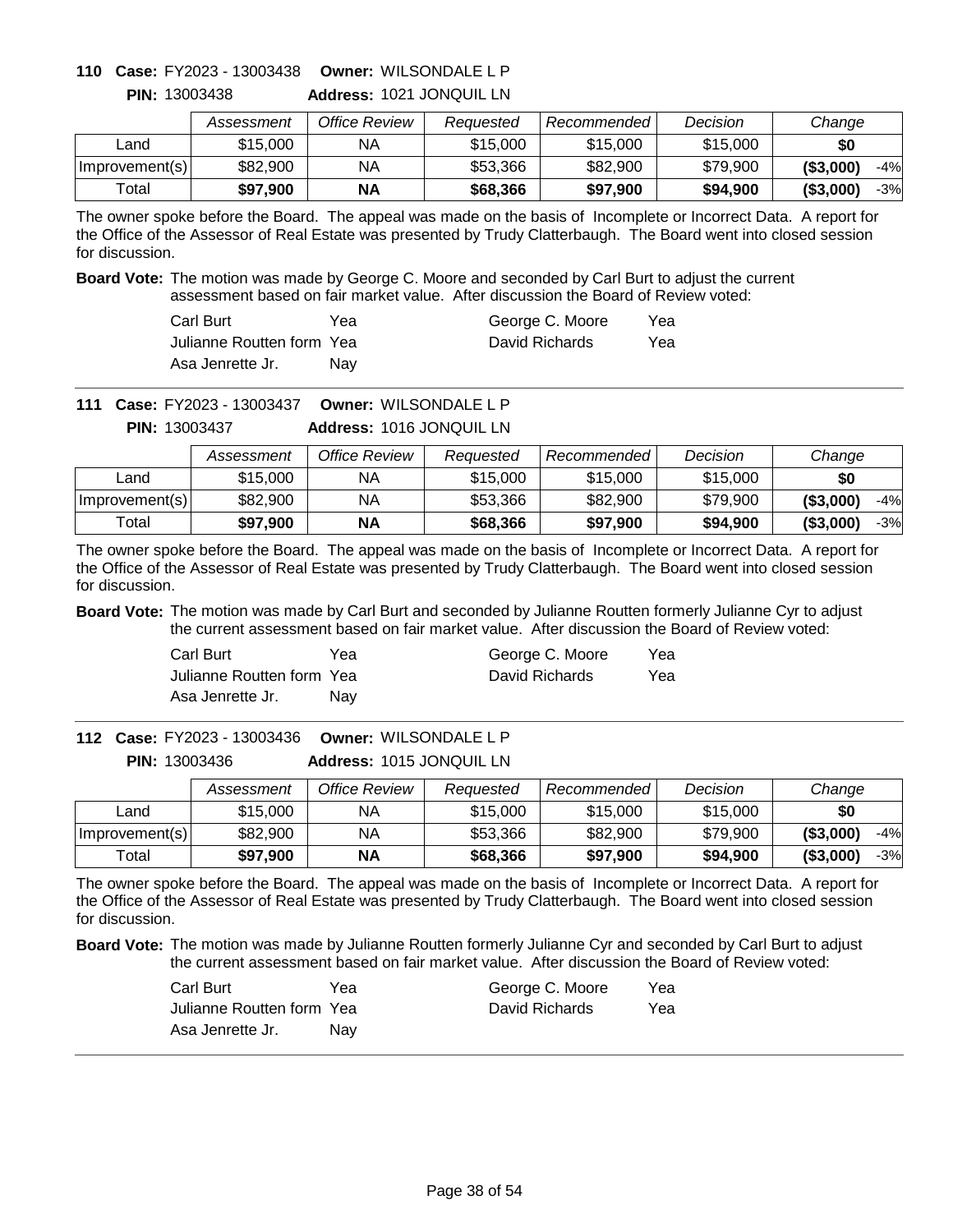**110 Case:** FY2023 - 13003438 **Owner:** WILSONDALE L P
**PIN:** 13003438 **Address:** 1021 JONQUIL LN

| | Assessment | Office Review | Requested | Recommended | Decision | Change | |
|---|---|---|---|---|---|---|---|
| Land | $15,000 | NA | $15,000 | $15,000 | $15,000 | **$0** | |
| Improvement(s) | $82,900 | NA | $53,366 | $82,900 | $79,900 | **($3,000)** | -4% |
| Total | **$97,900** | **NA** | **$68,366** | **$97,900** | **$94,900** | **($3,000)** | -3% |

The owner spoke before the Board. The appeal was made on the basis of Incomplete or Incorrect Data. A report for the Office of the Assessor of Real Estate was presented by Trudy Clatterbaugh. The Board went into closed session for discussion.

**Board Vote:** The motion was made by George C. Moore and seconded by Carl Burt to adjust the current assessment based on fair market value. After discussion the Board of Review voted:

| | | | |
|---|---|---|---|
| Carl Burt | Yea | George C. Moore | Yea |
| Julianne Routten form | Yea | David Richards | Yea |
| Asa Jenrette Jr. | Nay | | |

---

**111 Case:** FY2023 - 13003437 **Owner:** WILSONDALE L P
**PIN:** 13003437 **Address:** 1016 JONQUIL LN

| | Assessment | Office Review | Requested | Recommended | Decision | Change | |
|---|---|---|---|---|---|---|---|
| Land | $15,000 | NA | $15,000 | $15,000 | $15,000 | **$0** | |
| Improvement(s) | $82,900 | NA | $53,366 | $82,900 | $79,900 | **($3,000)** | -4% |
| Total | **$97,900** | **NA** | **$68,366** | **$97,900** | **$94,900** | **($3,000)** | -3% |

The owner spoke before the Board. The appeal was made on the basis of Incomplete or Incorrect Data. A report for the Office of the Assessor of Real Estate was presented by Trudy Clatterbaugh. The Board went into closed session for discussion.

**Board Vote:** The motion was made by Carl Burt and seconded by Julianne Routten formerly Julianne Cyr to adjust the current assessment based on fair market value. After discussion the Board of Review voted:

| | | | |
|---|---|---|---|
| Carl Burt | Yea | George C. Moore | Yea |
| Julianne Routten form | Yea | David Richards | Yea |
| Asa Jenrette Jr. | Nay | | |

---

**112 Case:** FY2023 - 13003436 **Owner:** WILSONDALE L P
**PIN:** 13003436 **Address:** 1015 JONQUIL LN

| | Assessment | Office Review | Requested | Recommended | Decision | Change | |
|---|---|---|---|---|---|---|---|
| Land | $15,000 | NA | $15,000 | $15,000 | $15,000 | **$0** | |
| Improvement(s) | $82,900 | NA | $53,366 | $82,900 | $79,900 | **($3,000)** | -4% |
| Total | **$97,900** | **NA** | **$68,366** | **$97,900** | **$94,900** | **($3,000)** | -3% |

The owner spoke before the Board. The appeal was made on the basis of Incomplete or Incorrect Data. A report for the Office of the Assessor of Real Estate was presented by Trudy Clatterbaugh. The Board went into closed session for discussion.

**Board Vote:** The motion was made by Julianne Routten formerly Julianne Cyr and seconded by Carl Burt to adjust the current assessment based on fair market value. After discussion the Board of Review voted:

| | | | |
|---|---|---|---|
| Carl Burt | Yea | George C. Moore | Yea |
| Julianne Routten form | Yea | David Richards | Yea |
| Asa Jenrette Jr. | Nay | | |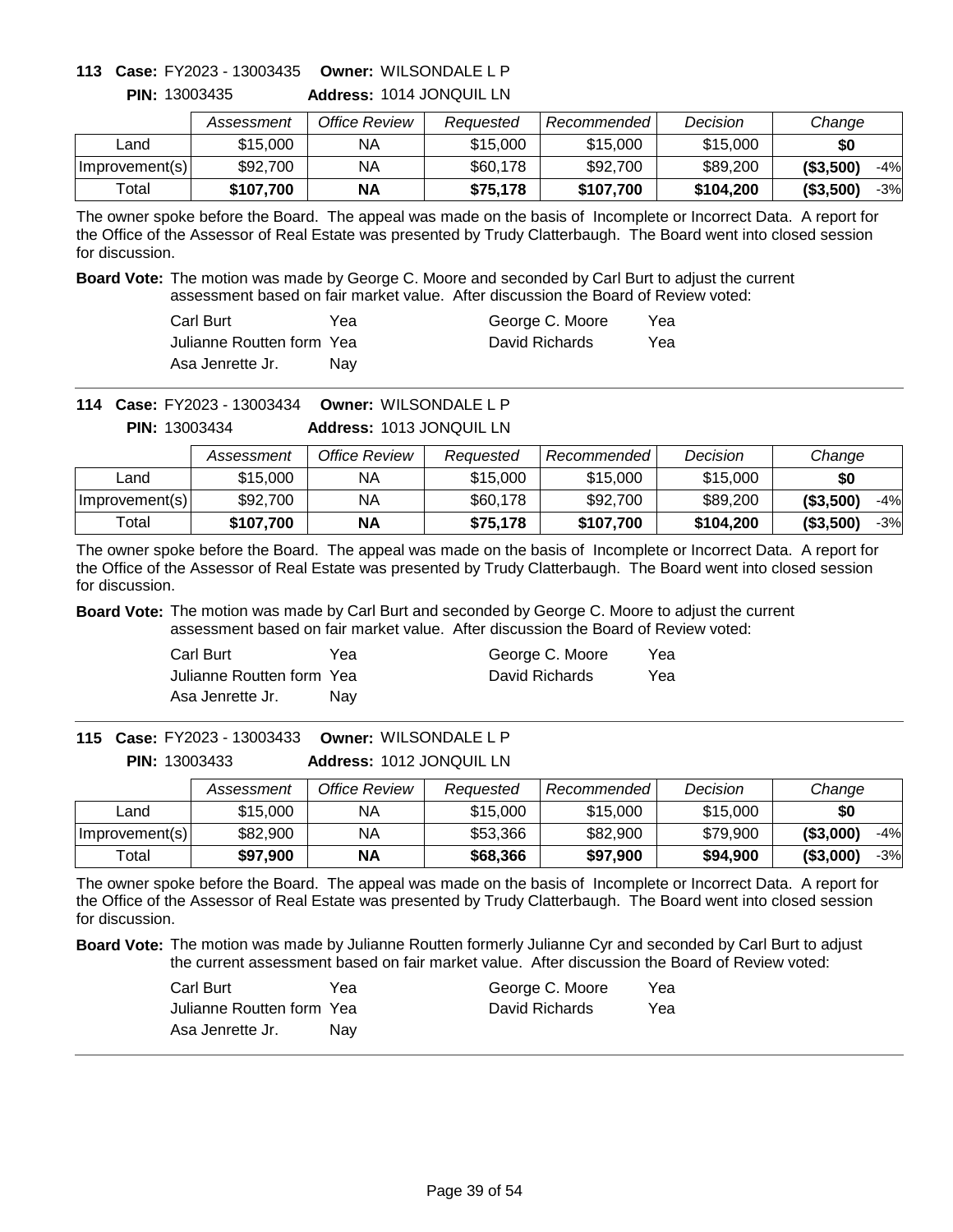**113 Case:** FY2023 - 13003435 **Owner:** WILSONDALE L P

**PIN:** 13003435 **Address:** 1014 JONQUIL LN

| | Assessment | Office Review | Requested | Recommended | Decision | Change | |
|---|---|---|---|---|---|---|---|
| Land | $15,000 | NA | $15,000 | $15,000 | $15,000 | **$0** | |
| Improvement(s) | $92,700 | NA | $60,178 | $92,700 | $89,200 | **($3,500)** | -4% |
| Total | **$107,700** | **NA** | **$75,178** | **$107,700** | **$104,200** | **($3,500)** | -3% |

The owner spoke before the Board. The appeal was made on the basis of Incomplete or Incorrect Data. A report for the Office of the Assessor of Real Estate was presented by Trudy Clatterbaugh. The Board went into closed session for discussion.

**Board Vote:** The motion was made by George C. Moore and seconded by Carl Burt to adjust the current assessment based on fair market value. After discussion the Board of Review voted:

| | | | |
|---|---|---|---|
| Carl Burt | Yea | George C. Moore | Yea |
| Julianne Routten form | Yea | David Richards | Yea |
| Asa Jenrette Jr. | Nay | | |

**114 Case:** FY2023 - 13003434 **Owner:** WILSONDALE L P

**PIN:** 13003434 **Address:** 1013 JONQUIL LN

| | Assessment | Office Review | Requested | Recommended | Decision | Change | |
|---|---|---|---|---|---|---|---|
| Land | $15,000 | NA | $15,000 | $15,000 | $15,000 | **$0** | |
| Improvement(s) | $92,700 | NA | $60,178 | $92,700 | $89,200 | **($3,500)** | -4% |
| Total | **$107,700** | **NA** | **$75,178** | **$107,700** | **$104,200** | **($3,500)** | -3% |

The owner spoke before the Board. The appeal was made on the basis of Incomplete or Incorrect Data. A report for the Office of the Assessor of Real Estate was presented by Trudy Clatterbaugh. The Board went into closed session for discussion.

**Board Vote:** The motion was made by Carl Burt and seconded by George C. Moore to adjust the current assessment based on fair market value. After discussion the Board of Review voted:

| | | | |
|---|---|---|---|
| Carl Burt | Yea | George C. Moore | Yea |
| Julianne Routten form | Yea | David Richards | Yea |
| Asa Jenrette Jr. | Nay | | |

**115 Case:** FY2023 - 13003433 **Owner:** WILSONDALE L P

**PIN:** 13003433 **Address:** 1012 JONQUIL LN

| | Assessment | Office Review | Requested | Recommended | Decision | Change | |
|---|---|---|---|---|---|---|---|
| Land | $15,000 | NA | $15,000 | $15,000 | $15,000 | **$0** | |
| Improvement(s) | $82,900 | NA | $53,366 | $82,900 | $79,900 | **($3,000)** | -4% |
| Total | **$97,900** | **NA** | **$68,366** | **$97,900** | **$94,900** | **($3,000)** | -3% |

The owner spoke before the Board. The appeal was made on the basis of Incomplete or Incorrect Data. A report for the Office of the Assessor of Real Estate was presented by Trudy Clatterbaugh. The Board went into closed session for discussion.

**Board Vote:** The motion was made by Julianne Routten formerly Julianne Cyr and seconded by Carl Burt to adjust the current assessment based on fair market value. After discussion the Board of Review voted:

| | | | |
|---|---|---|---|
| Carl Burt | Yea | George C. Moore | Yea |
| Julianne Routten form | Yea | David Richards | Yea |
| Asa Jenrette Jr. | Nay | | |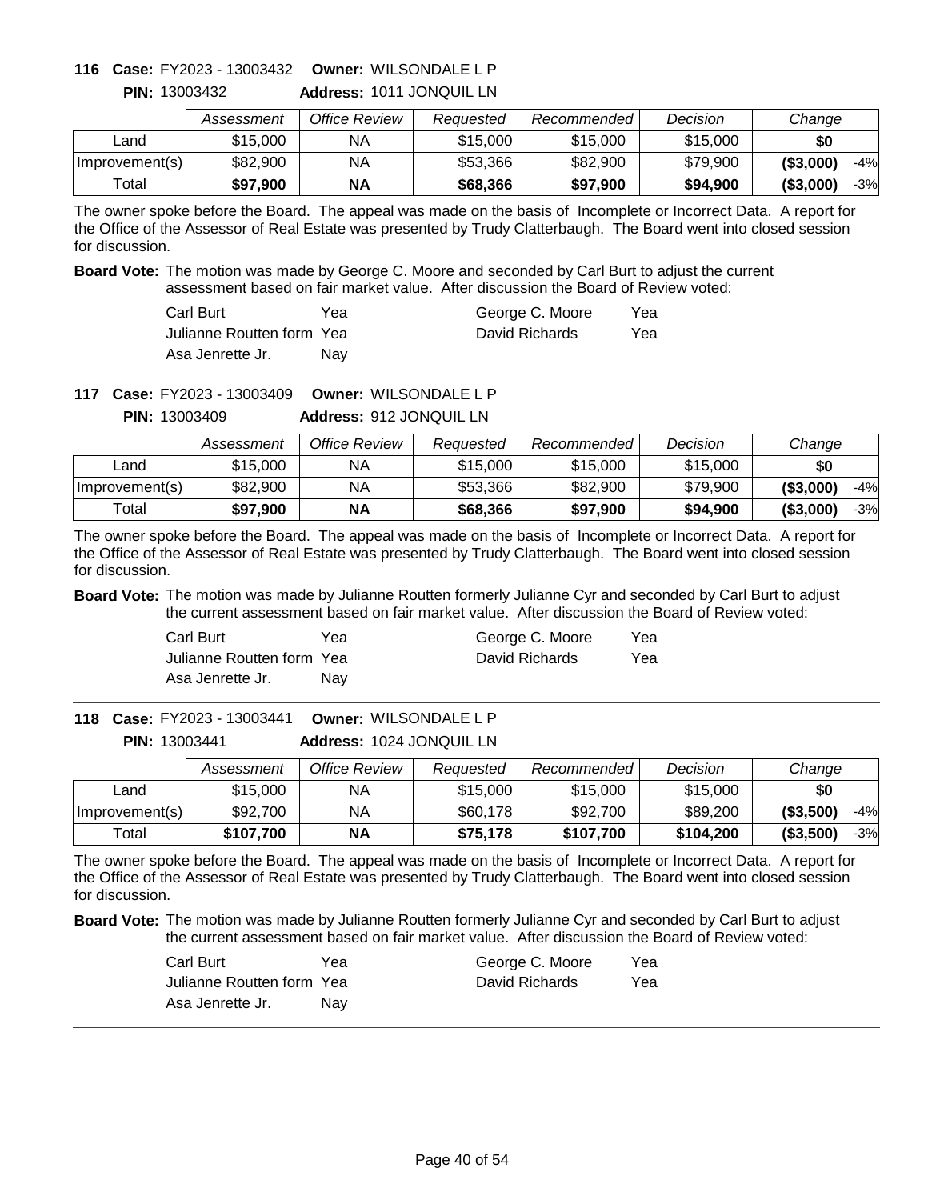**116 Case:** FY2023 - 13003432 **Owner:** WILSONDALE L P

**PIN:** 13003432 **Address:** 1011 JONQUIL LN

| | Assessment | Office Review | Requested | Recommended | Decision | Change | |
|---|---|---|---|---|---|---|---|
| Land | $15,000 | NA | $15,000 | $15,000 | $15,000 | **$0** | |
| Improvement(s) | $82,900 | NA | $53,366 | $82,900 | $79,900 | **($3,000)** | -4% |
| Total | **$97,900** | **NA** | **$68,366** | **$97,900** | **$94,900** | **($3,000)** | -3% |

The owner spoke before the Board. The appeal was made on the basis of Incomplete or Incorrect Data. A report for the Office of the Assessor of Real Estate was presented by Trudy Clatterbaugh. The Board went into closed session for discussion.

**Board Vote:** The motion was made by George C. Moore and seconded by Carl Burt to adjust the current assessment based on fair market value. After discussion the Board of Review voted:

| | | | |
|---|---|---|---|
| Carl Burt | Yea | George C. Moore | Yea |
| Julianne Routten form | Yea | David Richards | Yea |
| Asa Jenrette Jr. | Nay | | |

**117 Case:** FY2023 - 13003409 **Owner:** WILSONDALE L P

**PIN:** 13003409 **Address:** 912 JONQUIL LN

| | Assessment | Office Review | Requested | Recommended | Decision | Change | |
|---|---|---|---|---|---|---|---|
| Land | $15,000 | NA | $15,000 | $15,000 | $15,000 | **$0** | |
| Improvement(s) | $82,900 | NA | $53,366 | $82,900 | $79,900 | **($3,000)** | -4% |
| Total | **$97,900** | **NA** | **$68,366** | **$97,900** | **$94,900** | **($3,000)** | -3% |

The owner spoke before the Board. The appeal was made on the basis of Incomplete or Incorrect Data. A report for the Office of the Assessor of Real Estate was presented by Trudy Clatterbaugh. The Board went into closed session for discussion.

**Board Vote:** The motion was made by Julianne Routten formerly Julianne Cyr and seconded by Carl Burt to adjust the current assessment based on fair market value. After discussion the Board of Review voted:

| | | | |
|---|---|---|---|
| Carl Burt | Yea | George C. Moore | Yea |
| Julianne Routten form | Yea | David Richards | Yea |
| Asa Jenrette Jr. | Nay | | |

**118 Case:** FY2023 - 13003441 **Owner:** WILSONDALE L P

**PIN:** 13003441 **Address:** 1024 JONQUIL LN

| | Assessment | Office Review | Requested | Recommended | Decision | Change | |
|---|---|---|---|---|---|---|---|
| Land | $15,000 | NA | $15,000 | $15,000 | $15,000 | **$0** | |
| Improvement(s) | $92,700 | NA | $60,178 | $92,700 | $89,200 | **($3,500)** | -4% |
| Total | **$107,700** | **NA** | **$75,178** | **$107,700** | **$104,200** | **($3,500)** | -3% |

The owner spoke before the Board. The appeal was made on the basis of Incomplete or Incorrect Data. A report for the Office of the Assessor of Real Estate was presented by Trudy Clatterbaugh. The Board went into closed session for discussion.

**Board Vote:** The motion was made by Julianne Routten formerly Julianne Cyr and seconded by Carl Burt to adjust the current assessment based on fair market value. After discussion the Board of Review voted:

| | | | |
|---|---|---|---|
| Carl Burt | Yea | George C. Moore | Yea |
| Julianne Routten form | Yea | David Richards | Yea |
| Asa Jenrette Jr. | Nay | | |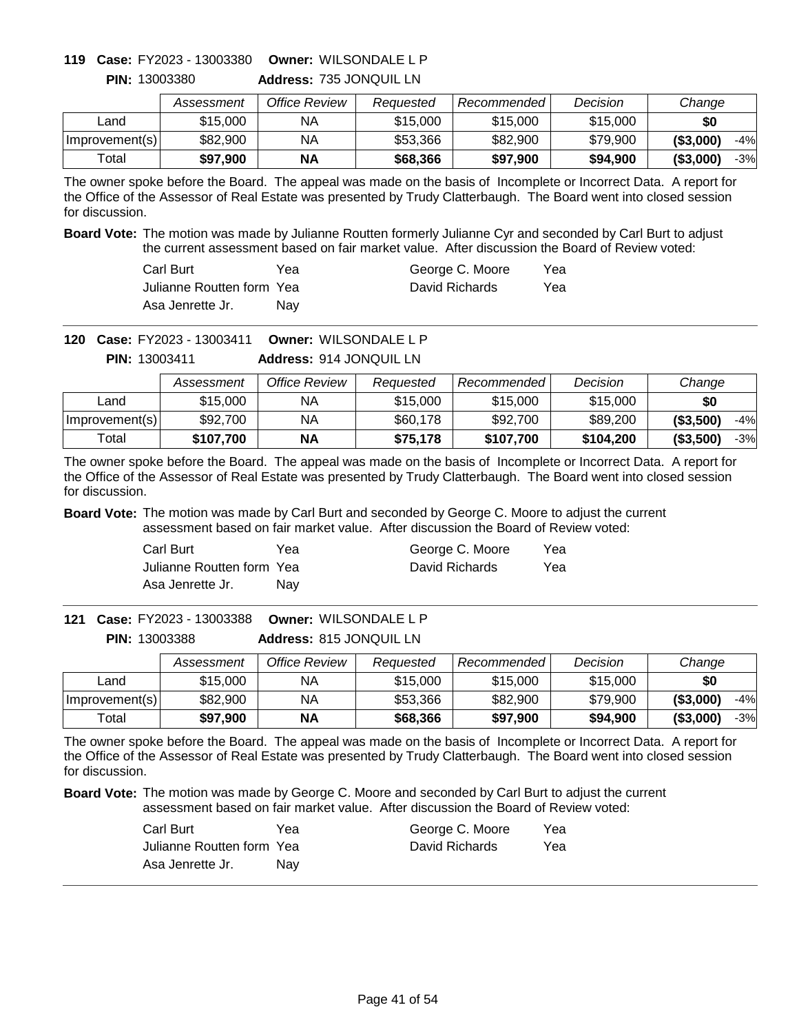**119 Case:** FY2023 - 13003380 **Owner:** WILSONDALE L P

**PIN:** 13003380 **Address:** 735 JONQUIL LN

| | Assessment | Office Review | Requested | Recommended | Decision | Change | |
|---|---|---|---|---|---|---|---|
| Land | $15,000 | NA | $15,000 | $15,000 | $15,000 | **$0** | |
| Improvement(s) | $82,900 | NA | $53,366 | $82,900 | $79,900 | **($3,000)** | -4% |
| Total | **$97,900** | **NA** | **$68,366** | **$97,900** | **$94,900** | **($3,000)** | -3% |

The owner spoke before the Board. The appeal was made on the basis of Incomplete or Incorrect Data. A report for the Office of the Assessor of Real Estate was presented by Trudy Clatterbaugh. The Board went into closed session for discussion.

**Board Vote:** The motion was made by Julianne Routten formerly Julianne Cyr and seconded by Carl Burt to adjust the current assessment based on fair market value. After discussion the Board of Review voted:

| | | | |
|---|---|---|---|
| Carl Burt | Yea | George C. Moore | Yea |
| Julianne Routten form | Yea | David Richards | Yea |
| Asa Jenrette Jr. | Nay | | |

---

**120 Case:** FY2023 - 13003411 **Owner:** WILSONDALE L P

**PIN:** 13003411 **Address:** 914 JONQUIL LN

| | Assessment | Office Review | Requested | Recommended | Decision | Change | |
|---|---|---|---|---|---|---|---|
| Land | $15,000 | NA | $15,000 | $15,000 | $15,000 | **$0** | |
| Improvement(s) | $92,700 | NA | $60,178 | $92,700 | $89,200 | **($3,500)** | -4% |
| Total | **$107,700** | **NA** | **$75,178** | **$107,700** | **$104,200** | **($3,500)** | -3% |

The owner spoke before the Board. The appeal was made on the basis of Incomplete or Incorrect Data. A report for the Office of the Assessor of Real Estate was presented by Trudy Clatterbaugh. The Board went into closed session for discussion.

**Board Vote:** The motion was made by Carl Burt and seconded by George C. Moore to adjust the current assessment based on fair market value. After discussion the Board of Review voted:

| | | | |
|---|---|---|---|
| Carl Burt | Yea | George C. Moore | Yea |
| Julianne Routten form | Yea | David Richards | Yea |
| Asa Jenrette Jr. | Nay | | |

---

**121 Case:** FY2023 - 13003388 **Owner:** WILSONDALE L P

**PIN:** 13003388 **Address:** 815 JONQUIL LN

| | Assessment | Office Review | Requested | Recommended | Decision | Change | |
|---|---|---|---|---|---|---|---|
| Land | $15,000 | NA | $15,000 | $15,000 | $15,000 | **$0** | |
| Improvement(s) | $82,900 | NA | $53,366 | $82,900 | $79,900 | **($3,000)** | -4% |
| Total | **$97,900** | **NA** | **$68,366** | **$97,900** | **$94,900** | **($3,000)** | -3% |

The owner spoke before the Board. The appeal was made on the basis of Incomplete or Incorrect Data. A report for the Office of the Assessor of Real Estate was presented by Trudy Clatterbaugh. The Board went into closed session for discussion.

**Board Vote:** The motion was made by George C. Moore and seconded by Carl Burt to adjust the current assessment based on fair market value. After discussion the Board of Review voted:

| | | | |
|---|---|---|---|
| Carl Burt | Yea | George C. Moore | Yea |
| Julianne Routten form | Yea | David Richards | Yea |
| Asa Jenrette Jr. | Nay | | |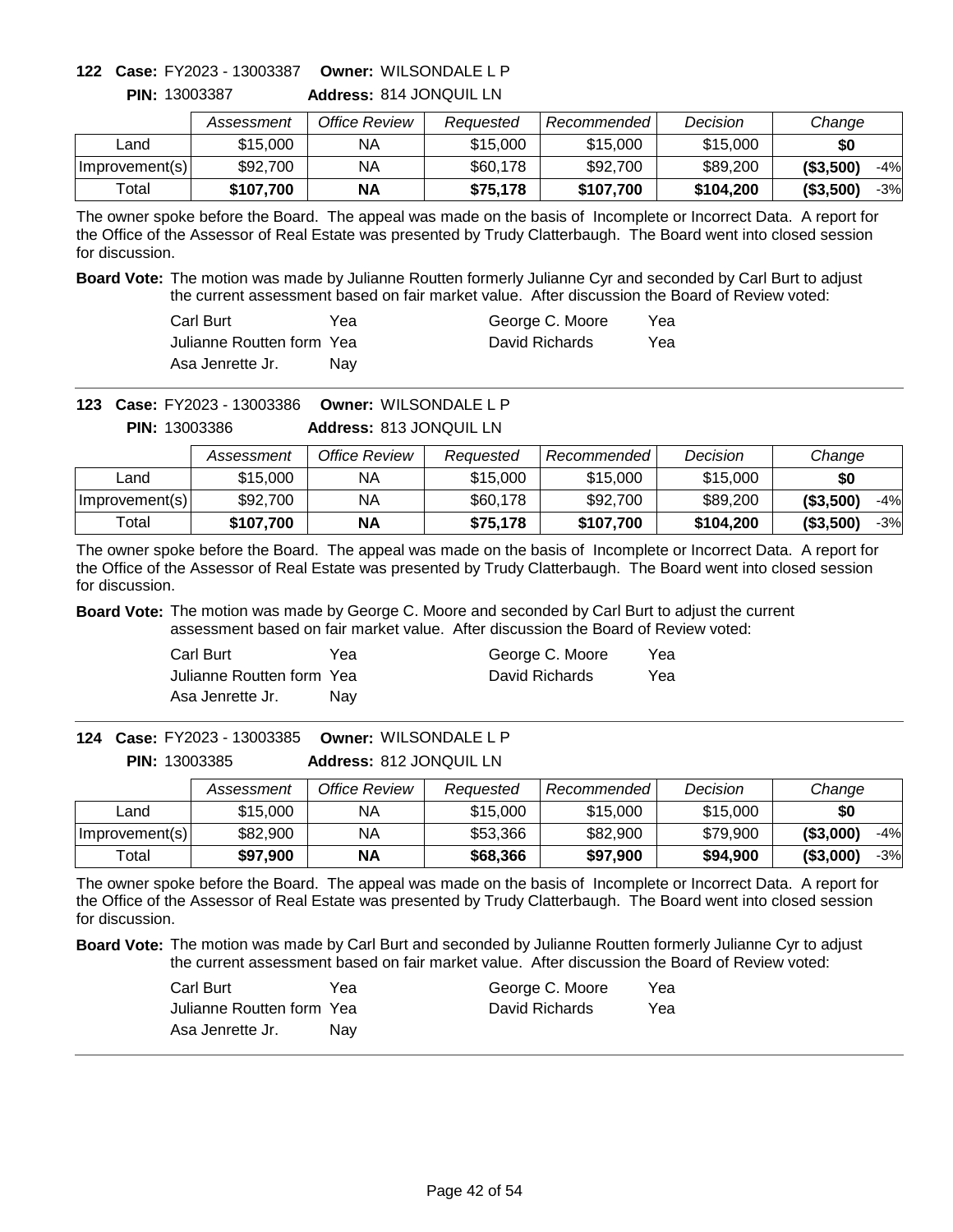**122 Case:** FY2023 - 13003387 **Owner:** WILSONDALE L P

**PIN:** 13003387 **Address:** 814 JONQUIL LN

| | Assessment | Office Review | Requested | Recommended | Decision | Change | |
|---|---|---|---|---|---|---|---|
| Land | $15,000 | NA | $15,000 | $15,000 | $15,000 | **$0** | |
| Improvement(s) | $92,700 | NA | $60,178 | $92,700 | $89,200 | **($3,500)** | -4% |
| Total | **$107,700** | **NA** | **$75,178** | **$107,700** | **$104,200** | **($3,500)** | -3% |

The owner spoke before the Board. The appeal was made on the basis of Incomplete or Incorrect Data. A report for the Office of the Assessor of Real Estate was presented by Trudy Clatterbaugh. The Board went into closed session for discussion.

**Board Vote:** The motion was made by Julianne Routten formerly Julianne Cyr and seconded by Carl Burt to adjust the current assessment based on fair market value. After discussion the Board of Review voted:

| | | | |
|---|---|---|---|
| Carl Burt | Yea | George C. Moore | Yea |
| Julianne Routten form | Yea | David Richards | Yea |
| Asa Jenrette Jr. | Nay | | |

---

**123 Case:** FY2023 - 13003386 **Owner:** WILSONDALE L P

**PIN:** 13003386 **Address:** 813 JONQUIL LN

| | Assessment | Office Review | Requested | Recommended | Decision | Change | |
|---|---|---|---|---|---|---|---|
| Land | $15,000 | NA | $15,000 | $15,000 | $15,000 | **$0** | |
| Improvement(s) | $92,700 | NA | $60,178 | $92,700 | $89,200 | **($3,500)** | -4% |
| Total | **$107,700** | **NA** | **$75,178** | **$107,700** | **$104,200** | **($3,500)** | -3% |

The owner spoke before the Board. The appeal was made on the basis of Incomplete or Incorrect Data. A report for the Office of the Assessor of Real Estate was presented by Trudy Clatterbaugh. The Board went into closed session for discussion.

**Board Vote:** The motion was made by George C. Moore and seconded by Carl Burt to adjust the current assessment based on fair market value. After discussion the Board of Review voted:

| | | | |
|---|---|---|---|
| Carl Burt | Yea | George C. Moore | Yea |
| Julianne Routten form | Yea | David Richards | Yea |
| Asa Jenrette Jr. | Nay | | |

---

**124 Case:** FY2023 - 13003385 **Owner:** WILSONDALE L P

**PIN:** 13003385 **Address:** 812 JONQUIL LN

| | Assessment | Office Review | Requested | Recommended | Decision | Change | |
|---|---|---|---|---|---|---|---|
| Land | $15,000 | NA | $15,000 | $15,000 | $15,000 | **$0** | |
| Improvement(s) | $82,900 | NA | $53,366 | $82,900 | $79,900 | **($3,000)** | -4% |
| Total | **$97,900** | **NA** | **$68,366** | **$97,900** | **$94,900** | **($3,000)** | -3% |

The owner spoke before the Board. The appeal was made on the basis of Incomplete or Incorrect Data. A report for the Office of the Assessor of Real Estate was presented by Trudy Clatterbaugh. The Board went into closed session for discussion.

**Board Vote:** The motion was made by Carl Burt and seconded by Julianne Routten formerly Julianne Cyr to adjust the current assessment based on fair market value. After discussion the Board of Review voted:

| | | | |
|---|---|---|---|
| Carl Burt | Yea | George C. Moore | Yea |
| Julianne Routten form | Yea | David Richards | Yea |
| Asa Jenrette Jr. | Nay | | |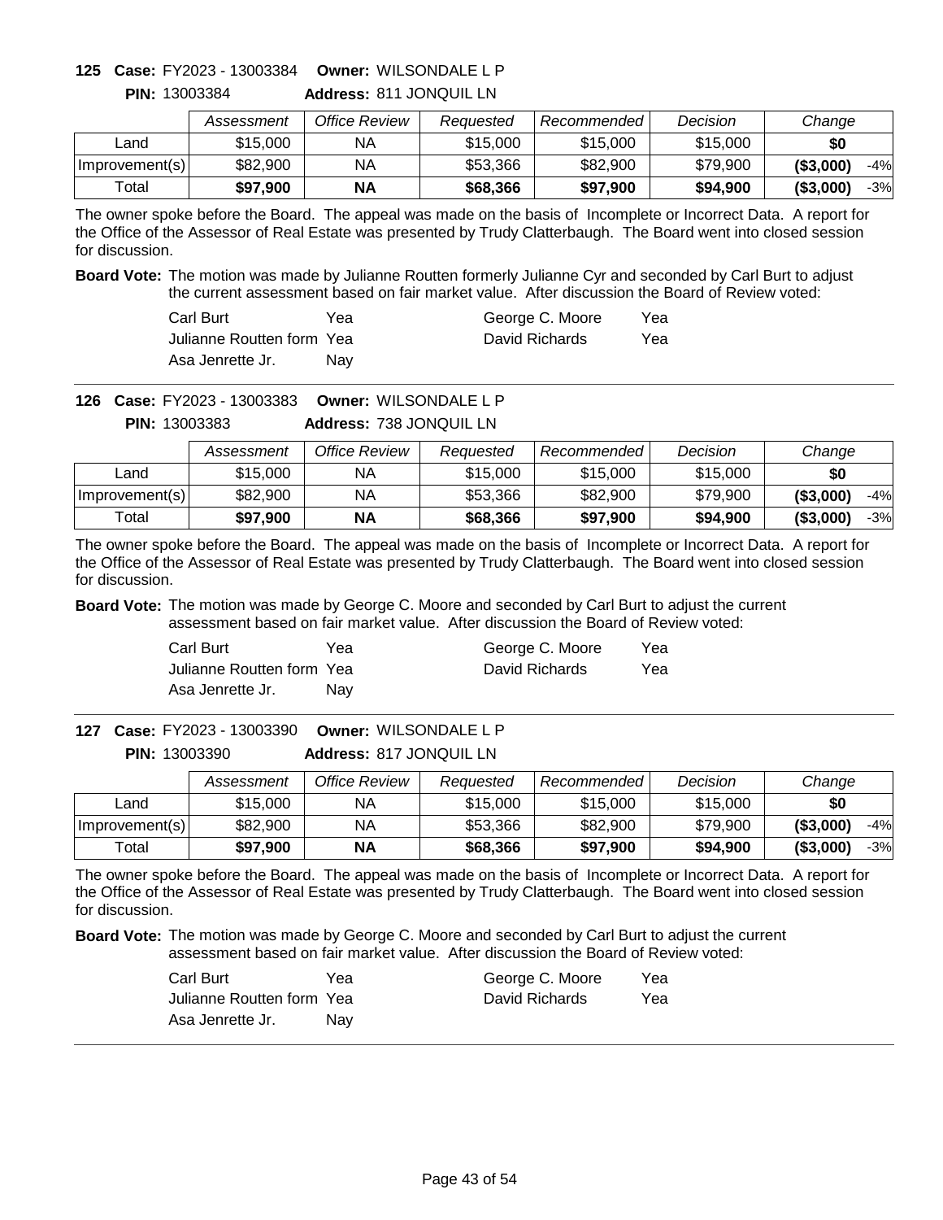**125 Case:** FY2023 - 13003384 **Owner:** WILSONDALE L P

**PIN:** 13003384 **Address:** 811 JONQUIL LN

| | Assessment | Office Review | Requested | Recommended | Decision | Change | |
|---|---|---|---|---|---|---|---|
| Land | $15,000 | NA | $15,000 | $15,000 | $15,000 | **$0** | |
| Improvement(s) | $82,900 | NA | $53,366 | $82,900 | $79,900 | **($3,000)** | -4% |
| Total | **$97,900** | **NA** | **$68,366** | **$97,900** | **$94,900** | **($3,000)** | -3% |

The owner spoke before the Board. The appeal was made on the basis of Incomplete or Incorrect Data. A report for the Office of the Assessor of Real Estate was presented by Trudy Clatterbaugh. The Board went into closed session for discussion.

**Board Vote:** The motion was made by Julianne Routten formerly Julianne Cyr and seconded by Carl Burt to adjust the current assessment based on fair market value. After discussion the Board of Review voted:

| | | | |
|---|---|---|---|
| Carl Burt | Yea | George C. Moore | Yea |
| Julianne Routten form | Yea | David Richards | Yea |
| Asa Jenrette Jr. | Nay | | |

---

**126 Case:** FY2023 - 13003383 **Owner:** WILSONDALE L P

**PIN:** 13003383 **Address:** 738 JONQUIL LN

| | Assessment | Office Review | Requested | Recommended | Decision | Change | |
|---|---|---|---|---|---|---|---|
| Land | $15,000 | NA | $15,000 | $15,000 | $15,000 | **$0** | |
| Improvement(s) | $82,900 | NA | $53,366 | $82,900 | $79,900 | **($3,000)** | -4% |
| Total | **$97,900** | **NA** | **$68,366** | **$97,900** | **$94,900** | **($3,000)** | -3% |

The owner spoke before the Board. The appeal was made on the basis of Incomplete or Incorrect Data. A report for the Office of the Assessor of Real Estate was presented by Trudy Clatterbaugh. The Board went into closed session for discussion.

**Board Vote:** The motion was made by George C. Moore and seconded by Carl Burt to adjust the current assessment based on fair market value. After discussion the Board of Review voted:

| | | | |
|---|---|---|---|
| Carl Burt | Yea | George C. Moore | Yea |
| Julianne Routten form | Yea | David Richards | Yea |
| Asa Jenrette Jr. | Nay | | |

---

**127 Case:** FY2023 - 13003390 **Owner:** WILSONDALE L P

**PIN:** 13003390 **Address:** 817 JONQUIL LN

| | Assessment | Office Review | Requested | Recommended | Decision | Change | |
|---|---|---|---|---|---|---|---|
| Land | $15,000 | NA | $15,000 | $15,000 | $15,000 | **$0** | |
| Improvement(s) | $82,900 | NA | $53,366 | $82,900 | $79,900 | **($3,000)** | -4% |
| Total | **$97,900** | **NA** | **$68,366** | **$97,900** | **$94,900** | **($3,000)** | -3% |

The owner spoke before the Board. The appeal was made on the basis of Incomplete or Incorrect Data. A report for the Office of the Assessor of Real Estate was presented by Trudy Clatterbaugh. The Board went into closed session for discussion.

**Board Vote:** The motion was made by George C. Moore and seconded by Carl Burt to adjust the current assessment based on fair market value. After discussion the Board of Review voted:

| | | | |
|---|---|---|---|
| Carl Burt | Yea | George C. Moore | Yea |
| Julianne Routten form | Yea | David Richards | Yea |
| Asa Jenrette Jr. | Nay | | |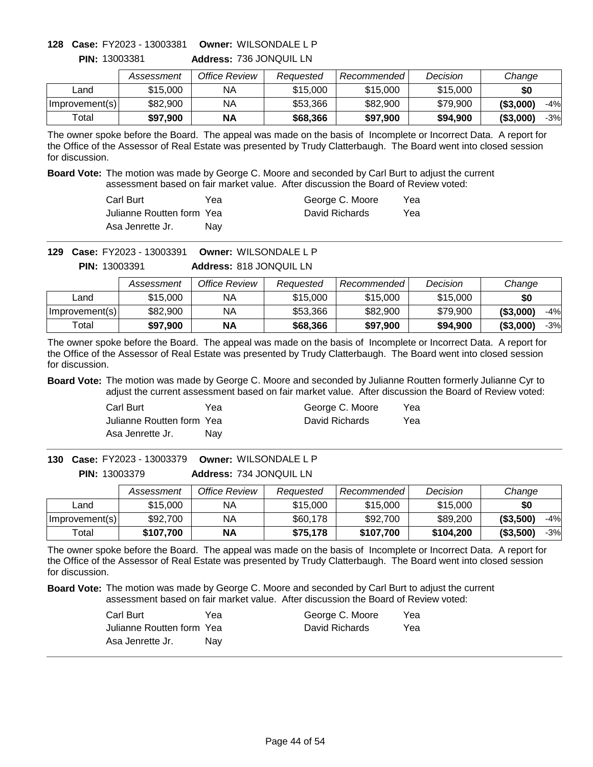**128 Case:** FY2023 - 13003381 **Owner:** WILSONDALE L P

**PIN:** 13003381 **Address:** 736 JONQUIL LN

| | Assessment | Office Review | Requested | Recommended | Decision | Change | |
|---|---|---|---|---|---|---|---|
| Land | $15,000 | NA | $15,000 | $15,000 | $15,000 | $0 | |
| Improvement(s) | $82,900 | NA | $53,366 | $82,900 | $79,900 | ($3,000) | -4% |
| Total | **$97,900** | **NA** | **$68,366** | **$97,900** | **$94,900** | **($3,000)** | -3% |

The owner spoke before the Board. The appeal was made on the basis of Incomplete or Incorrect Data. A report for the Office of the Assessor of Real Estate was presented by Trudy Clatterbaugh. The Board went into closed session for discussion.

**Board Vote:** The motion was made by George C. Moore and seconded by Carl Burt to adjust the current assessment based on fair market value. After discussion the Board of Review voted:

| | | | |
|---|---|---|---|
| Carl Burt | Yea | George C. Moore | Yea |
| Julianne Routten form | Yea | David Richards | Yea |
| Asa Jenrette Jr. | Nay | | |

---

**129 Case:** FY2023 - 13003391 **Owner:** WILSONDALE L P

**PIN:** 13003391 **Address:** 818 JONQUIL LN

| | Assessment | Office Review | Requested | Recommended | Decision | Change | |
|---|---|---|---|---|---|---|---|
| Land | $15,000 | NA | $15,000 | $15,000 | $15,000 | $0 | |
| Improvement(s) | $82,900 | NA | $53,366 | $82,900 | $79,900 | ($3,000) | -4% |
| Total | **$97,900** | **NA** | **$68,366** | **$97,900** | **$94,900** | **($3,000)** | -3% |

The owner spoke before the Board. The appeal was made on the basis of Incomplete or Incorrect Data. A report for the Office of the Assessor of Real Estate was presented by Trudy Clatterbaugh. The Board went into closed session for discussion.

**Board Vote:** The motion was made by George C. Moore and seconded by Julianne Routten formerly Julianne Cyr to adjust the current assessment based on fair market value. After discussion the Board of Review voted:

| | | | |
|---|---|---|---|
| Carl Burt | Yea | George C. Moore | Yea |
| Julianne Routten form | Yea | David Richards | Yea |
| Asa Jenrette Jr. | Nay | | |

---

**130 Case:** FY2023 - 13003379 **Owner:** WILSONDALE L P

**PIN:** 13003379 **Address:** 734 JONQUIL LN

| | Assessment | Office Review | Requested | Recommended | Decision | Change | |
|---|---|---|---|---|---|---|---|
| Land | $15,000 | NA | $15,000 | $15,000 | $15,000 | $0 | |
| Improvement(s) | $92,700 | NA | $60,178 | $92,700 | $89,200 | ($3,500) | -4% |
| Total | **$107,700** | **NA** | **$75,178** | **$107,700** | **$104,200** | **($3,500)** | -3% |

The owner spoke before the Board. The appeal was made on the basis of Incomplete or Incorrect Data. A report for the Office of the Assessor of Real Estate was presented by Trudy Clatterbaugh. The Board went into closed session for discussion.

**Board Vote:** The motion was made by George C. Moore and seconded by Carl Burt to adjust the current assessment based on fair market value. After discussion the Board of Review voted:

| | | | |
|---|---|---|---|
| Carl Burt | Yea | George C. Moore | Yea |
| Julianne Routten form | Yea | David Richards | Yea |
| Asa Jenrette Jr. | Nay | | |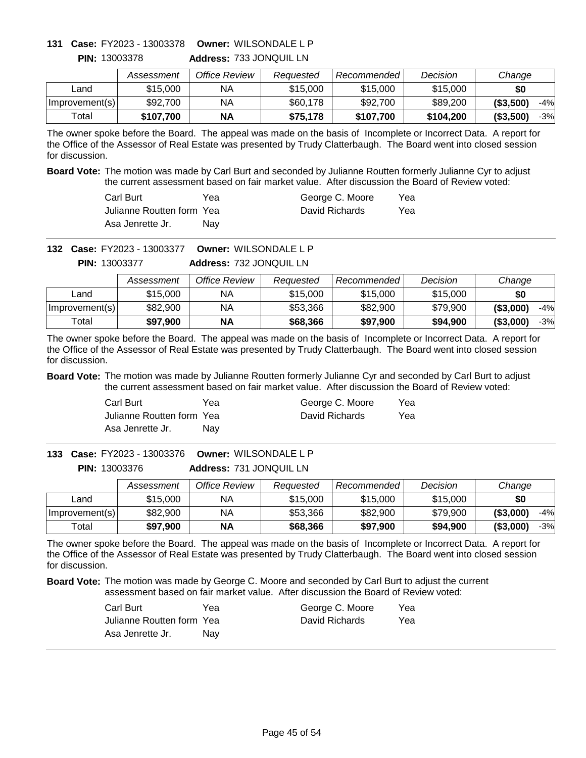**131 Case:** FY2023 - 13003378 **Owner:** WILSONDALE L P
**PIN:** 13003378 **Address:** 733 JONQUIL LN

| | Assessment | Office Review | Requested | Recommended | Decision | Change | |
|---|---|---|---|---|---|---|---|
| Land | $15,000 | NA | $15,000 | $15,000 | $15,000 | **$0** | |
| Improvement(s) | $92,700 | NA | $60,178 | $92,700 | $89,200 | **($3,500)** | -4% |
| Total | **$107,700** | **NA** | **$75,178** | **$107,700** | **$104,200** | **($3,500)** | -3% |

The owner spoke before the Board. The appeal was made on the basis of Incomplete or Incorrect Data. A report for the Office of the Assessor of Real Estate was presented by Trudy Clatterbaugh. The Board went into closed session for discussion.

**Board Vote:** The motion was made by Carl Burt and seconded by Julianne Routten formerly Julianne Cyr to adjust the current assessment based on fair market value. After discussion the Board of Review voted:

| | | | |
|---|---|---|---|
| Carl Burt | Yea | George C. Moore | Yea |
| Julianne Routten form | Yea | David Richards | Yea |
| Asa Jenrette Jr. | Nay | | |

**132 Case:** FY2023 - 13003377 **Owner:** WILSONDALE L P
**PIN:** 13003377 **Address:** 732 JONQUIL LN

| | Assessment | Office Review | Requested | Recommended | Decision | Change | |
|---|---|---|---|---|---|---|---|
| Land | $15,000 | NA | $15,000 | $15,000 | $15,000 | **$0** | |
| Improvement(s) | $82,900 | NA | $53,366 | $82,900 | $79,900 | **($3,000)** | -4% |
| Total | **$97,900** | **NA** | **$68,366** | **$97,900** | **$94,900** | **($3,000)** | -3% |

The owner spoke before the Board. The appeal was made on the basis of Incomplete or Incorrect Data. A report for the Office of the Assessor of Real Estate was presented by Trudy Clatterbaugh. The Board went into closed session for discussion.

**Board Vote:** The motion was made by Julianne Routten formerly Julianne Cyr and seconded by Carl Burt to adjust the current assessment based on fair market value. After discussion the Board of Review voted:

| | | | |
|---|---|---|---|
| Carl Burt | Yea | George C. Moore | Yea |
| Julianne Routten form | Yea | David Richards | Yea |
| Asa Jenrette Jr. | Nay | | |

**133 Case:** FY2023 - 13003376 **Owner:** WILSONDALE L P
**PIN:** 13003376 **Address:** 731 JONQUIL LN

| | Assessment | Office Review | Requested | Recommended | Decision | Change | |
|---|---|---|---|---|---|---|---|
| Land | $15,000 | NA | $15,000 | $15,000 | $15,000 | **$0** | |
| Improvement(s) | $82,900 | NA | $53,366 | $82,900 | $79,900 | **($3,000)** | -4% |
| Total | **$97,900** | **NA** | **$68,366** | **$97,900** | **$94,900** | **($3,000)** | -3% |

The owner spoke before the Board. The appeal was made on the basis of Incomplete or Incorrect Data. A report for the Office of the Assessor of Real Estate was presented by Trudy Clatterbaugh. The Board went into closed session for discussion.

**Board Vote:** The motion was made by George C. Moore and seconded by Carl Burt to adjust the current assessment based on fair market value. After discussion the Board of Review voted:

| | | | |
|---|---|---|---|
| Carl Burt | Yea | George C. Moore | Yea |
| Julianne Routten form | Yea | David Richards | Yea |
| Asa Jenrette Jr. | Nay | | |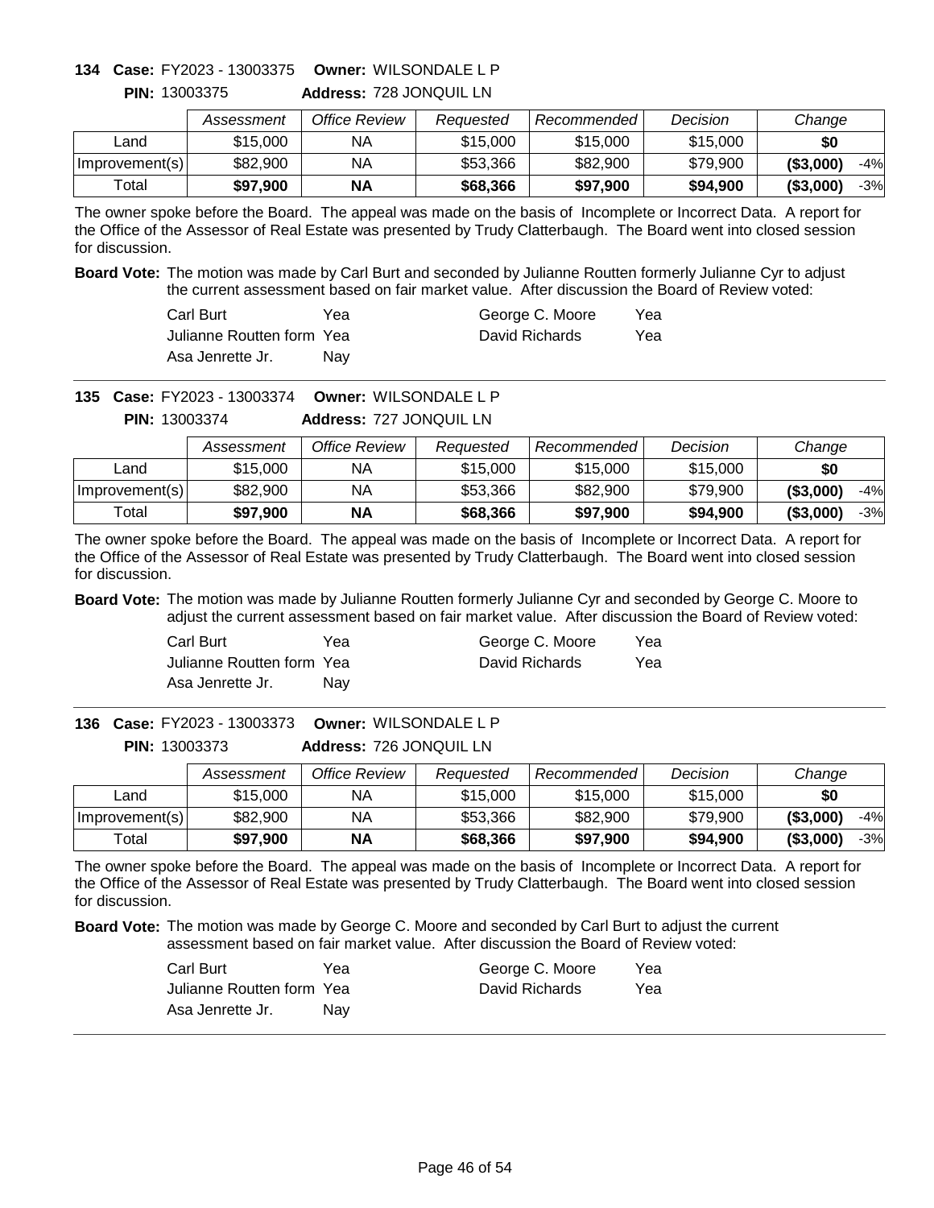**134 Case:** FY2023 - 13003375 **Owner:** WILSONDALE L P

**PIN:** 13003375 **Address:** 728 JONQUIL LN

| | Assessment | Office Review | Requested | Recommended | Decision | Change | |
|---|---|---|---|---|---|---|---|
| Land | $15,000 | NA | $15,000 | $15,000 | $15,000 | $0 | |
| Improvement(s) | $82,900 | NA | $53,366 | $82,900 | $79,900 | ($3,000) | -4% |
| Total | **$97,900** | **NA** | **$68,366** | **$97,900** | **$94,900** | **($3,000)** | -3% |

The owner spoke before the Board. The appeal was made on the basis of Incomplete or Incorrect Data. A report for the Office of the Assessor of Real Estate was presented by Trudy Clatterbaugh. The Board went into closed session for discussion.

**Board Vote:** The motion was made by Carl Burt and seconded by Julianne Routten formerly Julianne Cyr to adjust the current assessment based on fair market value. After discussion the Board of Review voted:

| | | | |
|---|---|---|---|
| Carl Burt | Yea | George C. Moore | Yea |
| Julianne Routten form | Yea | David Richards | Yea |
| Asa Jenrette Jr. | Nay | | |

---

**135 Case:** FY2023 - 13003374 **Owner:** WILSONDALE L P

**PIN:** 13003374 **Address:** 727 JONQUIL LN

| | Assessment | Office Review | Requested | Recommended | Decision | Change | |
|---|---|---|---|---|---|---|---|
| Land | $15,000 | NA | $15,000 | $15,000 | $15,000 | $0 | |
| Improvement(s) | $82,900 | NA | $53,366 | $82,900 | $79,900 | ($3,000) | -4% |
| Total | **$97,900** | **NA** | **$68,366** | **$97,900** | **$94,900** | **($3,000)** | -3% |

The owner spoke before the Board. The appeal was made on the basis of Incomplete or Incorrect Data. A report for the Office of the Assessor of Real Estate was presented by Trudy Clatterbaugh. The Board went into closed session for discussion.

**Board Vote:** The motion was made by Julianne Routten formerly Julianne Cyr and seconded by George C. Moore to adjust the current assessment based on fair market value. After discussion the Board of Review voted:

| | | | |
|---|---|---|---|
| Carl Burt | Yea | George C. Moore | Yea |
| Julianne Routten form | Yea | David Richards | Yea |
| Asa Jenrette Jr. | Nay | | |

---

**136 Case:** FY2023 - 13003373 **Owner:** WILSONDALE L P

**PIN:** 13003373 **Address:** 726 JONQUIL LN

| | Assessment | Office Review | Requested | Recommended | Decision | Change | |
|---|---|---|---|---|---|---|---|
| Land | $15,000 | NA | $15,000 | $15,000 | $15,000 | $0 | |
| Improvement(s) | $82,900 | NA | $53,366 | $82,900 | $79,900 | ($3,000) | -4% |
| Total | **$97,900** | **NA** | **$68,366** | **$97,900** | **$94,900** | **($3,000)** | -3% |

The owner spoke before the Board. The appeal was made on the basis of Incomplete or Incorrect Data. A report for the Office of the Assessor of Real Estate was presented by Trudy Clatterbaugh. The Board went into closed session for discussion.

**Board Vote:** The motion was made by George C. Moore and seconded by Carl Burt to adjust the current assessment based on fair market value. After discussion the Board of Review voted:

| | | | |
|---|---|---|---|
| Carl Burt | Yea | George C. Moore | Yea |
| Julianne Routten form | Yea | David Richards | Yea |
| Asa Jenrette Jr. | Nay | | |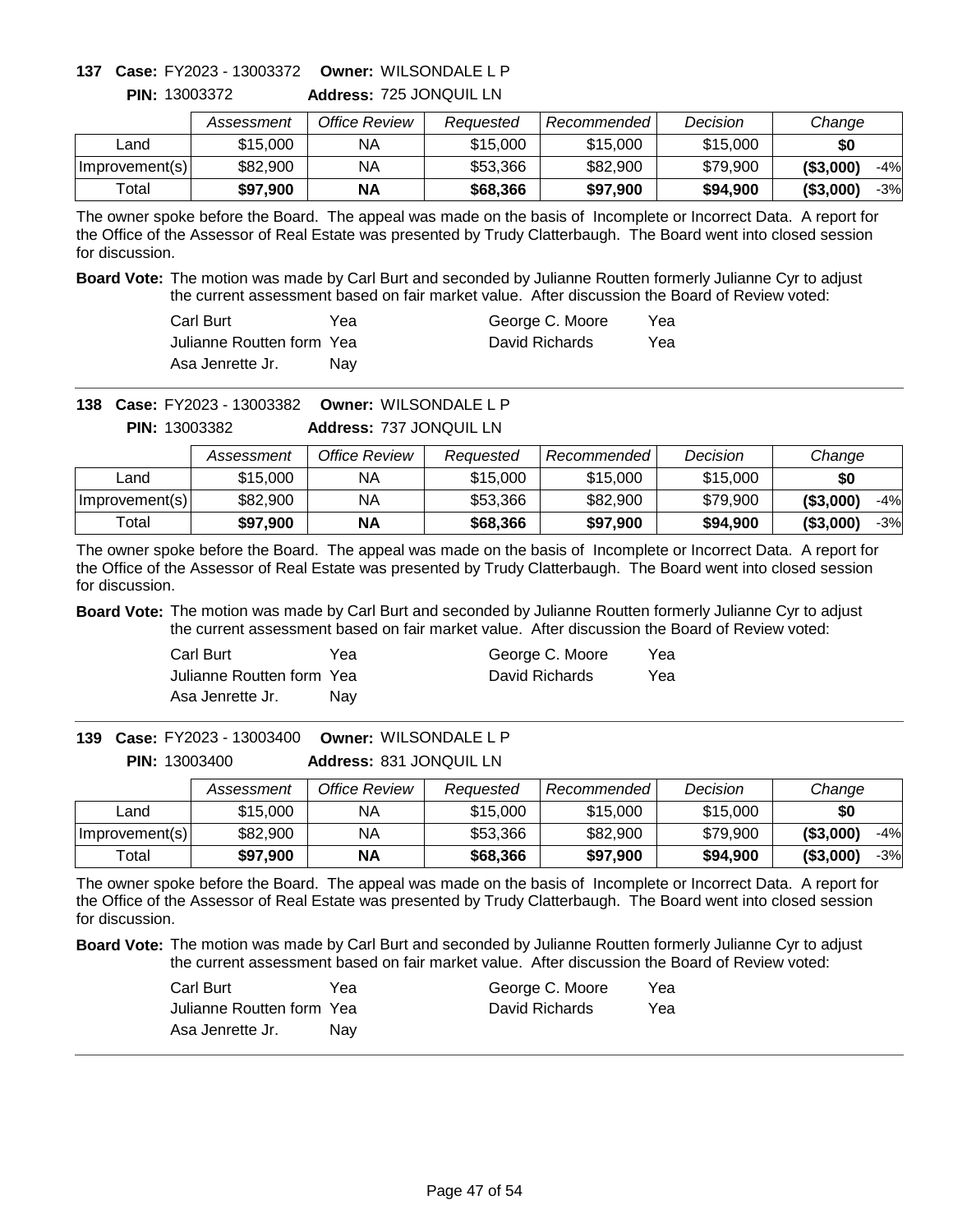**137 Case:** FY2023 - 13003372 **Owner:** WILSONDALE L P

**PIN:** 13003372 **Address:** 725 JONQUIL LN

| | *Assessment* | *Office Review* | *Requested* | *Recommended* | *Decision* | *Change* | |
|---|---|---|---|---|---|---|---|
| Land | $15,000 | NA | $15,000 | $15,000 | $15,000 | **$0** | |
| Improvement(s) | $82,900 | NA | $53,366 | $82,900 | $79,900 | **($3,000)** | -4% |
| Total | **$97,900** | **NA** | **$68,366** | **$97,900** | **$94,900** | **($3,000)** | -3% |

The owner spoke before the Board. The appeal was made on the basis of Incomplete or Incorrect Data. A report for the Office of the Assessor of Real Estate was presented by Trudy Clatterbaugh. The Board went into closed session for discussion.

**Board Vote:** The motion was made by Carl Burt and seconded by Julianne Routten formerly Julianne Cyr to adjust the current assessment based on fair market value. After discussion the Board of Review voted:

| | | | |
|---|---|---|---|
| Carl Burt | Yea | George C. Moore | Yea |
| Julianne Routten form | Yea | David Richards | Yea |
| Asa Jenrette Jr. | Nay | | |

---

**138 Case:** FY2023 - 13003382 **Owner:** WILSONDALE L P

**PIN:** 13003382 **Address:** 737 JONQUIL LN

| | *Assessment* | *Office Review* | *Requested* | *Recommended* | *Decision* | *Change* | |
|---|---|---|---|---|---|---|---|
| Land | $15,000 | NA | $15,000 | $15,000 | $15,000 | **$0** | |
| Improvement(s) | $82,900 | NA | $53,366 | $82,900 | $79,900 | **($3,000)** | -4% |
| Total | **$97,900** | **NA** | **$68,366** | **$97,900** | **$94,900** | **($3,000)** | -3% |

The owner spoke before the Board. The appeal was made on the basis of Incomplete or Incorrect Data. A report for the Office of the Assessor of Real Estate was presented by Trudy Clatterbaugh. The Board went into closed session for discussion.

**Board Vote:** The motion was made by Carl Burt and seconded by Julianne Routten formerly Julianne Cyr to adjust the current assessment based on fair market value. After discussion the Board of Review voted:

| | | | |
|---|---|---|---|
| Carl Burt | Yea | George C. Moore | Yea |
| Julianne Routten form | Yea | David Richards | Yea |
| Asa Jenrette Jr. | Nay | | |

---

**139 Case:** FY2023 - 13003400 **Owner:** WILSONDALE L P

**PIN:** 13003400 **Address:** 831 JONQUIL LN

| | *Assessment* | *Office Review* | *Requested* | *Recommended* | *Decision* | *Change* | |
|---|---|---|---|---|---|---|---|
| Land | $15,000 | NA | $15,000 | $15,000 | $15,000 | **$0** | |
| Improvement(s) | $82,900 | NA | $53,366 | $82,900 | $79,900 | **($3,000)** | -4% |
| Total | **$97,900** | **NA** | **$68,366** | **$97,900** | **$94,900** | **($3,000)** | -3% |

The owner spoke before the Board. The appeal was made on the basis of Incomplete or Incorrect Data. A report for the Office of the Assessor of Real Estate was presented by Trudy Clatterbaugh. The Board went into closed session for discussion.

**Board Vote:** The motion was made by Carl Burt and seconded by Julianne Routten formerly Julianne Cyr to adjust the current assessment based on fair market value. After discussion the Board of Review voted:

| | | | |
|---|---|---|---|
| Carl Burt | Yea | George C. Moore | Yea |
| Julianne Routten form | Yea | David Richards | Yea |
| Asa Jenrette Jr. | Nay | | |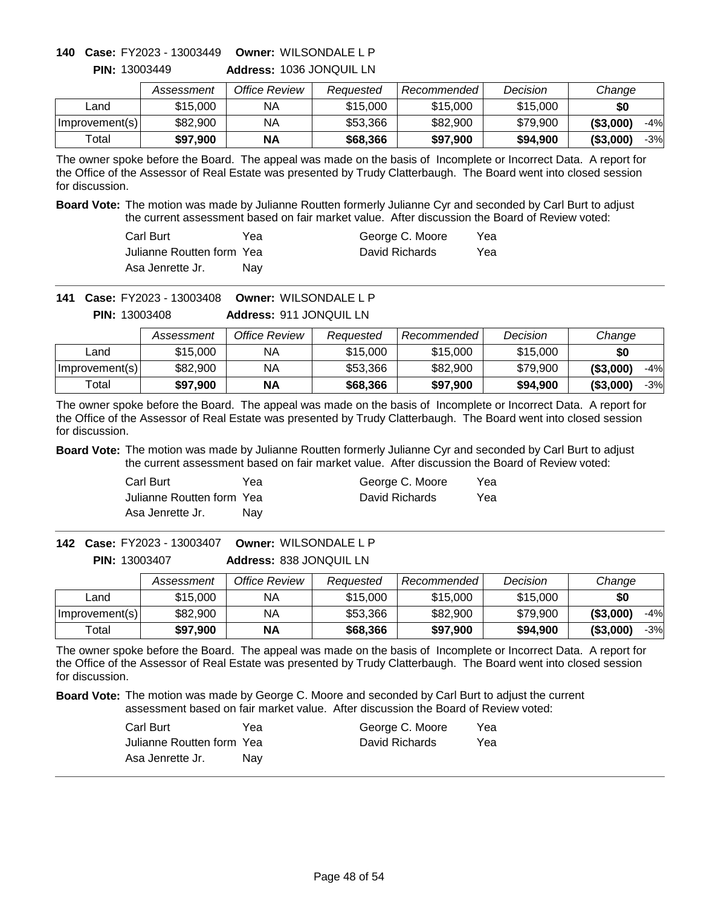**140 Case:** FY2023 - 13003449 **Owner:** WILSONDALE L P
**PIN:** 13003449 **Address:** 1036 JONQUIL LN

| | Assessment | Office Review | Requested | Recommended | Decision | Change | |
|---|---|---|---|---|---|---|---|
| Land | $15,000 | NA | $15,000 | $15,000 | $15,000 | **$0** | |
| Improvement(s) | $82,900 | NA | $53,366 | $82,900 | $79,900 | **($3,000)** | -4% |
| Total | **$97,900** | **NA** | **$68,366** | **$97,900** | **$94,900** | **($3,000)** | -3% |

The owner spoke before the Board. The appeal was made on the basis of Incomplete or Incorrect Data. A report for the Office of the Assessor of Real Estate was presented by Trudy Clatterbaugh. The Board went into closed session for discussion.

**Board Vote:** The motion was made by Julianne Routten formerly Julianne Cyr and seconded by Carl Burt to adjust the current assessment based on fair market value. After discussion the Board of Review voted:

| | | | |
|---|---|---|---|
| Carl Burt | Yea | George C. Moore | Yea |
| Julianne Routten form | Yea | David Richards | Yea |
| Asa Jenrette Jr. | Nay | | |

**141 Case:** FY2023 - 13003408 **Owner:** WILSONDALE L P
**PIN:** 13003408 **Address:** 911 JONQUIL LN

| | Assessment | Office Review | Requested | Recommended | Decision | Change | |
|---|---|---|---|---|---|---|---|
| Land | $15,000 | NA | $15,000 | $15,000 | $15,000 | **$0** | |
| Improvement(s) | $82,900 | NA | $53,366 | $82,900 | $79,900 | **($3,000)** | -4% |
| Total | **$97,900** | **NA** | **$68,366** | **$97,900** | **$94,900** | **($3,000)** | -3% |

The owner spoke before the Board. The appeal was made on the basis of Incomplete or Incorrect Data. A report for the Office of the Assessor of Real Estate was presented by Trudy Clatterbaugh. The Board went into closed session for discussion.

**Board Vote:** The motion was made by Julianne Routten formerly Julianne Cyr and seconded by Carl Burt to adjust the current assessment based on fair market value. After discussion the Board of Review voted:

| | | | |
|---|---|---|---|
| Carl Burt | Yea | George C. Moore | Yea |
| Julianne Routten form | Yea | David Richards | Yea |
| Asa Jenrette Jr. | Nay | | |

**142 Case:** FY2023 - 13003407 **Owner:** WILSONDALE L P
**PIN:** 13003407 **Address:** 838 JONQUIL LN

| | Assessment | Office Review | Requested | Recommended | Decision | Change | |
|---|---|---|---|---|---|---|---|
| Land | $15,000 | NA | $15,000 | $15,000 | $15,000 | **$0** | |
| Improvement(s) | $82,900 | NA | $53,366 | $82,900 | $79,900 | **($3,000)** | -4% |
| Total | **$97,900** | **NA** | **$68,366** | **$97,900** | **$94,900** | **($3,000)** | -3% |

The owner spoke before the Board. The appeal was made on the basis of Incomplete or Incorrect Data. A report for the Office of the Assessor of Real Estate was presented by Trudy Clatterbaugh. The Board went into closed session for discussion.

**Board Vote:** The motion was made by George C. Moore and seconded by Carl Burt to adjust the current assessment based on fair market value. After discussion the Board of Review voted:

| | | | |
|---|---|---|---|
| Carl Burt | Yea | George C. Moore | Yea |
| Julianne Routten form | Yea | David Richards | Yea |
| Asa Jenrette Jr. | Nay | | |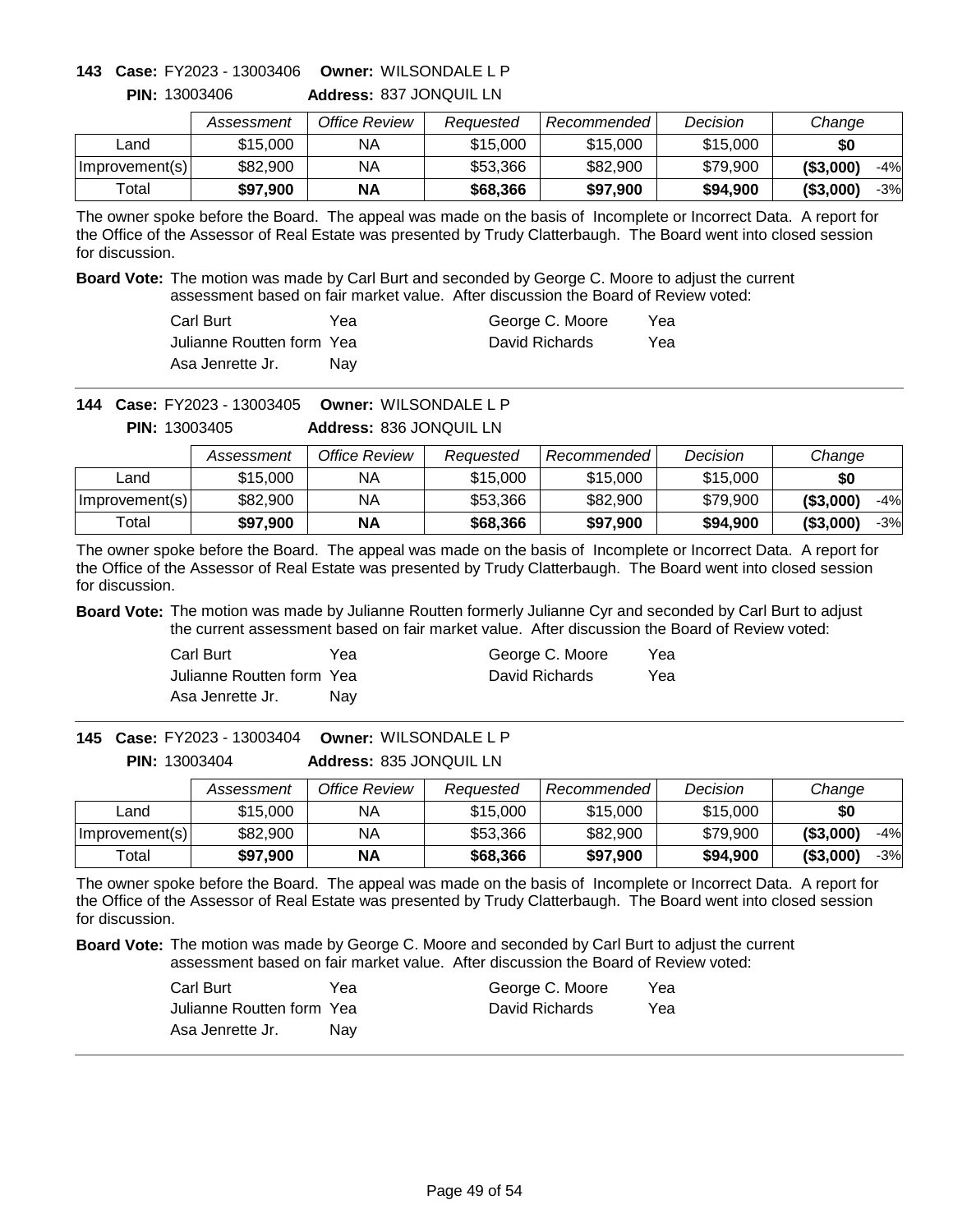**143 Case:** FY2023 - 13003406 **Owner:** WILSONDALE L P

**PIN:** 13003406 **Address:** 837 JONQUIL LN

| | Assessment | Office Review | Requested | Recommended | Decision | Change | |
|---|---|---|---|---|---|---|---|
| Land | $15,000 | NA | $15,000 | $15,000 | $15,000 | **$0** | |
| Improvement(s) | $82,900 | NA | $53,366 | $82,900 | $79,900 | **($3,000)** | -4% |
| Total | **$97,900** | **NA** | **$68,366** | **$97,900** | **$94,900** | **($3,000)** | -3% |

The owner spoke before the Board. The appeal was made on the basis of Incomplete or Incorrect Data. A report for the Office of the Assessor of Real Estate was presented by Trudy Clatterbaugh. The Board went into closed session for discussion.

**Board Vote:** The motion was made by Carl Burt and seconded by George C. Moore to adjust the current assessment based on fair market value. After discussion the Board of Review voted:

| | | | |
|---|---|---|---|
| Carl Burt | Yea | George C. Moore | Yea |
| Julianne Routten form | Yea | David Richards | Yea |
| Asa Jenrette Jr. | Nay | | |

---

**144 Case:** FY2023 - 13003405 **Owner:** WILSONDALE L P

**PIN:** 13003405 **Address:** 836 JONQUIL LN

| | Assessment | Office Review | Requested | Recommended | Decision | Change | |
|---|---|---|---|---|---|---|---|
| Land | $15,000 | NA | $15,000 | $15,000 | $15,000 | **$0** | |
| Improvement(s) | $82,900 | NA | $53,366 | $82,900 | $79,900 | **($3,000)** | -4% |
| Total | **$97,900** | **NA** | **$68,366** | **$97,900** | **$94,900** | **($3,000)** | -3% |

The owner spoke before the Board. The appeal was made on the basis of Incomplete or Incorrect Data. A report for the Office of the Assessor of Real Estate was presented by Trudy Clatterbaugh. The Board went into closed session for discussion.

**Board Vote:** The motion was made by Julianne Routten formerly Julianne Cyr and seconded by Carl Burt to adjust the current assessment based on fair market value. After discussion the Board of Review voted:

| | | | |
|---|---|---|---|
| Carl Burt | Yea | George C. Moore | Yea |
| Julianne Routten form | Yea | David Richards | Yea |
| Asa Jenrette Jr. | Nay | | |

---

**145 Case:** FY2023 - 13003404 **Owner:** WILSONDALE L P

**PIN:** 13003404 **Address:** 835 JONQUIL LN

| | Assessment | Office Review | Requested | Recommended | Decision | Change | |
|---|---|---|---|---|---|---|---|
| Land | $15,000 | NA | $15,000 | $15,000 | $15,000 | **$0** | |
| Improvement(s) | $82,900 | NA | $53,366 | $82,900 | $79,900 | **($3,000)** | -4% |
| Total | **$97,900** | **NA** | **$68,366** | **$97,900** | **$94,900** | **($3,000)** | -3% |

The owner spoke before the Board. The appeal was made on the basis of Incomplete or Incorrect Data. A report for the Office of the Assessor of Real Estate was presented by Trudy Clatterbaugh. The Board went into closed session for discussion.

**Board Vote:** The motion was made by George C. Moore and seconded by Carl Burt to adjust the current assessment based on fair market value. After discussion the Board of Review voted:

| | | | |
|---|---|---|---|
| Carl Burt | Yea | George C. Moore | Yea |
| Julianne Routten form | Yea | David Richards | Yea |
| Asa Jenrette Jr. | Nay | | |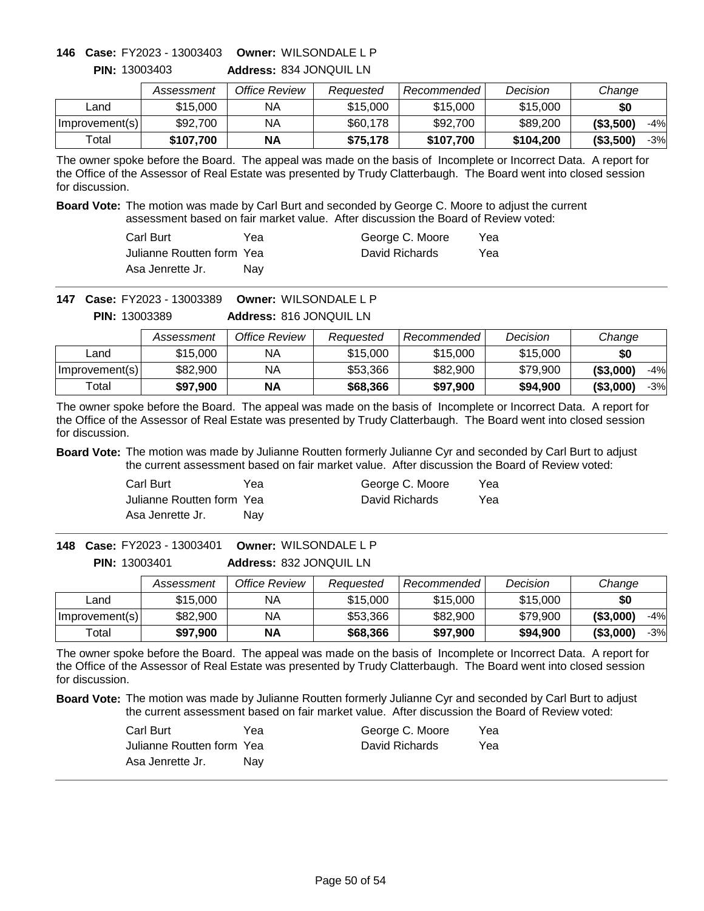**146 Case:** FY2023 - 13003403 **Owner:** WILSONDALE L P

**PIN:** 13003403 **Address:** 834 JONQUIL LN

| | Assessment | Office Review | Requested | Recommended | Decision | Change | |
|---|---|---|---|---|---|---|---|
| Land | $15,000 | NA | $15,000 | $15,000 | $15,000 | **$0** | |
| Improvement(s) | $92,700 | NA | $60,178 | $92,700 | $89,200 | **($3,500)** | -4% |
| Total | **$107,700** | **NA** | **$75,178** | **$107,700** | **$104,200** | **($3,500)** | -3% |

The owner spoke before the Board. The appeal was made on the basis of Incomplete or Incorrect Data. A report for the Office of the Assessor of Real Estate was presented by Trudy Clatterbaugh. The Board went into closed session for discussion.

**Board Vote:** The motion was made by Carl Burt and seconded by George C. Moore to adjust the current assessment based on fair market value. After discussion the Board of Review voted:

| | | | |
|---|---|---|---|
| Carl Burt | Yea | George C. Moore | Yea |
| Julianne Routten form | Yea | David Richards | Yea |
| Asa Jenrette Jr. | Nay | | |

---

**147 Case:** FY2023 - 13003389 **Owner:** WILSONDALE L P

**PIN:** 13003389 **Address:** 816 JONQUIL LN

| | Assessment | Office Review | Requested | Recommended | Decision | Change | |
|---|---|---|---|---|---|---|---|
| Land | $15,000 | NA | $15,000 | $15,000 | $15,000 | **$0** | |
| Improvement(s) | $82,900 | NA | $53,366 | $82,900 | $79,900 | **($3,000)** | -4% |
| Total | **$97,900** | **NA** | **$68,366** | **$97,900** | **$94,900** | **($3,000)** | -3% |

The owner spoke before the Board. The appeal was made on the basis of Incomplete or Incorrect Data. A report for the Office of the Assessor of Real Estate was presented by Trudy Clatterbaugh. The Board went into closed session for discussion.

**Board Vote:** The motion was made by Julianne Routten formerly Julianne Cyr and seconded by Carl Burt to adjust the current assessment based on fair market value. After discussion the Board of Review voted:

| | | | |
|---|---|---|---|
| Carl Burt | Yea | George C. Moore | Yea |
| Julianne Routten form | Yea | David Richards | Yea |
| Asa Jenrette Jr. | Nay | | |

---

**148 Case:** FY2023 - 13003401 **Owner:** WILSONDALE L P

**PIN:** 13003401 **Address:** 832 JONQUIL LN

| | Assessment | Office Review | Requested | Recommended | Decision | Change | |
|---|---|---|---|---|---|---|---|
| Land | $15,000 | NA | $15,000 | $15,000 | $15,000 | **$0** | |
| Improvement(s) | $82,900 | NA | $53,366 | $82,900 | $79,900 | **($3,000)** | -4% |
| Total | **$97,900** | **NA** | **$68,366** | **$97,900** | **$94,900** | **($3,000)** | -3% |

The owner spoke before the Board. The appeal was made on the basis of Incomplete or Incorrect Data. A report for the Office of the Assessor of Real Estate was presented by Trudy Clatterbaugh. The Board went into closed session for discussion.

**Board Vote:** The motion was made by Julianne Routten formerly Julianne Cyr and seconded by Carl Burt to adjust the current assessment based on fair market value. After discussion the Board of Review voted:

| | | | |
|---|---|---|---|
| Carl Burt | Yea | George C. Moore | Yea |
| Julianne Routten form | Yea | David Richards | Yea |
| Asa Jenrette Jr. | Nay | | |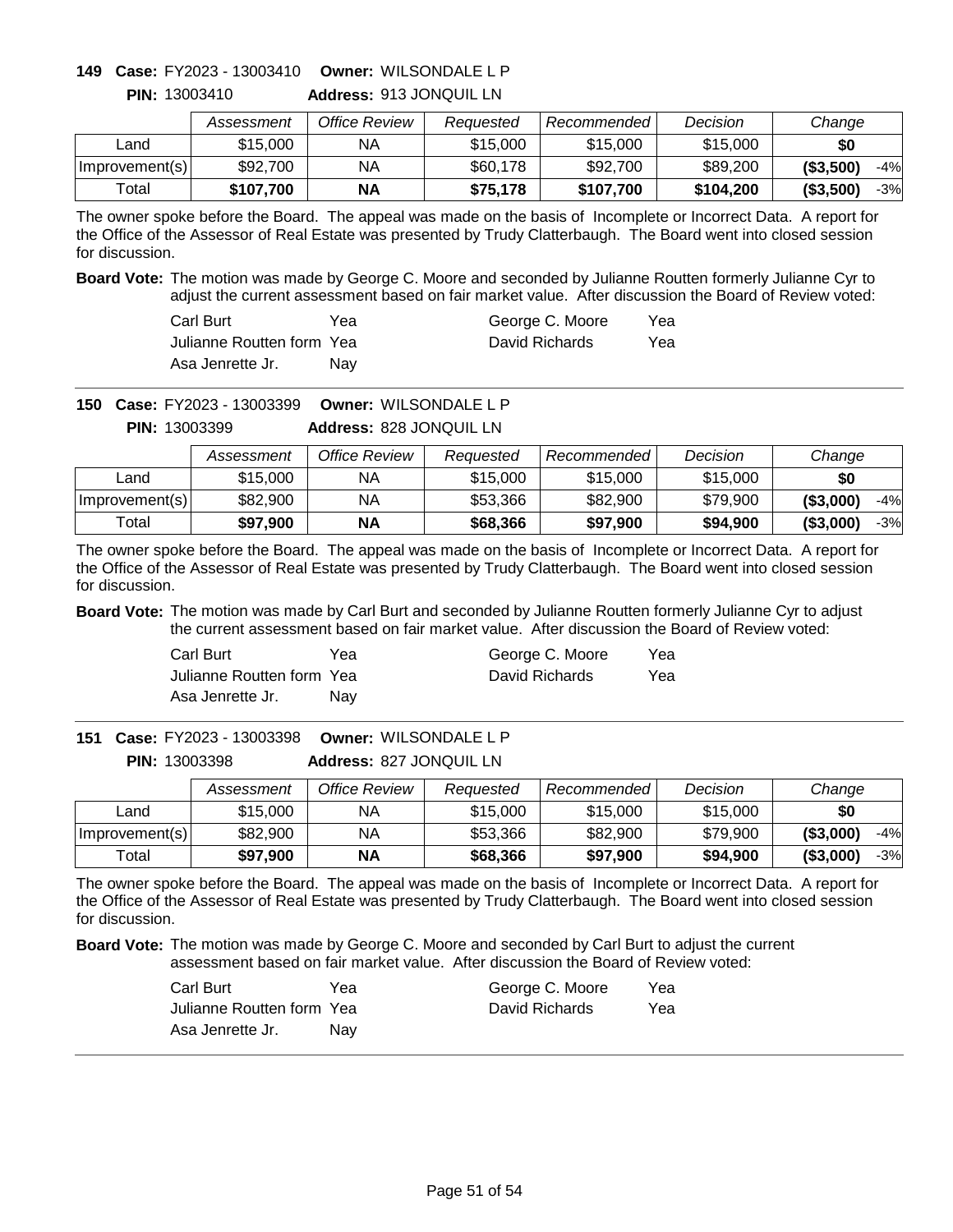**149 Case:** FY2023 - 13003410 **Owner:** WILSONDALE L P
**PIN:** 13003410 **Address:** 913 JONQUIL LN

| | Assessment | Office Review | Requested | Recommended | Decision | Change | |
|---|---|---|---|---|---|---|---|
| Land | $15,000 | NA | $15,000 | $15,000 | $15,000 | **$0** | |
| Improvement(s) | $92,700 | NA | $60,178 | $92,700 | $89,200 | **($3,500)** | -4% |
| Total | **$107,700** | **NA** | **$75,178** | **$107,700** | **$104,200** | **($3,500)** | -3% |

The owner spoke before the Board. The appeal was made on the basis of Incomplete or Incorrect Data. A report for the Office of the Assessor of Real Estate was presented by Trudy Clatterbaugh. The Board went into closed session for discussion.

**Board Vote:** The motion was made by George C. Moore and seconded by Julianne Routten formerly Julianne Cyr to adjust the current assessment based on fair market value. After discussion the Board of Review voted:

| | | | |
|---|---|---|---|
| Carl Burt | Yea | George C. Moore | Yea |
| Julianne Routten form | Yea | David Richards | Yea |
| Asa Jenrette Jr. | Nay | | |

**150 Case:** FY2023 - 13003399 **Owner:** WILSONDALE L P
**PIN:** 13003399 **Address:** 828 JONQUIL LN

| | Assessment | Office Review | Requested | Recommended | Decision | Change | |
|---|---|---|---|---|---|---|---|
| Land | $15,000 | NA | $15,000 | $15,000 | $15,000 | **$0** | |
| Improvement(s) | $82,900 | NA | $53,366 | $82,900 | $79,900 | **($3,000)** | -4% |
| Total | **$97,900** | **NA** | **$68,366** | **$97,900** | **$94,900** | **($3,000)** | -3% |

The owner spoke before the Board. The appeal was made on the basis of Incomplete or Incorrect Data. A report for the Office of the Assessor of Real Estate was presented by Trudy Clatterbaugh. The Board went into closed session for discussion.

**Board Vote:** The motion was made by Carl Burt and seconded by Julianne Routten formerly Julianne Cyr to adjust the current assessment based on fair market value. After discussion the Board of Review voted:

| | | | |
|---|---|---|---|
| Carl Burt | Yea | George C. Moore | Yea |
| Julianne Routten form | Yea | David Richards | Yea |
| Asa Jenrette Jr. | Nay | | |

**151 Case:** FY2023 - 13003398 **Owner:** WILSONDALE L P
**PIN:** 13003398 **Address:** 827 JONQUIL LN

| | Assessment | Office Review | Requested | Recommended | Decision | Change | |
|---|---|---|---|---|---|---|---|
| Land | $15,000 | NA | $15,000 | $15,000 | $15,000 | **$0** | |
| Improvement(s) | $82,900 | NA | $53,366 | $82,900 | $79,900 | **($3,000)** | -4% |
| Total | **$97,900** | **NA** | **$68,366** | **$97,900** | **$94,900** | **($3,000)** | -3% |

The owner spoke before the Board. The appeal was made on the basis of Incomplete or Incorrect Data. A report for the Office of the Assessor of Real Estate was presented by Trudy Clatterbaugh. The Board went into closed session for discussion.

**Board Vote:** The motion was made by George C. Moore and seconded by Carl Burt to adjust the current assessment based on fair market value. After discussion the Board of Review voted:

| | | | |
|---|---|---|---|
| Carl Burt | Yea | George C. Moore | Yea |
| Julianne Routten form | Yea | David Richards | Yea |
| Asa Jenrette Jr. | Nay | | |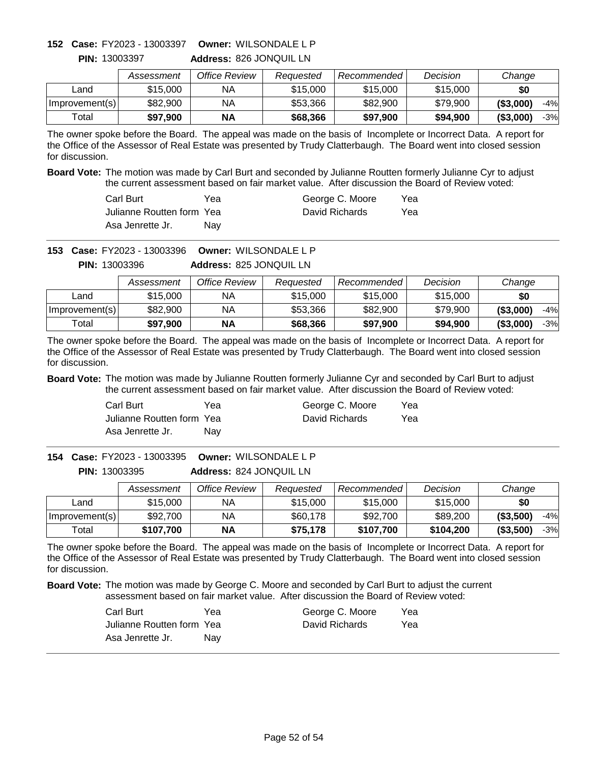**152 Case:** FY2023 - 13003397 **Owner:** WILSONDALE L P

**PIN:** 13003397 **Address:** 826 JONQUIL LN

| | Assessment | Office Review | Requested | Recommended | Decision | Change | |
|---|---|---|---|---|---|---|---|
| Land | $15,000 | NA | $15,000 | $15,000 | $15,000 | **$0** | |
| Improvement(s) | $82,900 | NA | $53,366 | $82,900 | $79,900 | **($3,000)** | -4% |
| Total | **$97,900** | **NA** | **$68,366** | **$97,900** | **$94,900** | **($3,000)** | -3% |

The owner spoke before the Board. The appeal was made on the basis of Incomplete or Incorrect Data. A report for the Office of the Assessor of Real Estate was presented by Trudy Clatterbaugh. The Board went into closed session for discussion.

**Board Vote:** The motion was made by Carl Burt and seconded by Julianne Routten formerly Julianne Cyr to adjust the current assessment based on fair market value. After discussion the Board of Review voted:

| | | | |
|---|---|---|---|
| Carl Burt | Yea | George C. Moore | Yea |
| Julianne Routten form | Yea | David Richards | Yea |
| Asa Jenrette Jr. | Nay | | |

---

**153 Case:** FY2023 - 13003396 **Owner:** WILSONDALE L P

**PIN:** 13003396 **Address:** 825 JONQUIL LN

| | Assessment | Office Review | Requested | Recommended | Decision | Change | |
|---|---|---|---|---|---|---|---|
| Land | $15,000 | NA | $15,000 | $15,000 | $15,000 | **$0** | |
| Improvement(s) | $82,900 | NA | $53,366 | $82,900 | $79,900 | **($3,000)** | -4% |
| Total | **$97,900** | **NA** | **$68,366** | **$97,900** | **$94,900** | **($3,000)** | -3% |

The owner spoke before the Board. The appeal was made on the basis of Incomplete or Incorrect Data. A report for the Office of the Assessor of Real Estate was presented by Trudy Clatterbaugh. The Board went into closed session for discussion.

**Board Vote:** The motion was made by Julianne Routten formerly Julianne Cyr and seconded by Carl Burt to adjust the current assessment based on fair market value. After discussion the Board of Review voted:

| | | | |
|---|---|---|---|
| Carl Burt | Yea | George C. Moore | Yea |
| Julianne Routten form | Yea | David Richards | Yea |
| Asa Jenrette Jr. | Nay | | |

---

**154 Case:** FY2023 - 13003395 **Owner:** WILSONDALE L P

**PIN:** 13003395 **Address:** 824 JONQUIL LN

| | Assessment | Office Review | Requested | Recommended | Decision | Change | |
|---|---|---|---|---|---|---|---|
| Land | $15,000 | NA | $15,000 | $15,000 | $15,000 | **$0** | |
| Improvement(s) | $92,700 | NA | $60,178 | $92,700 | $89,200 | **($3,500)** | -4% |
| Total | **$107,700** | **NA** | **$75,178** | **$107,700** | **$104,200** | **($3,500)** | -3% |

The owner spoke before the Board. The appeal was made on the basis of Incomplete or Incorrect Data. A report for the Office of the Assessor of Real Estate was presented by Trudy Clatterbaugh. The Board went into closed session for discussion.

**Board Vote:** The motion was made by George C. Moore and seconded by Carl Burt to adjust the current assessment based on fair market value. After discussion the Board of Review voted:

| | | | |
|---|---|---|---|
| Carl Burt | Yea | George C. Moore | Yea |
| Julianne Routten form | Yea | David Richards | Yea |
| Asa Jenrette Jr. | Nay | | |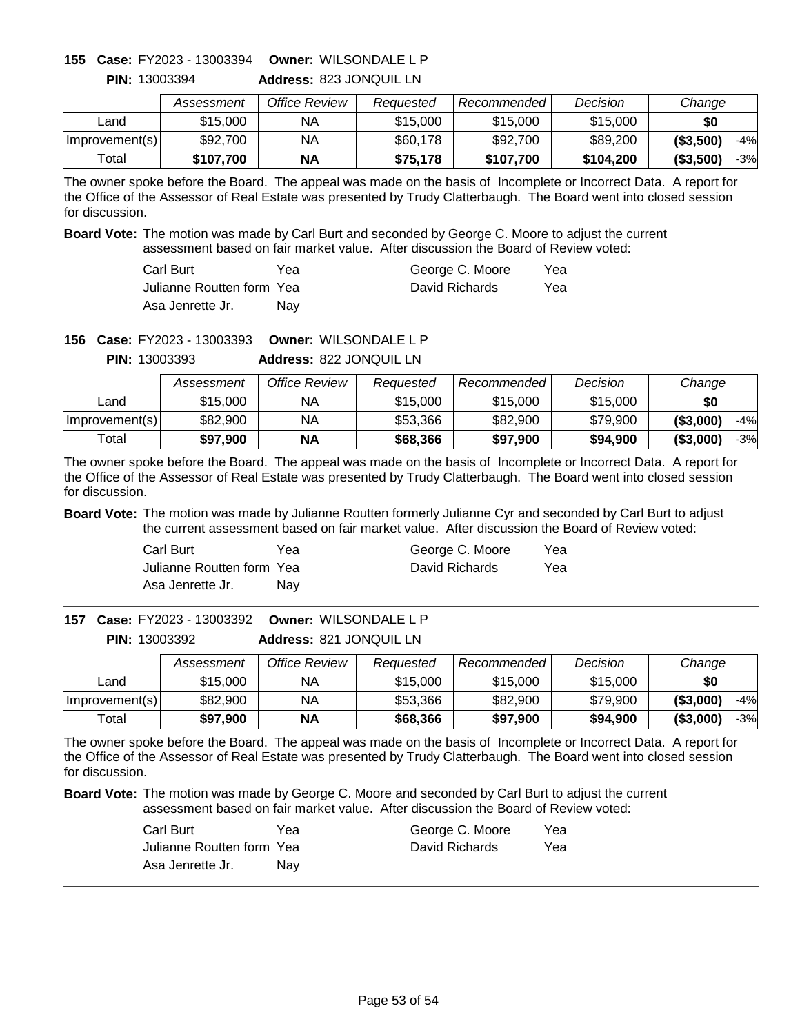**155 Case:** FY2023 - 13003394 **Owner:** WILSONDALE L P

**PIN:** 13003394 **Address:** 823 JONQUIL LN

| | *Assessment* | *Office Review* | *Requested* | *Recommended* | *Decision* | *Change* | |
|---|---|---|---|---|---|---|---|
| Land | $15,000 | NA | $15,000 | $15,000 | $15,000 | **$0** | |
| Improvement(s) | $92,700 | NA | $60,178 | $92,700 | $89,200 | **($3,500)** | -4% |
| Total | **$107,700** | **NA** | **$75,178** | **$107,700** | **$104,200** | **($3,500)** | -3% |

The owner spoke before the Board. The appeal was made on the basis of Incomplete or Incorrect Data. A report for the Office of the Assessor of Real Estate was presented by Trudy Clatterbaugh. The Board went into closed session for discussion.

**Board Vote:** The motion was made by Carl Burt and seconded by George C. Moore to adjust the current assessment based on fair market value. After discussion the Board of Review voted:

| | | | |
|---|---|---|---|
| Carl Burt | Yea | George C. Moore | Yea |
| Julianne Routten form | Yea | David Richards | Yea |
| Asa Jenrette Jr. | Nay | | |

---

**156 Case:** FY2023 - 13003393 **Owner:** WILSONDALE L P

**PIN:** 13003393 **Address:** 822 JONQUIL LN

| | *Assessment* | *Office Review* | *Requested* | *Recommended* | *Decision* | *Change* | |
|---|---|---|---|---|---|---|---|
| Land | $15,000 | NA | $15,000 | $15,000 | $15,000 | **$0** | |
| Improvement(s) | $82,900 | NA | $53,366 | $82,900 | $79,900 | **($3,000)** | -4% |
| Total | **$97,900** | **NA** | **$68,366** | **$97,900** | **$94,900** | **($3,000)** | -3% |

The owner spoke before the Board. The appeal was made on the basis of Incomplete or Incorrect Data. A report for the Office of the Assessor of Real Estate was presented by Trudy Clatterbaugh. The Board went into closed session for discussion.

**Board Vote:** The motion was made by Julianne Routten formerly Julianne Cyr and seconded by Carl Burt to adjust the current assessment based on fair market value. After discussion the Board of Review voted:

| | | | |
|---|---|---|---|
| Carl Burt | Yea | George C. Moore | Yea |
| Julianne Routten form | Yea | David Richards | Yea |
| Asa Jenrette Jr. | Nay | | |

---

**157 Case:** FY2023 - 13003392 **Owner:** WILSONDALE L P

**PIN:** 13003392 **Address:** 821 JONQUIL LN

| | *Assessment* | *Office Review* | *Requested* | *Recommended* | *Decision* | *Change* | |
|---|---|---|---|---|---|---|---|
| Land | $15,000 | NA | $15,000 | $15,000 | $15,000 | **$0** | |
| Improvement(s) | $82,900 | NA | $53,366 | $82,900 | $79,900 | **($3,000)** | -4% |
| Total | **$97,900** | **NA** | **$68,366** | **$97,900** | **$94,900** | **($3,000)** | -3% |

The owner spoke before the Board. The appeal was made on the basis of Incomplete or Incorrect Data. A report for the Office of the Assessor of Real Estate was presented by Trudy Clatterbaugh. The Board went into closed session for discussion.

**Board Vote:** The motion was made by George C. Moore and seconded by Carl Burt to adjust the current assessment based on fair market value. After discussion the Board of Review voted:

| | | | |
|---|---|---|---|
| Carl Burt | Yea | George C. Moore | Yea |
| Julianne Routten form | Yea | David Richards | Yea |
| Asa Jenrette Jr. | Nay | | |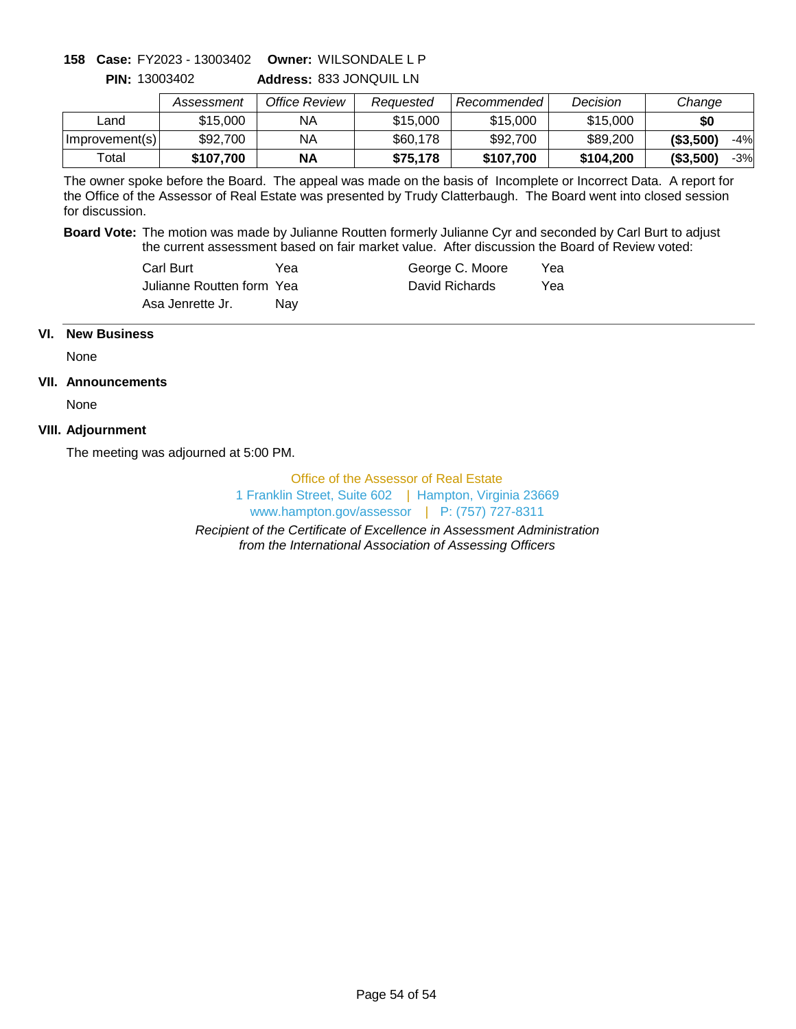**158 Case:** FY2023 - 13003402 **Owner:** WILSONDALE L P

**PIN:** 13003402 **Address:** 833 JONQUIL LN

| | *Assessment* | *Office Review* | *Requested* | *Recommended* | *Decision* | *Change* | |
|---|---|---|---|---|---|---|---|
| Land | $15,000 | NA | $15,000 | $15,000 | $15,000 | **$0** | |
| Improvement(s) | $92,700 | NA | $60,178 | $92,700 | $89,200 | **($3,500)** | -4% |
| Total | **$107,700** | **NA** | **$75,178** | **$107,700** | **$104,200** | **($3,500)** | -3% |

The owner spoke before the Board. The appeal was made on the basis of Incomplete or Incorrect Data. A report for the Office of the Assessor of Real Estate was presented by Trudy Clatterbaugh. The Board went into closed session for discussion.

**Board Vote:** The motion was made by Julianne Routten formerly Julianne Cyr and seconded by Carl Burt to adjust the current assessment based on fair market value. After discussion the Board of Review voted:

| | | | |
|---|---|---|---|
| Carl Burt | Yea | George C. Moore | Yea |
| Julianne Routten form | Yea | David Richards | Yea |
| Asa Jenrette Jr. | Nay | | |

## VI. New Business

None

## VII. Announcements

None

## VIII. Adjournment

The meeting was adjourned at 5:00 PM.

Office of the Assessor of Real Estate
1 Franklin Street, Suite 602 | Hampton, Virginia 23669
www.hampton.gov/assessor | P: (757) 727-8311

*Recipient of the Certificate of Excellence in Assessment Administration from the International Association of Assessing Officers*